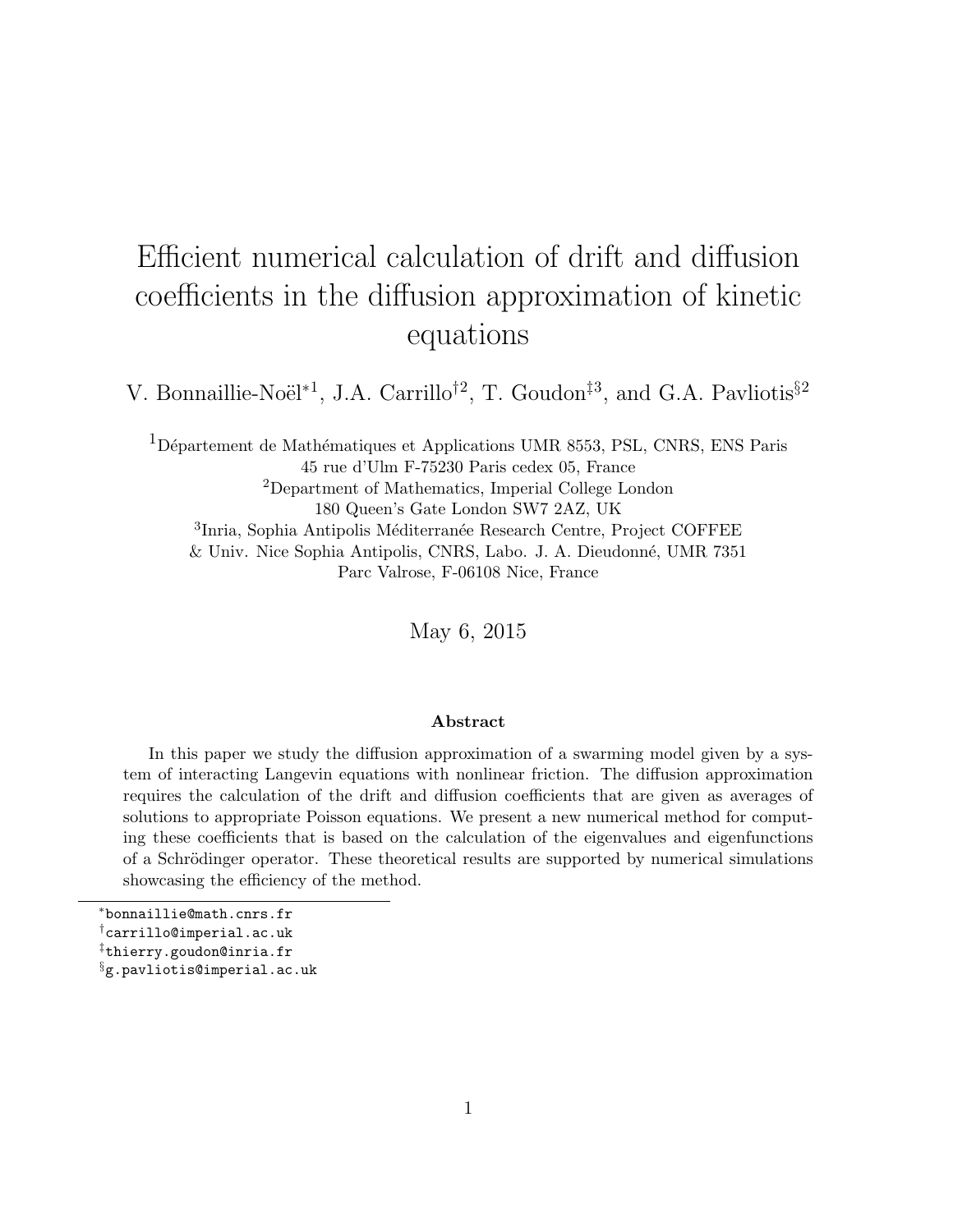# Efficient numerical calculation of drift and diffusion coefficients in the diffusion approximation of kinetic equations

V. Bonnaillie-Noël*[1], J.A. Carrillo†[2], T. Goudon‡[3], and G.A. Pavliotis§[2]

[1]Département de Mathématiques et Applications UMR 8553, PSL, CNRS, ENS Paris
45 rue d'Ulm F-75230 Paris cedex 05, France

[2]Department of Mathematics, Imperial College London
180 Queen's Gate London SW7 2AZ, UK

[3]Inria, Sophia Antipolis Méditerranée Research Centre, Project COFFEE
& Univ. Nice Sophia Antipolis, CNRS, Labo. J. A. Dieudonné, UMR 7351
Parc Valrose, F-06108 Nice, France

May 6, 2015

### Abstract

In this paper we study the diffusion approximation of a swarming model given by a system of interacting Langevin equations with nonlinear friction. The diffusion approximation requires the calculation of the drift and diffusion coefficients that are given as averages of solutions to appropriate Poisson equations. We present a new numerical method for computing these coefficients that is based on the calculation of the eigenvalues and eigenfunctions of a Schrödinger operator. These theoretical results are supported by numerical simulations showcasing the efficiency of the method.

*bonnaillie@math.cnrs.fr

†carrillo@imperial.ac.uk

‡thierry.goudon@inria.fr

§g.pavliotis@imperial.ac.uk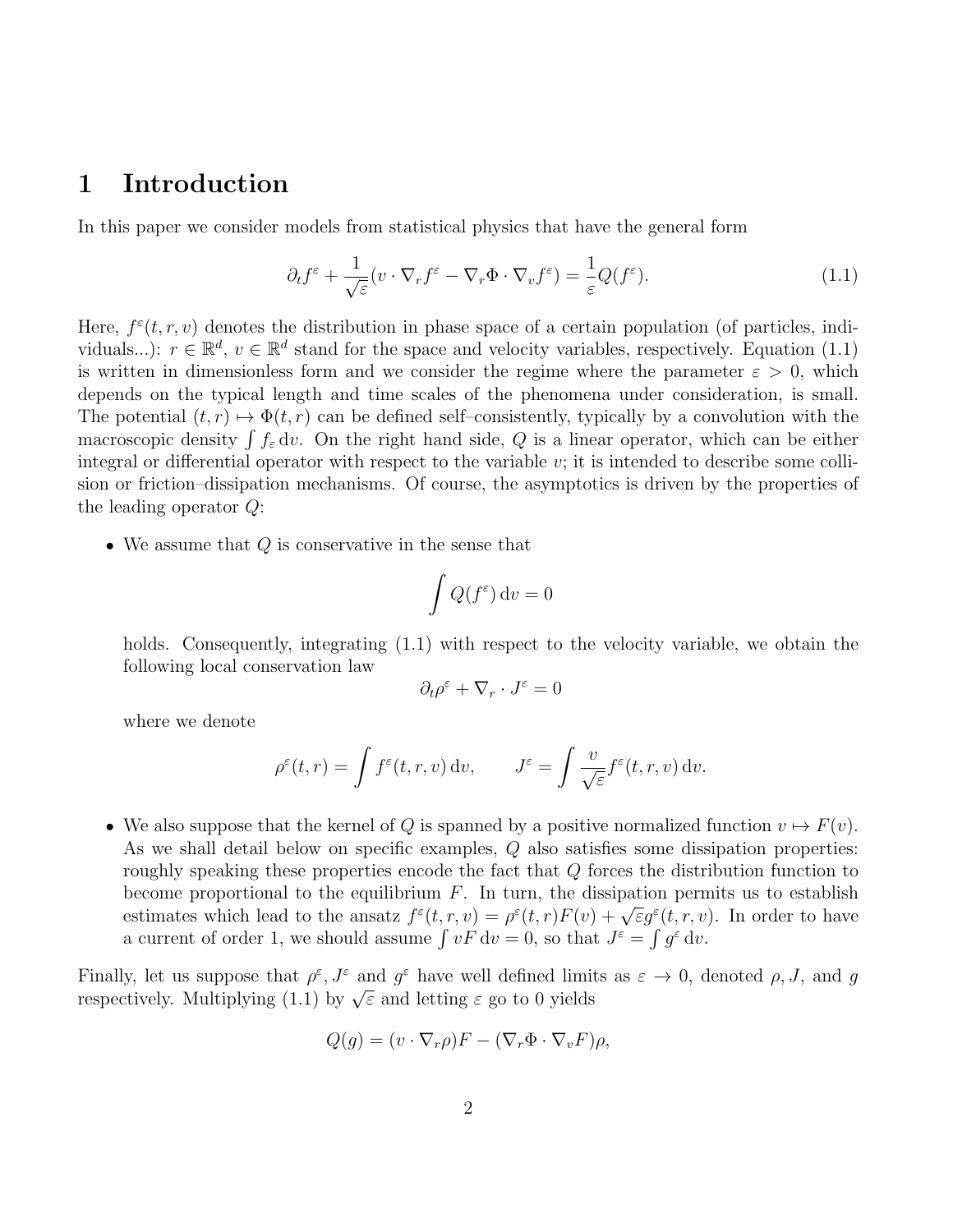# 1 Introduction

In this paper we consider models from statistical physics that have the general form

$$\partial_t f^\varepsilon + \frac{1}{\sqrt{\varepsilon}}(v \cdot \nabla_r f^\varepsilon - \nabla_r \Phi \cdot \nabla_v f^\varepsilon) = \frac{1}{\varepsilon} Q(f^\varepsilon). \tag{1.1}$$

Here, $f^\varepsilon(t, r, v)$ denotes the distribution in phase space of a certain population (of particles, individuals...): $r \in \mathbb{R}^d$, $v \in \mathbb{R}^d$ stand for the space and velocity variables, respectively. Equation (1.1) is written in dimensionless form and we consider the regime where the parameter $\varepsilon > 0$, which depends on the typical length and time scales of the phenomena under consideration, is small. The potential $(t, r) \mapsto \Phi(t, r)$ can be defined self–consistently, typically by a convolution with the macroscopic density $\int f_\varepsilon \, \mathrm{d}v$. On the right hand side, $Q$ is a linear operator, which can be either integral or differential operator with respect to the variable $v$; it is intended to describe some collision or friction–dissipation mechanisms. Of course, the asymptotics is driven by the properties of the leading operator $Q$:

- We assume that $Q$ is conservative in the sense that

  $$\int Q(f^\varepsilon) \, \mathrm{d}v = 0$$

  holds. Consequently, integrating (1.1) with respect to the velocity variable, we obtain the following local conservation law

  $$\partial_t \rho^\varepsilon + \nabla_r \cdot J^\varepsilon = 0$$

  where we denote

  $$\rho^\varepsilon(t, r) = \int f^\varepsilon(t, r, v) \, \mathrm{d}v, \qquad J^\varepsilon = \int \frac{v}{\sqrt{\varepsilon}} f^\varepsilon(t, r, v) \, \mathrm{d}v.$$

- We also suppose that the kernel of $Q$ is spanned by a positive normalized function $v \mapsto F(v)$. As we shall detail below on specific examples, $Q$ also satisfies some dissipation properties: roughly speaking these properties encode the fact that $Q$ forces the distribution function to become proportional to the equilibrium $F$. In turn, the dissipation permits us to establish estimates which lead to the ansatz $f^\varepsilon(t, r, v) = \rho^\varepsilon(t, r) F(v) + \sqrt{\varepsilon} g^\varepsilon(t, r, v)$. In order to have a current of order 1, we should assume $\int vF \, \mathrm{d}v = 0$, so that $J^\varepsilon = \int g^\varepsilon \, \mathrm{d}v$.

Finally, let us suppose that $\rho^\varepsilon, J^\varepsilon$ and $g^\varepsilon$ have well defined limits as $\varepsilon \to 0$, denoted $\rho, J$, and $g$ respectively. Multiplying (1.1) by $\sqrt{\varepsilon}$ and letting $\varepsilon$ go to 0 yields

$$Q(g) = (v \cdot \nabla_r \rho) F - (\nabla_r \Phi \cdot \nabla_v F) \rho,$$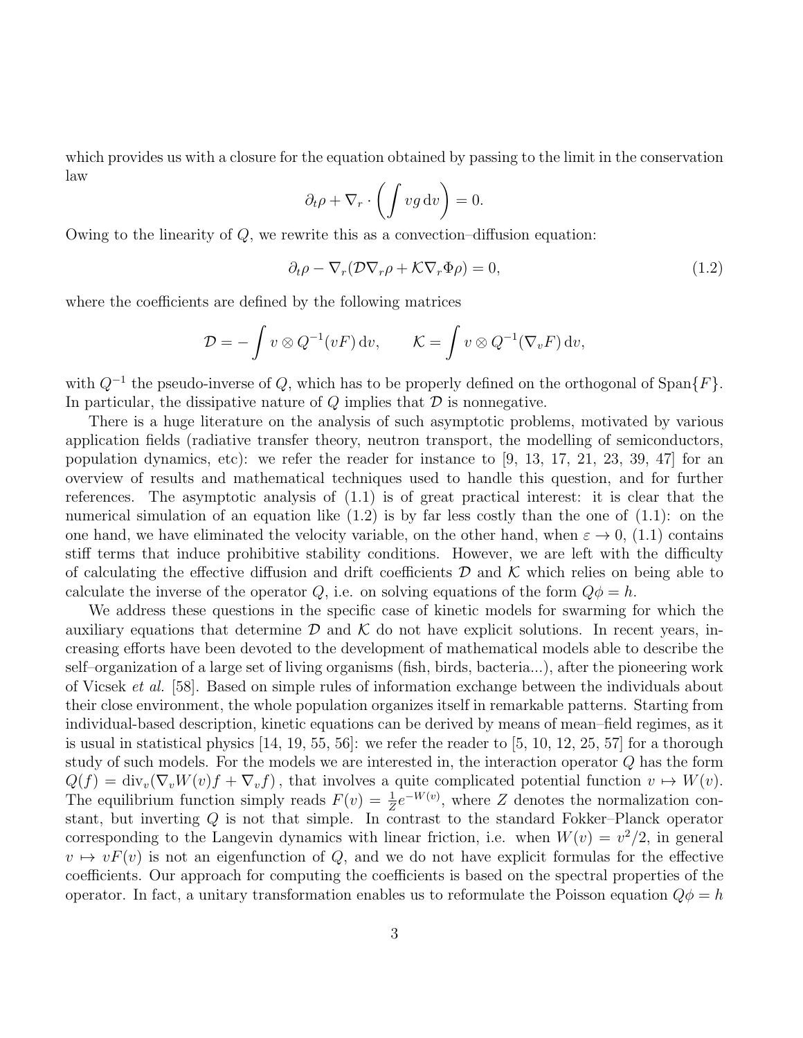which provides us with a closure for the equation obtained by passing to the limit in the conservation law

$$\partial_t \rho + \nabla_r \cdot \left( \int v g \, \mathrm{d}v \right) = 0.$$

Owing to the linearity of $Q$, we rewrite this as a convection–diffusion equation:

$$\partial_t \rho - \nabla_r (\mathcal{D} \nabla_r \rho + \mathcal{K} \nabla_r \Phi \rho) = 0, \tag{1.2}$$

where the coefficients are defined by the following matrices

$$\mathcal{D} = - \int v \otimes Q^{-1}(vF) \, \mathrm{d}v, \qquad \mathcal{K} = \int v \otimes Q^{-1}(\nabla_v F) \, \mathrm{d}v,$$

with $Q^{-1}$ the pseudo-inverse of $Q$, which has to be properly defined on the orthogonal of $\mathrm{Span}\{F\}$. In particular, the dissipative nature of $Q$ implies that $\mathcal{D}$ is nonnegative.

There is a huge literature on the analysis of such asymptotic problems, motivated by various application fields (radiative transfer theory, neutron transport, the modelling of semiconductors, population dynamics, etc): we refer the reader for instance to [9, 13, 17, 21, 23, 39, 47] for an overview of results and mathematical techniques used to handle this question, and for further references. The asymptotic analysis of (1.1) is of great practical interest: it is clear that the numerical simulation of an equation like (1.2) is by far less costly than the one of (1.1): on the one hand, we have eliminated the velocity variable, on the other hand, when $\varepsilon \to 0$, (1.1) contains stiff terms that induce prohibitive stability conditions. However, we are left with the difficulty of calculating the effective diffusion and drift coefficients $\mathcal{D}$ and $\mathcal{K}$ which relies on being able to calculate the inverse of the operator $Q$, i.e. on solving equations of the form $Q\phi = h$.

We address these questions in the specific case of kinetic models for swarming for which the auxiliary equations that determine $\mathcal{D}$ and $\mathcal{K}$ do not have explicit solutions. In recent years, increasing efforts have been devoted to the development of mathematical models able to describe the self–organization of a large set of living organisms (fish, birds, bacteria...), after the pioneering work of Vicsek *et al.* [58]. Based on simple rules of information exchange between the individuals about their close environment, the whole population organizes itself in remarkable patterns. Starting from individual-based description, kinetic equations can be derived by means of mean–field regimes, as it is usual in statistical physics [14, 19, 55, 56]: we refer the reader to [5, 10, 12, 25, 57] for a thorough study of such models. For the models we are interested in, the interaction operator $Q$ has the form $Q(f) = \mathrm{div}_v(\nabla_v W(v) f + \nabla_v f)$, that involves a quite complicated potential function $v \mapsto W(v)$. The equilibrium function simply reads $F(v) = \frac{1}{Z} e^{-W(v)}$, where $Z$ denotes the normalization constant, but inverting $Q$ is not that simple. In contrast to the standard Fokker–Planck operator corresponding to the Langevin dynamics with linear friction, i.e. when $W(v) = v^2/2$, in general $v \mapsto vF(v)$ is not an eigenfunction of $Q$, and we do not have explicit formulas for the effective coefficients. Our approach for computing the coefficients is based on the spectral properties of the operator. In fact, a unitary transformation enables us to reformulate the Poisson equation $Q\phi = h$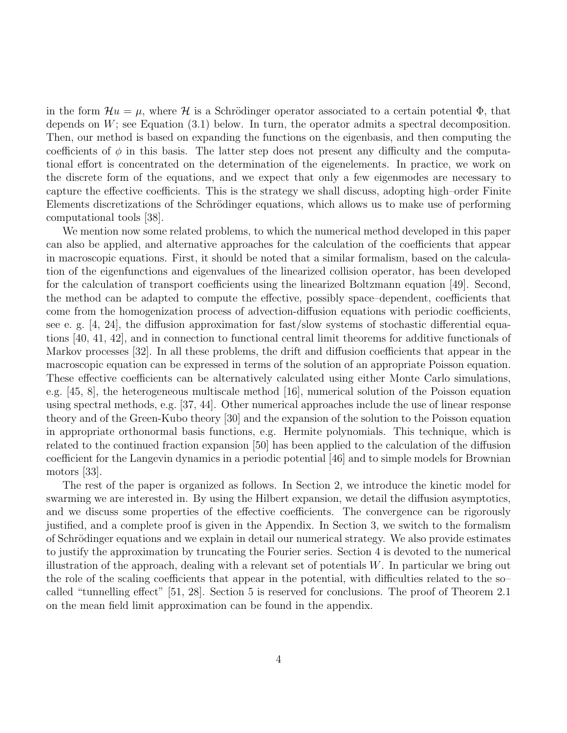in the form $\mathcal{H}u = \mu$, where $\mathcal{H}$ is a Schrödinger operator associated to a certain potential $\Phi$, that depends on $W$; see Equation (3.1) below. In turn, the operator admits a spectral decomposition. Then, our method is based on expanding the functions on the eigenbasis, and then computing the coefficients of $\phi$ in this basis. The latter step does not present any difficulty and the computational effort is concentrated on the determination of the eigenelements. In practice, we work on the discrete form of the equations, and we expect that only a few eigenmodes are necessary to capture the effective coefficients. This is the strategy we shall discuss, adopting high–order Finite Elements discretizations of the Schrödinger equations, which allows us to make use of performing computational tools [38].

We mention now some related problems, to which the numerical method developed in this paper can also be applied, and alternative approaches for the calculation of the coefficients that appear in macroscopic equations. First, it should be noted that a similar formalism, based on the calculation of the eigenfunctions and eigenvalues of the linearized collision operator, has been developed for the calculation of transport coefficients using the linearized Boltzmann equation [49]. Second, the method can be adapted to compute the effective, possibly space–dependent, coefficients that come from the homogenization process of advection-diffusion equations with periodic coefficients, see e. g. [4, 24], the diffusion approximation for fast/slow systems of stochastic differential equations [40, 41, 42], and in connection to functional central limit theorems for additive functionals of Markov processes [32]. In all these problems, the drift and diffusion coefficients that appear in the macroscopic equation can be expressed in terms of the solution of an appropriate Poisson equation. These effective coefficients can be alternatively calculated using either Monte Carlo simulations, e.g. [45, 8], the heterogeneous multiscale method [16], numerical solution of the Poisson equation using spectral methods, e.g. [37, 44]. Other numerical approaches include the use of linear response theory and of the Green-Kubo theory [30] and the expansion of the solution to the Poisson equation in appropriate orthonormal basis functions, e.g. Hermite polynomials. This technique, which is related to the continued fraction expansion [50] has been applied to the calculation of the diffusion coefficient for the Langevin dynamics in a periodic potential [46] and to simple models for Brownian motors [33].

The rest of the paper is organized as follows. In Section 2, we introduce the kinetic model for swarming we are interested in. By using the Hilbert expansion, we detail the diffusion asymptotics, and we discuss some properties of the effective coefficients. The convergence can be rigorously justified, and a complete proof is given in the Appendix. In Section 3, we switch to the formalism of Schrödinger equations and we explain in detail our numerical strategy. We also provide estimates to justify the approximation by truncating the Fourier series. Section 4 is devoted to the numerical illustration of the approach, dealing with a relevant set of potentials $W$. In particular we bring out the role of the scaling coefficients that appear in the potential, with difficulties related to the so–called "tunnelling effect" [51, 28]. Section 5 is reserved for conclusions. The proof of Theorem 2.1 on the mean field limit approximation can be found in the appendix.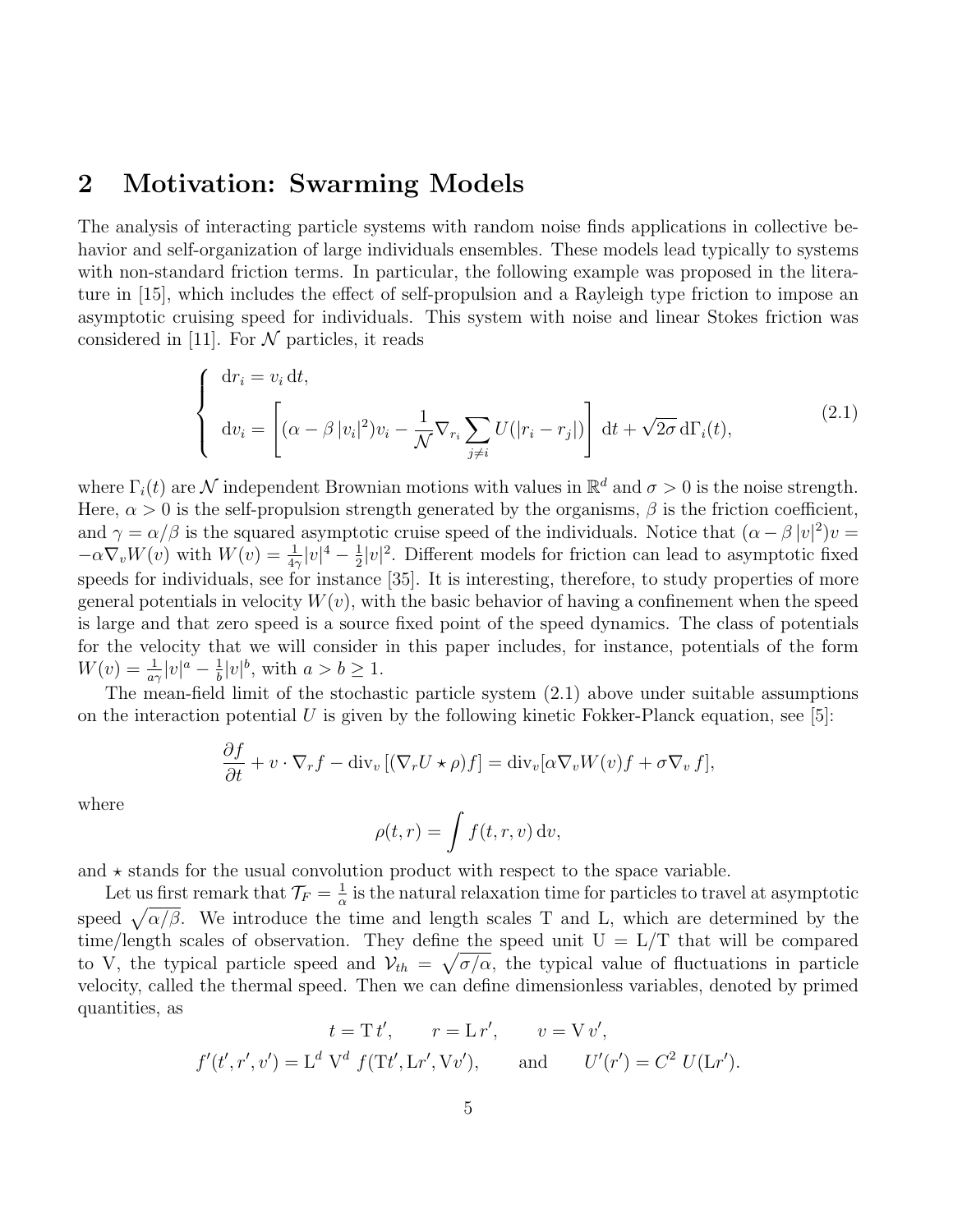## 2 Motivation: Swarming Models

The analysis of interacting particle systems with random noise finds applications in collective behavior and self-organization of large individuals ensembles. These models lead typically to systems with non-standard friction terms. In particular, the following example was proposed in the literature in [15], which includes the effect of self-propulsion and a Rayleigh type friction to impose an asymptotic cruising speed for individuals. This system with noise and linear Stokes friction was considered in [11]. For $\mathcal{N}$ particles, it reads

$$
\begin{cases}
\mathrm{d}r_i = v_i \,\mathrm{d}t, \\[2mm]
\mathrm{d}v_i = \left[ (\alpha - \beta\, |v_i|^2) v_i - \dfrac{1}{\mathcal{N}} \nabla_{r_i} \displaystyle\sum_{j \neq i} U(|r_i - r_j|) \right] \mathrm{d}t + \sqrt{2\sigma}\, \mathrm{d}\Gamma_i(t),
\end{cases}
\tag{2.1}
$$

where $\Gamma_i(t)$ are $\mathcal{N}$ independent Brownian motions with values in $\mathbb{R}^d$ and $\sigma > 0$ is the noise strength. Here, $\alpha > 0$ is the self-propulsion strength generated by the organisms, $\beta$ is the friction coefficient, and $\gamma = \alpha/\beta$ is the squared asymptotic cruise speed of the individuals. Notice that $(\alpha - \beta\,|v|^2)v = -\alpha \nabla_v W(v)$ with $W(v) = \frac{1}{4\gamma}|v|^4 - \frac{1}{2}|v|^2$. Different models for friction can lead to asymptotic fixed speeds for individuals, see for instance [35]. It is interesting, therefore, to study properties of more general potentials in velocity $W(v)$, with the basic behavior of having a confinement when the speed is large and that zero speed is a source fixed point of the speed dynamics. The class of potentials for the velocity that we will consider in this paper includes, for instance, potentials of the form $W(v) = \frac{1}{a\gamma}|v|^a - \frac{1}{b}|v|^b$, with $a > b \geq 1$.

The mean-field limit of the stochastic particle system (2.1) above under suitable assumptions on the interaction potential $U$ is given by the following kinetic Fokker-Planck equation, see [5]:

$$
\frac{\partial f}{\partial t} + v \cdot \nabla_r f - \mathrm{div}_v \left[ (\nabla_r U \star \rho) f \right] = \mathrm{div}_v [\alpha \nabla_v W(v) f + \sigma \nabla_v f],
$$

where

$$
\rho(t, r) = \int f(t, r, v)\, \mathrm{d}v,
$$

and $\star$ stands for the usual convolution product with respect to the space variable.

Let us first remark that $\mathcal{T}_F = \frac{1}{\alpha}$ is the natural relaxation time for particles to travel at asymptotic speed $\sqrt{\alpha/\beta}$. We introduce the time and length scales T and L, which are determined by the time/length scales of observation. They define the speed unit $\mathrm{U} = \mathrm{L}/\mathrm{T}$ that will be compared to V, the typical particle speed and $\mathcal{V}_{th} = \sqrt{\sigma/\alpha}$, the typical value of fluctuations in particle velocity, called the thermal speed. Then we can define dimensionless variables, denoted by primed quantities, as

$$
t = \mathrm{T}\, t', \qquad r = \mathrm{L}\, r', \qquad v = \mathrm{V}\, v',
$$

$$
f'(t', r', v') = \mathrm{L}^d\ \mathrm{V}^d\ f(\mathrm{T}t', \mathrm{L}r', \mathrm{V}v'), \qquad \text{and} \qquad U'(r') = C^2\ U(\mathrm{L}r').
$$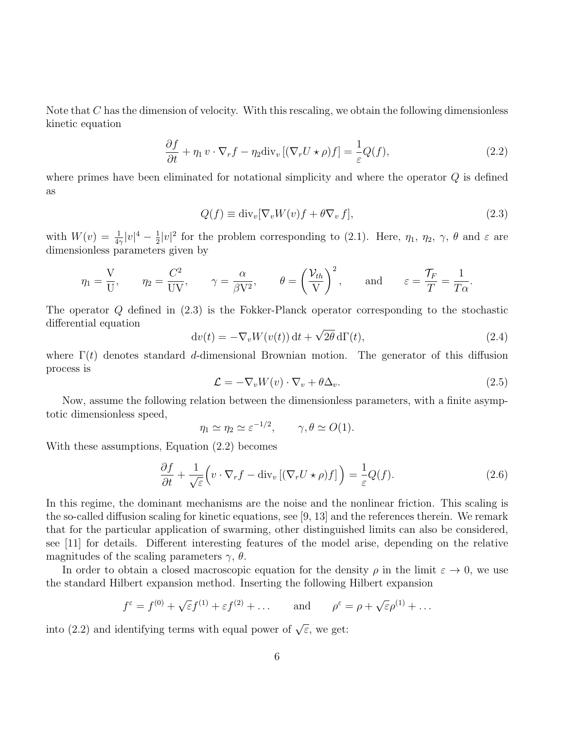Note that $C$ has the dimension of velocity. With this rescaling, we obtain the following dimensionless kinetic equation

$$\frac{\partial f}{\partial t} + \eta_1 \, v \cdot \nabla_r f - \eta_2 \mathrm{div}_v \left[ (\nabla_r U \star \rho) f \right] = \frac{1}{\varepsilon} Q(f), \tag{2.2}$$

where primes have been eliminated for notational simplicity and where the operator $Q$ is defined as

$$Q(f) \equiv \mathrm{div}_v [\nabla_v W(v) f + \theta \nabla_v \, f], \tag{2.3}$$

with $W(v) = \frac{1}{4\gamma}|v|^4 - \frac{1}{2}|v|^2$ for the problem corresponding to (2.1). Here, $\eta_1$, $\eta_2$, $\gamma$, $\theta$ and $\varepsilon$ are dimensionless parameters given by

$$\eta_1 = \frac{\mathrm{V}}{\mathrm{U}}, \qquad \eta_2 = \frac{C^2}{\mathrm{UV}}, \qquad \gamma = \frac{\alpha}{\beta \mathrm{V}^2}, \qquad \theta = \left( \frac{\mathcal{V}_{th}}{\mathrm{V}} \right)^2, \qquad \text{and} \qquad \varepsilon = \frac{\mathcal{T}_F}{T} = \frac{1}{T\alpha}.$$

The operator $Q$ defined in (2.3) is the Fokker-Planck operator corresponding to the stochastic differential equation

$$\mathrm{d}v(t) = -\nabla_v W(v(t)) \, \mathrm{d}t + \sqrt{2\theta} \, \mathrm{d}\Gamma(t), \tag{2.4}$$

where $\Gamma(t)$ denotes standard $d$-dimensional Brownian motion. The generator of this diffusion process is

$$\mathcal{L} = -\nabla_v W(v) \cdot \nabla_v + \theta \Delta_v. \tag{2.5}$$

Now, assume the following relation between the dimensionless parameters, with a finite asymptotic dimensionless speed,

$$\eta_1 \simeq \eta_2 \simeq \varepsilon^{-1/2}, \qquad \gamma, \theta \simeq O(1).$$

With these assumptions, Equation (2.2) becomes

$$\frac{\partial f}{\partial t} + \frac{1}{\sqrt{\varepsilon}} \Big( v \cdot \nabla_r f - \mathrm{div}_v \left[ (\nabla_r U \star \rho) f \right] \Big) = \frac{1}{\varepsilon} Q(f). \tag{2.6}$$

In this regime, the dominant mechanisms are the noise and the nonlinear friction. This scaling is the so-called diffusion scaling for kinetic equations, see [9, 13] and the references therein. We remark that for the particular application of swarming, other distinguished limits can also be considered, see [11] for details. Different interesting features of the model arise, depending on the relative magnitudes of the scaling parameters $\gamma$, $\theta$.

In order to obtain a closed macroscopic equation for the density $\rho$ in the limit $\varepsilon \to 0$, we use the standard Hilbert expansion method. Inserting the following Hilbert expansion

$$f^\varepsilon = f^{(0)} + \sqrt{\varepsilon} f^{(1)} + \varepsilon f^{(2)} + \dots \qquad \text{and} \qquad \rho^\varepsilon = \rho + \sqrt{\varepsilon} \rho^{(1)} + \dots$$

into (2.2) and identifying terms with equal power of $\sqrt{\varepsilon}$, we get: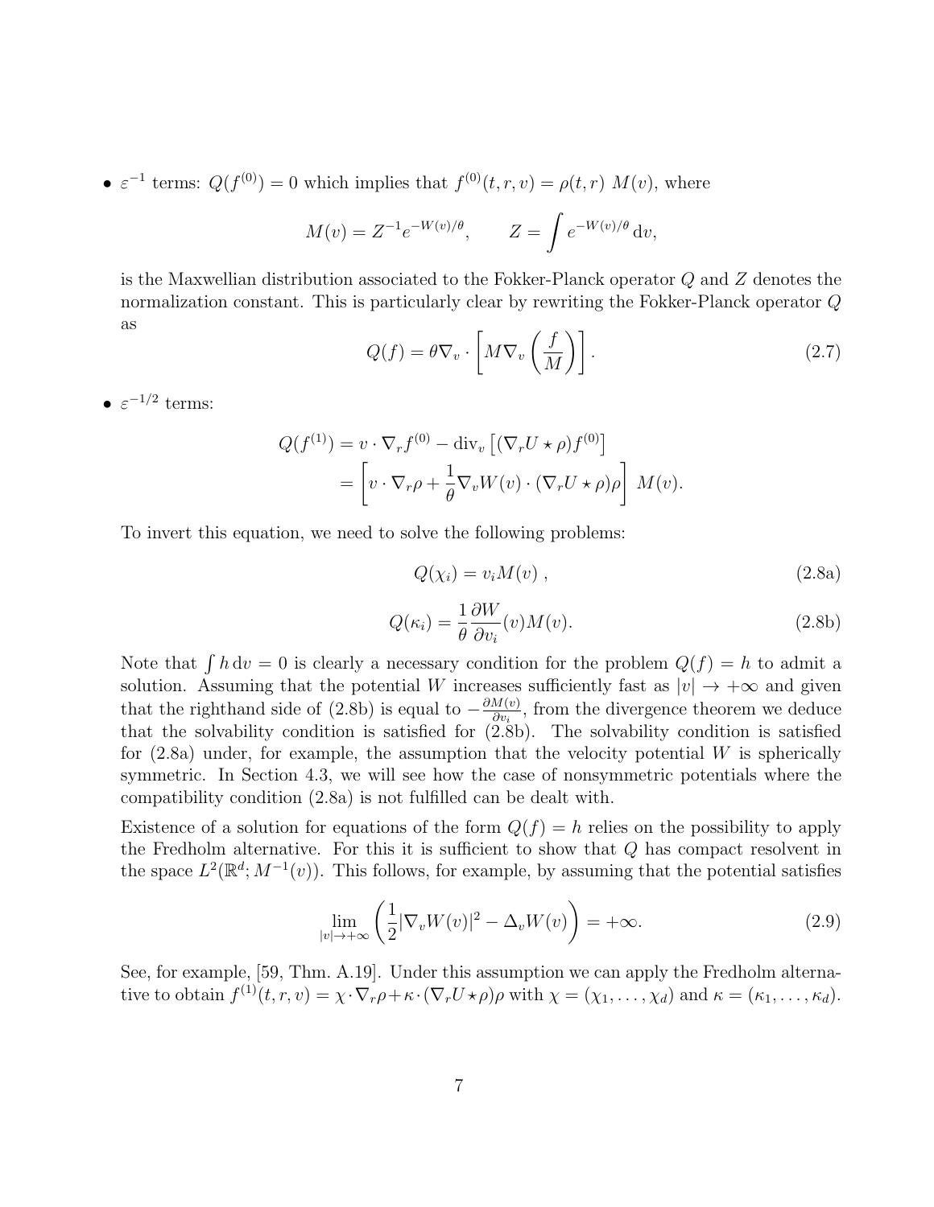- $\varepsilon^{-1}$ terms: $Q(f^{(0)}) = 0$ which implies that $f^{(0)}(t, r, v) = \rho(t, r)\ M(v)$, where

$$
M(v) = Z^{-1} e^{-W(v)/\theta}, \qquad Z = \int e^{-W(v)/\theta}\,\mathrm{d}v,
$$

is the Maxwellian distribution associated to the Fokker-Planck operator $Q$ and $Z$ denotes the normalization constant. This is particularly clear by rewriting the Fokker-Planck operator $Q$ as

$$
Q(f) = \theta \nabla_v \cdot \left[ M \nabla_v \left( \frac{f}{M} \right) \right]. \tag{2.7}
$$

- $\varepsilon^{-1/2}$ terms:

$$
\begin{aligned}
Q(f^{(1)}) &= v \cdot \nabla_r f^{(0)} - \mathrm{div}_v \left[ (\nabla_r U \star \rho) f^{(0)} \right] \\
&= \left[ v \cdot \nabla_r \rho + \frac{1}{\theta} \nabla_v W(v) \cdot (\nabla_r U \star \rho) \rho \right]\ M(v).
\end{aligned}
$$

To invert this equation, we need to solve the following problems:

$$
Q(\chi_i) = v_i M(v)\ , \tag{2.8a}
$$

$$
Q(\kappa_i) = \frac{1}{\theta} \frac{\partial W}{\partial v_i}(v) M(v). \tag{2.8b}
$$

Note that $\int h\,\mathrm{d}v = 0$ is clearly a necessary condition for the problem $Q(f) = h$ to admit a solution. Assuming that the potential $W$ increases sufficiently fast as $|v| \to +\infty$ and given that the righthand side of (2.8b) is equal to $-\frac{\partial M(v)}{\partial v_i}$, from the divergence theorem we deduce that the solvability condition is satisfied for (2.8b). The solvability condition is satisfied for (2.8a) under, for example, the assumption that the velocity potential $W$ is spherically symmetric. In Section 4.3, we will see how the case of nonsymmetric potentials where the compatibility condition (2.8a) is not fulfilled can be dealt with.

Existence of a solution for equations of the form $Q(f) = h$ relies on the possibility to apply the Fredholm alternative. For this it is sufficient to show that $Q$ has compact resolvent in the space $L^2(\mathbb{R}^d; M^{-1}(v))$. This follows, for example, by assuming that the potential satisfies

$$
\lim_{|v| \to +\infty} \left( \frac{1}{2} |\nabla_v W(v)|^2 - \Delta_v W(v) \right) = +\infty. \tag{2.9}
$$

See, for example, [59, Thm. A.19]. Under this assumption we can apply the Fredholm alternative to obtain $f^{(1)}(t, r, v) = \chi \cdot \nabla_r \rho + \kappa \cdot (\nabla_r U \star \rho) \rho$ with $\chi = (\chi_1, \ldots, \chi_d)$ and $\kappa = (\kappa_1, \ldots, \kappa_d)$.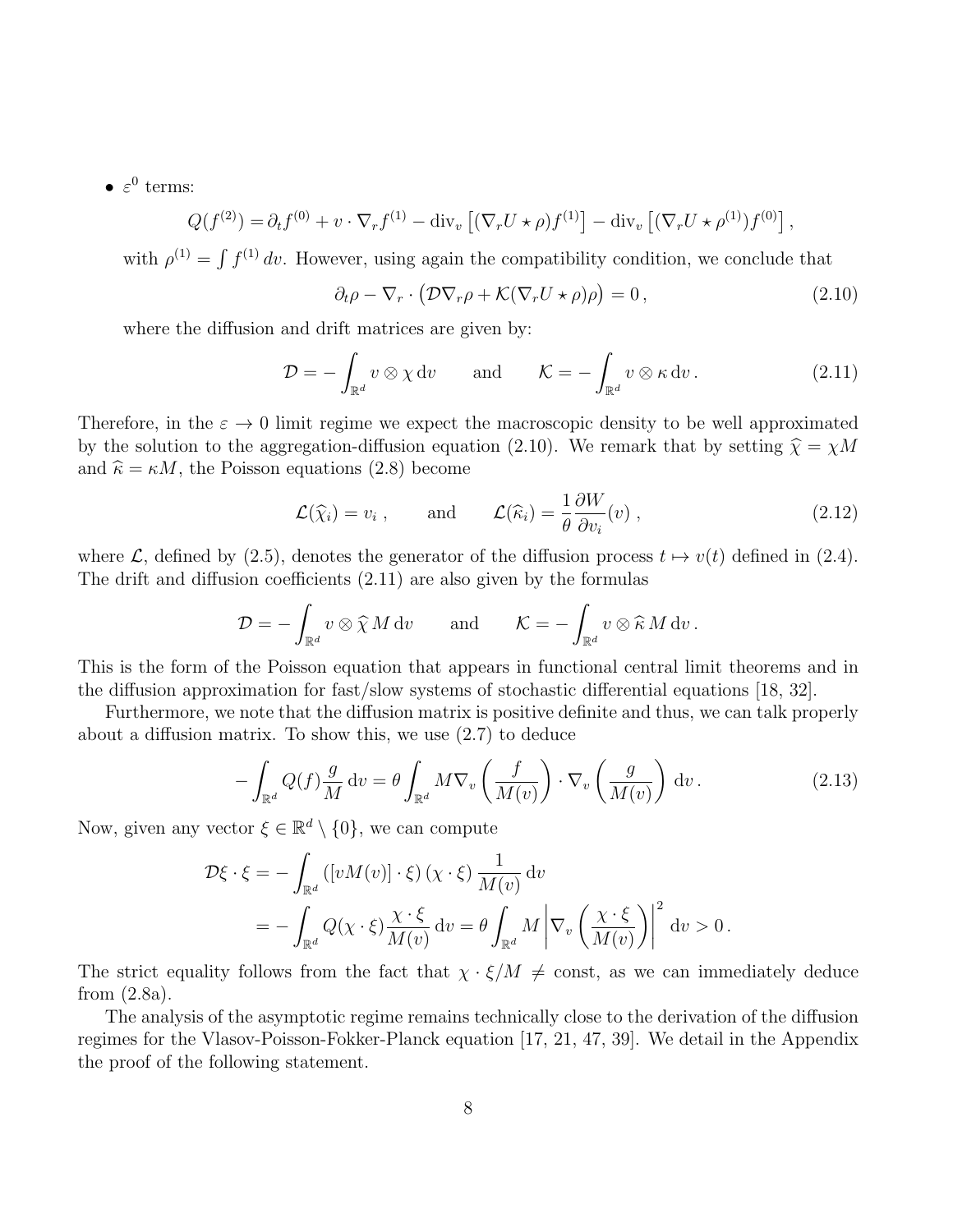- $\varepsilon^0$ terms:

$$Q(f^{(2)}) = \partial_t f^{(0)} + v \cdot \nabla_r f^{(1)} - \mathrm{div}_v \left[ (\nabla_r U \star \rho) f^{(1)} \right] - \mathrm{div}_v \left[ (\nabla_r U \star \rho^{(1)}) f^{(0)} \right],$$

with $\rho^{(1)} = \int f^{(1)}\, dv$. However, using again the compatibility condition, we conclude that

$$\partial_t \rho - \nabla_r \cdot \left( \mathcal{D} \nabla_r \rho + \mathcal{K}(\nabla_r U \star \rho)\rho \right) = 0\,, \tag{2.10}$$

where the diffusion and drift matrices are given by:

$$\mathcal{D} = -\int_{\mathbb{R}^d} v \otimes \chi \, \mathrm{d}v \qquad \text{and} \qquad \mathcal{K} = -\int_{\mathbb{R}^d} v \otimes \kappa \, \mathrm{d}v\,. \tag{2.11}$$

Therefore, in the $\varepsilon \to 0$ limit regime we expect the macroscopic density to be well approximated by the solution to the aggregation-diffusion equation (2.10). We remark that by setting $\widehat{\chi} = \chi M$ and $\widehat{\kappa} = \kappa M$, the Poisson equations (2.8) become

$$\mathcal{L}(\widehat{\chi}_i) = v_i\,, \qquad \text{and} \qquad \mathcal{L}(\widehat{\kappa}_i) = \frac{1}{\theta} \frac{\partial W}{\partial v_i}(v)\,, \tag{2.12}$$

where $\mathcal{L}$, defined by (2.5), denotes the generator of the diffusion process $t \mapsto v(t)$ defined in (2.4). The drift and diffusion coefficients (2.11) are also given by the formulas

$$\mathcal{D} = -\int_{\mathbb{R}^d} v \otimes \widehat{\chi}\, M \, \mathrm{d}v \qquad \text{and} \qquad \mathcal{K} = -\int_{\mathbb{R}^d} v \otimes \widehat{\kappa}\, M \, \mathrm{d}v\,.$$

This is the form of the Poisson equation that appears in functional central limit theorems and in the diffusion approximation for fast/slow systems of stochastic differential equations [18, 32].

Furthermore, we note that the diffusion matrix is positive definite and thus, we can talk properly about a diffusion matrix. To show this, we use (2.7) to deduce

$$-\int_{\mathbb{R}^d} Q(f) \frac{g}{M} \, \mathrm{d}v = \theta \int_{\mathbb{R}^d} M \nabla_v \left( \frac{f}{M(v)} \right) \cdot \nabla_v \left( \frac{g}{M(v)} \right) \mathrm{d}v\,. \tag{2.13}$$

Now, given any vector $\xi \in \mathbb{R}^d \setminus \{0\}$, we can compute

$$\begin{aligned}
\mathcal{D}\xi \cdot \xi &= -\int_{\mathbb{R}^d} \left( [vM(v)] \cdot \xi \right) (\chi \cdot \xi) \frac{1}{M(v)} \, \mathrm{d}v \\
&= -\int_{\mathbb{R}^d} Q(\chi \cdot \xi) \frac{\chi \cdot \xi}{M(v)} \, \mathrm{d}v = \theta \int_{\mathbb{R}^d} M \left| \nabla_v \left( \frac{\chi \cdot \xi}{M(v)} \right) \right|^2 \mathrm{d}v > 0\,.
\end{aligned}$$

The strict equality follows from the fact that $\chi \cdot \xi / M \neq \text{const}$, as we can immediately deduce from (2.8a).

The analysis of the asymptotic regime remains technically close to the derivation of the diffusion regimes for the Vlasov-Poisson-Fokker-Planck equation [17, 21, 47, 39]. We detail in the Appendix the proof of the following statement.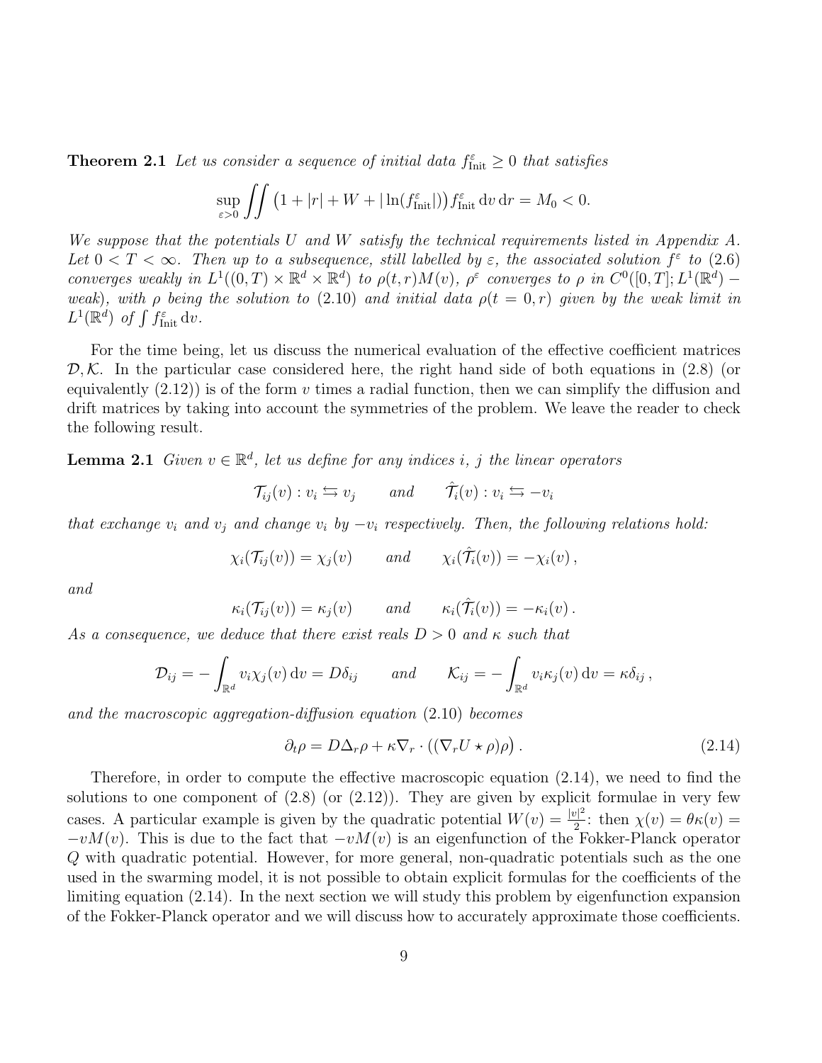**Theorem 2.1** *Let us consider a sequence of initial data $f^\varepsilon_{\text{Init}} \geq 0$ that satisfies*

$$\sup_{\varepsilon>0} \iint \big(1 + |r| + W + |\ln(f^\varepsilon_{\text{Init}}|)\big) f^\varepsilon_{\text{Init}} \,\mathrm{d}v \,\mathrm{d}r = M_0 < 0.$$

*We suppose that the potentials $U$ and $W$ satisfy the technical requirements listed in Appendix A. Let $0 < T < \infty$. Then up to a subsequence, still labelled by $\varepsilon$, the associated solution $f^\varepsilon$ to (2.6) converges weakly in $L^1((0,T) \times \mathbb{R}^d \times \mathbb{R}^d)$ to $\rho(t,r)M(v)$, $\rho^\varepsilon$ converges to $\rho$ in $C^0([0,T]; L^1(\mathbb{R}^d) -$ weak), with $\rho$ being the solution to (2.10) and initial data $\rho(t=0,r)$ given by the weak limit in $L^1(\mathbb{R}^d)$ of $\int f^\varepsilon_{\text{Init}} \,\mathrm{d}v$.*

For the time being, let us discuss the numerical evaluation of the effective coefficient matrices $\mathcal{D}, \mathcal{K}$. In the particular case considered here, the right hand side of both equations in (2.8) (or equivalently (2.12)) is of the form $v$ times a radial function, then we can simplify the diffusion and drift matrices by taking into account the symmetries of the problem. We leave the reader to check the following result.

**Lemma 2.1** *Given $v \in \mathbb{R}^d$, let us define for any indices $i$, $j$ the linear operators*

$$\mathcal{T}_{ij}(v) : v_i \leftrightarrows v_j \qquad \text{and} \qquad \hat{\mathcal{T}}_i(v) : v_i \leftrightarrows -v_i$$

*that exchange $v_i$ and $v_j$ and change $v_i$ by $-v_i$ respectively. Then, the following relations hold:*

$$\chi_i(\mathcal{T}_{ij}(v)) = \chi_j(v) \qquad \text{and} \qquad \chi_i(\hat{\mathcal{T}}_i(v)) = -\chi_i(v)\,,$$

*and*

$$\kappa_i(\mathcal{T}_{ij}(v)) = \kappa_j(v) \qquad \text{and} \qquad \kappa_i(\hat{\mathcal{T}}_i(v)) = -\kappa_i(v)\,.$$

*As a consequence, we deduce that there exist reals $D > 0$ and $\kappa$ such that*

$$\mathcal{D}_{ij} = -\int_{\mathbb{R}^d} v_i \chi_j(v) \,\mathrm{d}v = D\delta_{ij} \qquad \text{and} \qquad \mathcal{K}_{ij} = -\int_{\mathbb{R}^d} v_i \kappa_j(v) \,\mathrm{d}v = \kappa\delta_{ij}\,,$$

*and the macroscopic aggregation-diffusion equation (2.10) becomes*

$$\partial_t \rho = D\Delta_r \rho + \kappa \nabla_r \cdot \big((\nabla_r U \star \rho)\rho\big)\,. \tag{2.14}$$

Therefore, in order to compute the effective macroscopic equation (2.14), we need to find the solutions to one component of (2.8) (or (2.12)). They are given by explicit formulae in very few cases. A particular example is given by the quadratic potential $W(v) = \frac{|v|^2}{2}$: then $\chi(v) = \theta\kappa(v) = -vM(v)$. This is due to the fact that $-vM(v)$ is an eigenfunction of the Fokker-Planck operator $Q$ with quadratic potential. However, for more general, non-quadratic potentials such as the one used in the swarming model, it is not possible to obtain explicit formulas for the coefficients of the limiting equation (2.14). In the next section we will study this problem by eigenfunction expansion of the Fokker-Planck operator and we will discuss how to accurately approximate those coefficients.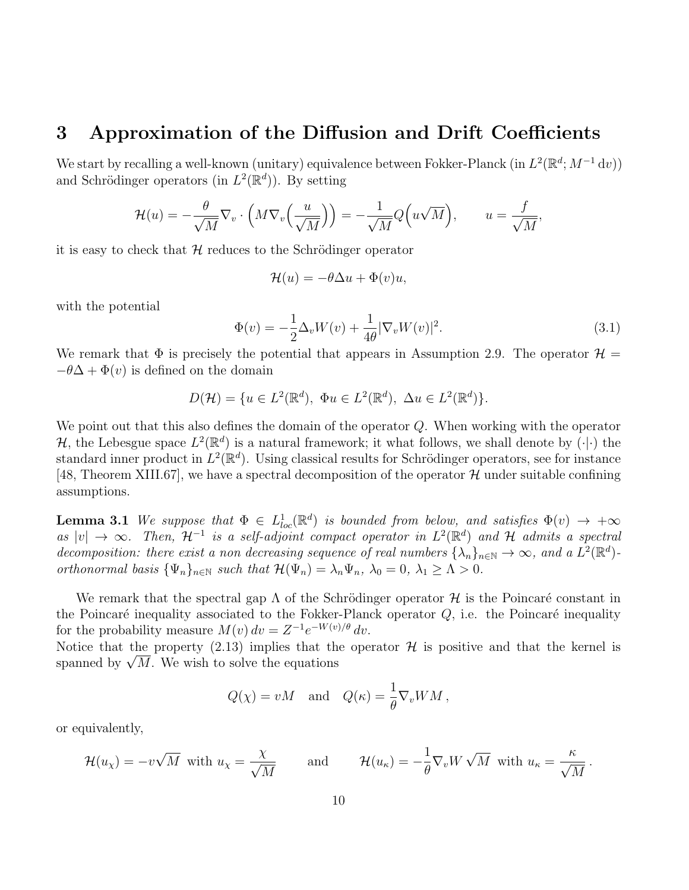## 3 Approximation of the Diffusion and Drift Coefficients

We start by recalling a well-known (unitary) equivalence between Fokker-Planck (in $L^2(\mathbb{R}^d; M^{-1}\,\mathrm{d}v)$) and Schrödinger operators (in $L^2(\mathbb{R}^d)$). By setting

$$\mathcal{H}(u) = -\frac{\theta}{\sqrt{M}} \nabla_v \cdot \Big( M \nabla_v \Big( \frac{u}{\sqrt{M}} \Big) \Big) = -\frac{1}{\sqrt{M}} Q\Big( u\sqrt{M} \Big), \qquad u = \frac{f}{\sqrt{M}},$$

it is easy to check that $\mathcal{H}$ reduces to the Schrödinger operator

$$\mathcal{H}(u) = -\theta \Delta u + \Phi(v) u,$$

with the potential

$$\Phi(v) = -\frac{1}{2}\Delta_v W(v) + \frac{1}{4\theta}|\nabla_v W(v)|^2. \tag{3.1}$$

We remark that $\Phi$ is precisely the potential that appears in Assumption 2.9. The operator $\mathcal{H} = -\theta\Delta + \Phi(v)$ is defined on the domain

$$D(\mathcal{H}) = \{u \in L^2(\mathbb{R}^d),\ \Phi u \in L^2(\mathbb{R}^d),\ \Delta u \in L^2(\mathbb{R}^d)\}.$$

We point out that this also defines the domain of the operator $Q$. When working with the operator $\mathcal{H}$, the Lebesgue space $L^2(\mathbb{R}^d)$ is a natural framework; it what follows, we shall denote by $(\cdot|\cdot)$ the standard inner product in $L^2(\mathbb{R}^d)$. Using classical results for Schrödinger operators, see for instance [48, Theorem XIII.67], we have a spectral decomposition of the operator $\mathcal{H}$ under suitable confining assumptions.

**Lemma 3.1** *We suppose that $\Phi \in L^1_{loc}(\mathbb{R}^d)$ is bounded from below, and satisfies $\Phi(v) \to +\infty$ as $|v| \to \infty$. Then, $\mathcal{H}^{-1}$ is a self-adjoint compact operator in $L^2(\mathbb{R}^d)$ and $\mathcal{H}$ admits a spectral decomposition: there exist a non decreasing sequence of real numbers $\{\lambda_n\}_{n\in\mathbb{N}} \to \infty$, and a $L^2(\mathbb{R}^d)$-orthonormal basis $\{\Psi_n\}_{n\in\mathbb{N}}$ such that $\mathcal{H}(\Psi_n) = \lambda_n \Psi_n$, $\lambda_0 = 0$, $\lambda_1 \geq \Lambda > 0$.*

We remark that the spectral gap $\Lambda$ of the Schrödinger operator $\mathcal{H}$ is the Poincaré constant in the Poincaré inequality associated to the Fokker-Planck operator $Q$, i.e. the Poincaré inequality for the probability measure $M(v)\,dv = Z^{-1}e^{-W(v)/\theta}\,dv$.
Notice that the property (2.13) implies that the operator $\mathcal{H}$ is positive and that the kernel is spanned by $\sqrt{M}$. We wish to solve the equations

$$Q(\chi) = vM \quad \text{and} \quad Q(\kappa) = \frac{1}{\theta}\nabla_v W M\,,$$

or equivalently,

$$\mathcal{H}(u_\chi) = -v\sqrt{M} \ \text{ with } u_\chi = \frac{\chi}{\sqrt{M}} \qquad \text{and} \qquad \mathcal{H}(u_\kappa) = -\frac{1}{\theta}\nabla_v W\sqrt{M} \ \text{ with } u_\kappa = \frac{\kappa}{\sqrt{M}}\,.$$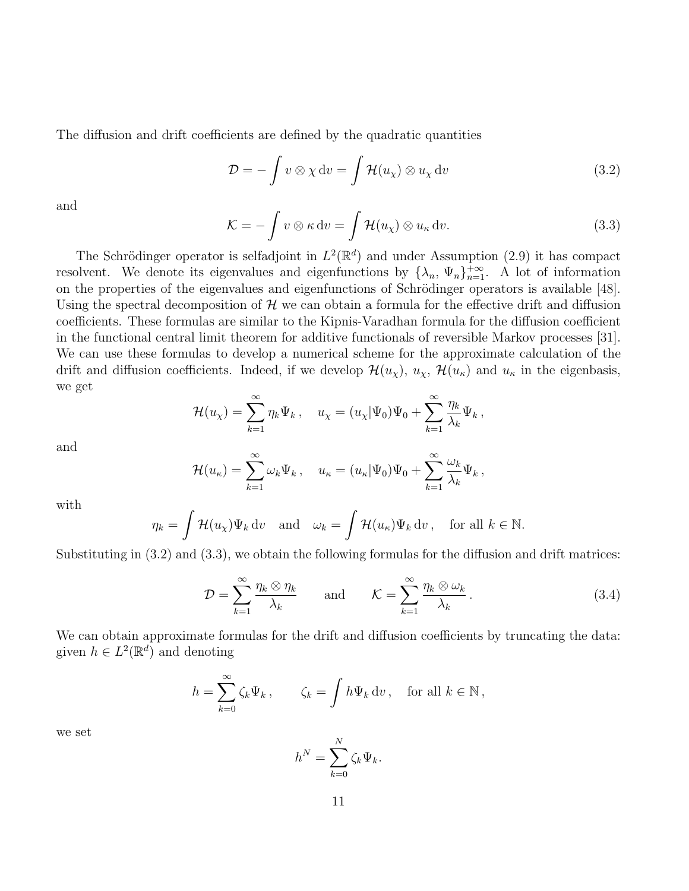The diffusion and drift coefficients are defined by the quadratic quantities

$$\mathcal{D} = -\int v \otimes \chi \, \mathrm{d}v = \int \mathcal{H}(u_\chi) \otimes u_\chi \, \mathrm{d}v \tag{3.2}$$

and

$$\mathcal{K} = -\int v \otimes \kappa \, \mathrm{d}v = \int \mathcal{H}(u_\chi) \otimes u_\kappa \, \mathrm{d}v. \tag{3.3}$$

The Schrödinger operator is selfadjoint in $L^2(\mathbb{R}^d)$ and under Assumption (2.9) it has compact resolvent. We denote its eigenvalues and eigenfunctions by $\{\lambda_n, \, \Psi_n\}_{n=1}^{+\infty}$. A lot of information on the properties of the eigenvalues and eigenfunctions of Schrödinger operators is available [48]. Using the spectral decomposition of $\mathcal{H}$ we can obtain a formula for the effective drift and diffusion coefficients. These formulas are similar to the Kipnis-Varadhan formula for the diffusion coefficient in the functional central limit theorem for additive functionals of reversible Markov processes [31]. We can use these formulas to develop a numerical scheme for the approximate calculation of the drift and diffusion coefficients. Indeed, if we develop $\mathcal{H}(u_\chi)$, $u_\chi$, $\mathcal{H}(u_\kappa)$ and $u_\kappa$ in the eigenbasis, we get

$$\mathcal{H}(u_\chi) = \sum_{k=1}^{\infty} \eta_k \Psi_k \,, \quad u_\chi = (u_\chi | \Psi_0)\Psi_0 + \sum_{k=1}^{\infty} \frac{\eta_k}{\lambda_k} \Psi_k \,,$$

and

$$\mathcal{H}(u_\kappa) = \sum_{k=1}^{\infty} \omega_k \Psi_k \,, \quad u_\kappa = (u_\kappa | \Psi_0)\Psi_0 + \sum_{k=1}^{\infty} \frac{\omega_k}{\lambda_k} \Psi_k \,,$$

with

$$\eta_k = \int \mathcal{H}(u_\chi) \Psi_k \, \mathrm{d}v \quad \text{and} \quad \omega_k = \int \mathcal{H}(u_\kappa) \Psi_k \, \mathrm{d}v \,, \quad \text{for all } k \in \mathbb{N}.$$

Substituting in (3.2) and (3.3), we obtain the following formulas for the diffusion and drift matrices:

$$\mathcal{D} = \sum_{k=1}^{\infty} \frac{\eta_k \otimes \eta_k}{\lambda_k} \qquad \text{and} \qquad \mathcal{K} = \sum_{k=1}^{\infty} \frac{\eta_k \otimes \omega_k}{\lambda_k} \,. \tag{3.4}$$

We can obtain approximate formulas for the drift and diffusion coefficients by truncating the data: given $h \in L^2(\mathbb{R}^d)$ and denoting

$$h = \sum_{k=0}^{\infty} \zeta_k \Psi_k \,, \qquad \zeta_k = \int h \Psi_k \, \mathrm{d}v \,, \quad \text{for all } k \in \mathbb{N} \,,$$

we set

$$h^N = \sum_{k=0}^{N} \zeta_k \Psi_k.$$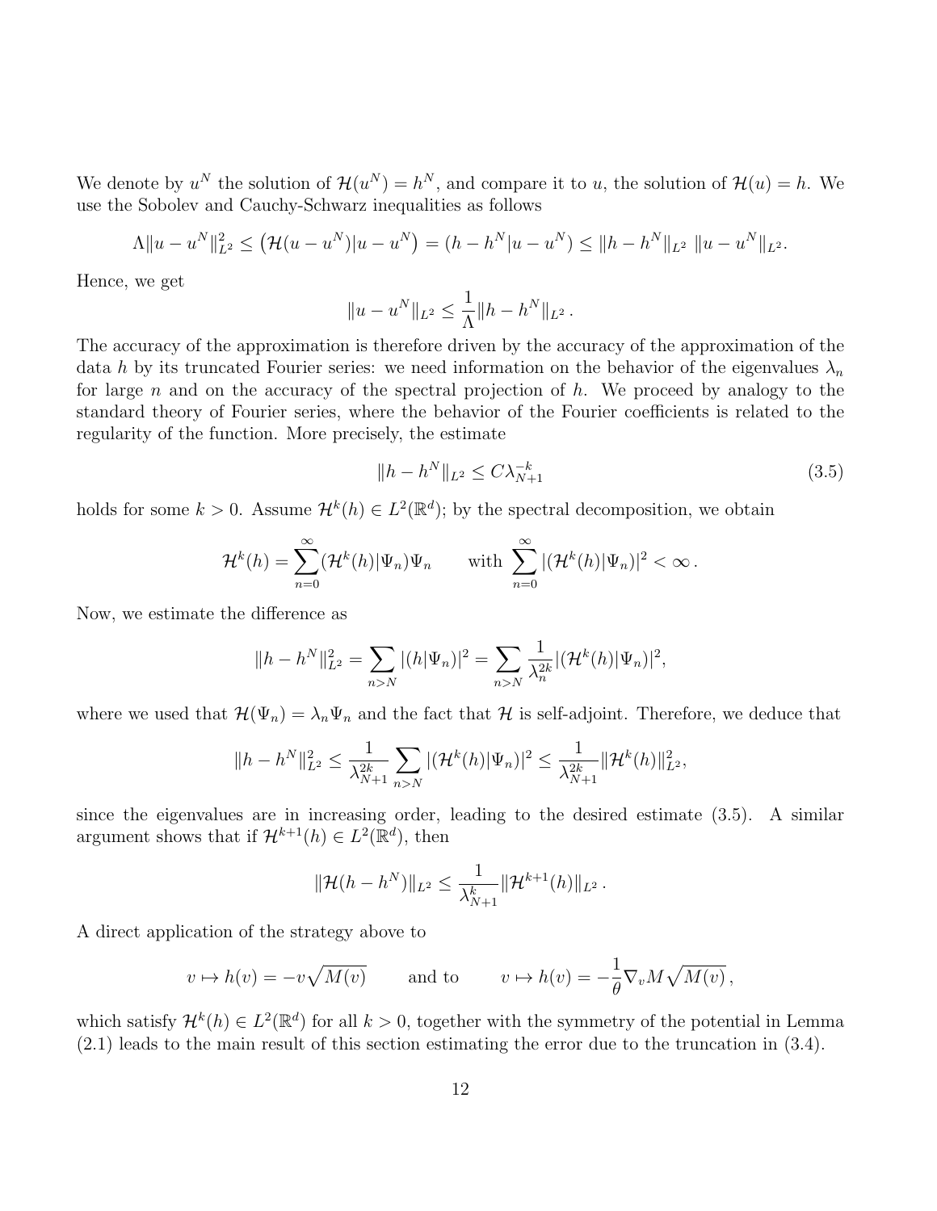We denote by $u^N$ the solution of $\mathcal{H}(u^N) = h^N$, and compare it to $u$, the solution of $\mathcal{H}(u) = h$. We use the Sobolev and Cauchy-Schwarz inequalities as follows

$$\Lambda \|u - u^N\|_{L^2}^2 \leq \big(\mathcal{H}(u - u^N)|u - u^N\big) = (h - h^N|u - u^N) \leq \|h - h^N\|_{L^2} \ \|u - u^N\|_{L^2}.$$

Hence, we get

$$\|u - u^N\|_{L^2} \leq \frac{1}{\Lambda}\|h - h^N\|_{L^2}\,.$$

The accuracy of the approximation is therefore driven by the accuracy of the approximation of the data $h$ by its truncated Fourier series: we need information on the behavior of the eigenvalues $\lambda_n$ for large $n$ and on the accuracy of the spectral projection of $h$. We proceed by analogy to the standard theory of Fourier series, where the behavior of the Fourier coefficients is related to the regularity of the function. More precisely, the estimate

$$\|h - h^N\|_{L^2} \leq C\lambda_{N+1}^{-k} \tag{3.5}$$

holds for some $k > 0$. Assume $\mathcal{H}^k(h) \in L^2(\mathbb{R}^d)$; by the spectral decomposition, we obtain

$$\mathcal{H}^k(h) = \sum_{n=0}^{\infty} (\mathcal{H}^k(h)|\Psi_n)\Psi_n \qquad \text{with } \sum_{n=0}^{\infty} |(\mathcal{H}^k(h)|\Psi_n)|^2 < \infty\,.$$

Now, we estimate the difference as

$$\|h - h^N\|_{L^2}^2 = \sum_{n>N} |(h|\Psi_n)|^2 = \sum_{n>N} \frac{1}{\lambda_n^{2k}} |(\mathcal{H}^k(h)|\Psi_n)|^2,$$

where we used that $\mathcal{H}(\Psi_n) = \lambda_n\Psi_n$ and the fact that $\mathcal{H}$ is self-adjoint. Therefore, we deduce that

$$\|h - h^N\|_{L^2}^2 \leq \frac{1}{\lambda_{N+1}^{2k}} \sum_{n>N} |(\mathcal{H}^k(h)|\Psi_n)|^2 \leq \frac{1}{\lambda_{N+1}^{2k}} \|\mathcal{H}^k(h)\|_{L^2}^2,$$

since the eigenvalues are in increasing order, leading to the desired estimate (3.5). A similar argument shows that if $\mathcal{H}^{k+1}(h) \in L^2(\mathbb{R}^d)$, then

$$\|\mathcal{H}(h - h^N)\|_{L^2} \leq \frac{1}{\lambda_{N+1}^{k}} \|\mathcal{H}^{k+1}(h)\|_{L^2}\,.$$

A direct application of the strategy above to

$$v \mapsto h(v) = -v\sqrt{M(v)} \qquad \text{and to} \qquad v \mapsto h(v) = -\frac{1}{\theta}\nabla_v M\sqrt{M(v)}\,,$$

which satisfy $\mathcal{H}^k(h) \in L^2(\mathbb{R}^d)$ for all $k > 0$, together with the symmetry of the potential in Lemma (2.1) leads to the main result of this section estimating the error due to the truncation in (3.4).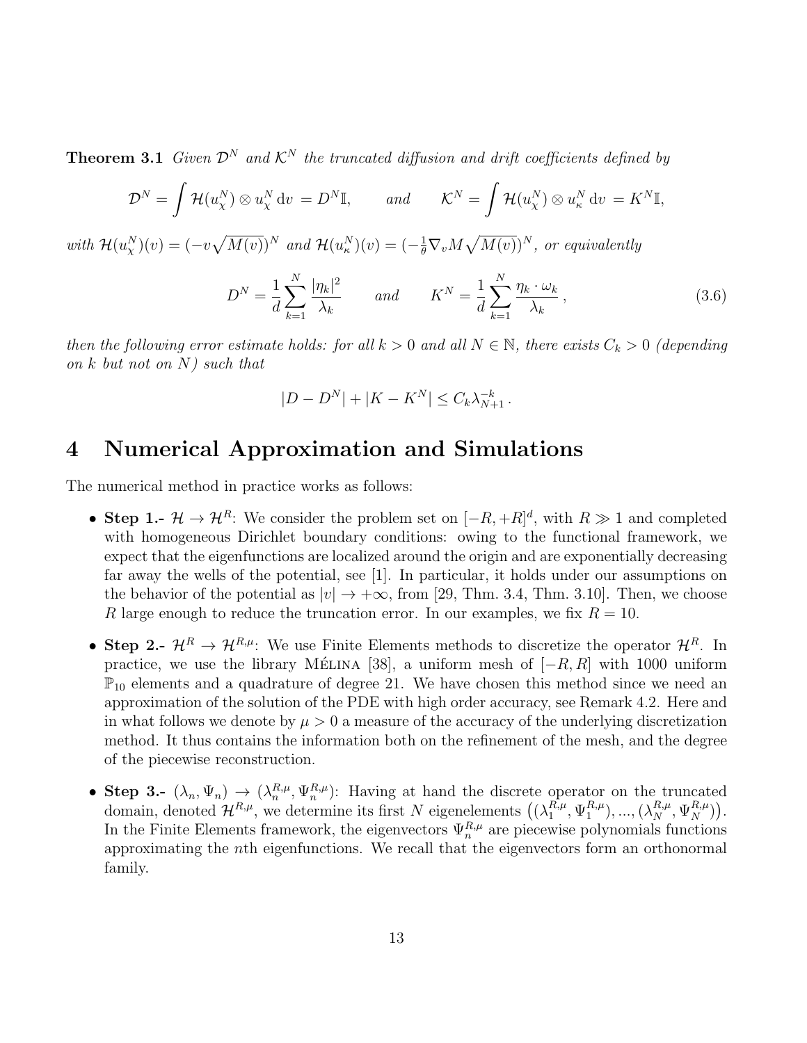**Theorem 3.1** *Given $\mathcal{D}^N$ and $\mathcal{K}^N$ the truncated diffusion and drift coefficients defined by*

$$\mathcal{D}^N = \int \mathcal{H}(u_\chi^N) \otimes u_\chi^N \,\mathrm{d}v \, = D^N \mathbb{I}, \qquad \textit{and} \qquad \mathcal{K}^N = \int \mathcal{H}(u_\chi^N) \otimes u_\kappa^N \,\mathrm{d}v \, = K^N \mathbb{I},$$

*with $\mathcal{H}(u_\chi^N)(v) = (-v\sqrt{M(v)})^N$ and $\mathcal{H}(u_\kappa^N)(v) = (-\frac{1}{\theta}\nabla_v M \sqrt{M(v)})^N$, or equivalently*

$$D^N = \frac{1}{d}\sum_{k=1}^{N} \frac{|\eta_k|^2}{\lambda_k} \qquad \textit{and} \qquad K^N = \frac{1}{d}\sum_{k=1}^{N} \frac{\eta_k \cdot \omega_k}{\lambda_k}\,, \tag{3.6}$$

*then the following error estimate holds: for all $k > 0$ and all $N \in \mathbb{N}$, there exists $C_k > 0$ (depending on $k$ but not on $N$) such that*

$$|D - D^N| + |K - K^N| \le C_k \lambda_{N+1}^{-k}\,.$$

# 4 Numerical Approximation and Simulations

The numerical method in practice works as follows:

- **Step 1.-** $\mathcal{H} \to \mathcal{H}^R$: We consider the problem set on $[-R, +R]^d$, with $R \gg 1$ and completed with homogeneous Dirichlet boundary conditions: owing to the functional framework, we expect that the eigenfunctions are localized around the origin and are exponentially decreasing far away the wells of the potential, see [1]. In particular, it holds under our assumptions on the behavior of the potential as $|v| \to +\infty$, from [29, Thm. 3.4, Thm. 3.10]. Then, we choose $R$ large enough to reduce the truncation error. In our examples, we fix $R = 10$.

- **Step 2.-** $\mathcal{H}^R \to \mathcal{H}^{R,\mu}$: We use Finite Elements methods to discretize the operator $\mathcal{H}^R$. In practice, we use the library MÉLINA [38], a uniform mesh of $[-R, R]$ with 1000 uniform $\mathbb{P}_{10}$ elements and a quadrature of degree 21. We have chosen this method since we need an approximation of the solution of the PDE with high order accuracy, see Remark 4.2. Here and in what follows we denote by $\mu > 0$ a measure of the accuracy of the underlying discretization method. It thus contains the information both on the refinement of the mesh, and the degree of the piecewise reconstruction.

- **Step 3.-** $(\lambda_n, \Psi_n) \to (\lambda_n^{R,\mu}, \Psi_n^{R,\mu})$: Having at hand the discrete operator on the truncated domain, denoted $\mathcal{H}^{R,\mu}$, we determine its first $N$ eigenelements $\big((\lambda_1^{R,\mu}, \Psi_1^{R,\mu}), ..., (\lambda_N^{R,\mu}, \Psi_N^{R,\mu})\big)$. In the Finite Elements framework, the eigenvectors $\Psi_n^{R,\mu}$ are piecewise polynomials functions approximating the $n$th eigenfunctions. We recall that the eigenvectors form an orthonormal family.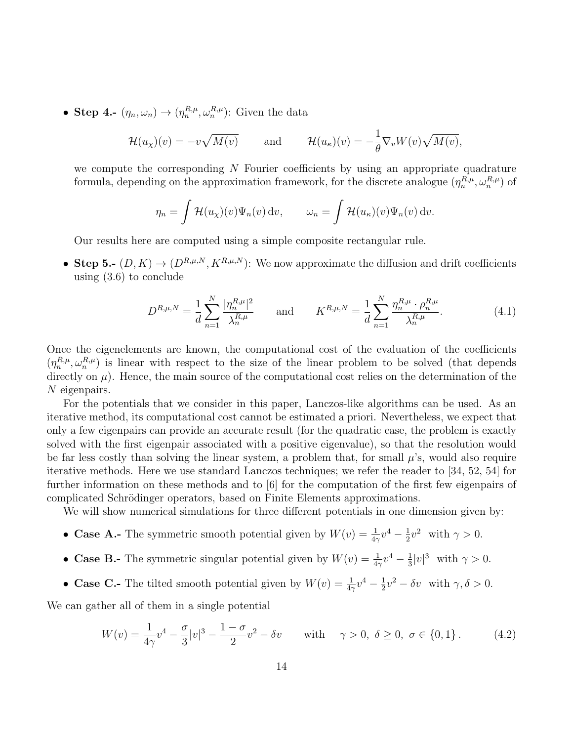- **Step 4.-** $(\eta_n, \omega_n) \to (\eta_n^{R,\mu}, \omega_n^{R,\mu})$: Given the data

$$\mathcal{H}(u_\chi)(v) = -v\sqrt{M(v)} \qquad \text{and} \qquad \mathcal{H}(u_\kappa)(v) = -\frac{1}{\theta}\nabla_v W(v)\sqrt{M(v)},$$

  we compute the corresponding $N$ Fourier coefficients by using an appropriate quadrature formula, depending on the approximation framework, for the discrete analogue $(\eta_n^{R,\mu}, \omega_n^{R,\mu})$ of

$$\eta_n = \int \mathcal{H}(u_\chi)(v)\Psi_n(v)\,\mathrm{d}v, \qquad \omega_n = \int \mathcal{H}(u_\kappa)(v)\Psi_n(v)\,\mathrm{d}v.$$

  Our results here are computed using a simple composite rectangular rule.

- **Step 5.-** $(D, K) \to (D^{R,\mu,N}, K^{R,\mu,N})$: We now approximate the diffusion and drift coefficients using (3.6) to conclude

$$D^{R,\mu,N} = \frac{1}{d}\sum_{n=1}^{N} \frac{|\eta_n^{R,\mu}|^2}{\lambda_n^{R,\mu}} \qquad \text{and} \qquad K^{R,\mu,N} = \frac{1}{d}\sum_{n=1}^{N} \frac{\eta_n^{R,\mu}\cdot\rho_n^{R,\mu}}{\lambda_n^{R,\mu}}. \tag{4.1}$$

Once the eigenelements are known, the computational cost of the evaluation of the coefficients $(\eta_n^{R,\mu}, \omega_n^{R,\mu})$ is linear with respect to the size of the linear problem to be solved (that depends directly on $\mu$). Hence, the main source of the computational cost relies on the determination of the $N$ eigenpairs.

For the potentials that we consider in this paper, Lanczos-like algorithms can be used. As an iterative method, its computational cost cannot be estimated a priori. Nevertheless, we expect that only a few eigenpairs can provide an accurate result (for the quadratic case, the problem is exactly solved with the first eigenpair associated with a positive eigenvalue), so that the resolution would be far less costly than solving the linear system, a problem that, for small $\mu$'s, would also require iterative methods. Here we use standard Lanczos techniques; we refer the reader to [34, 52, 54] for further information on these methods and to [6] for the computation of the first few eigenpairs of complicated Schrödinger operators, based on Finite Elements approximations.

We will show numerical simulations for three different potentials in one dimension given by:

- **Case A.-** The symmetric smooth potential given by $W(v) = \frac{1}{4\gamma}v^4 - \frac{1}{2}v^2$ with $\gamma > 0$.
- **Case B.-** The symmetric singular potential given by $W(v) = \frac{1}{4\gamma}v^4 - \frac{1}{3}|v|^3$ with $\gamma > 0$.
- **Case C.-** The tilted smooth potential given by $W(v) = \frac{1}{4\gamma}v^4 - \frac{1}{2}v^2 - \delta v$ with $\gamma, \delta > 0$.

We can gather all of them in a single potential

$$W(v) = \frac{1}{4\gamma}v^4 - \frac{\sigma}{3}|v|^3 - \frac{1-\sigma}{2}v^2 - \delta v \qquad \text{with} \qquad \gamma > 0,\ \delta \geq 0,\ \sigma \in \{0, 1\}. \tag{4.2}$$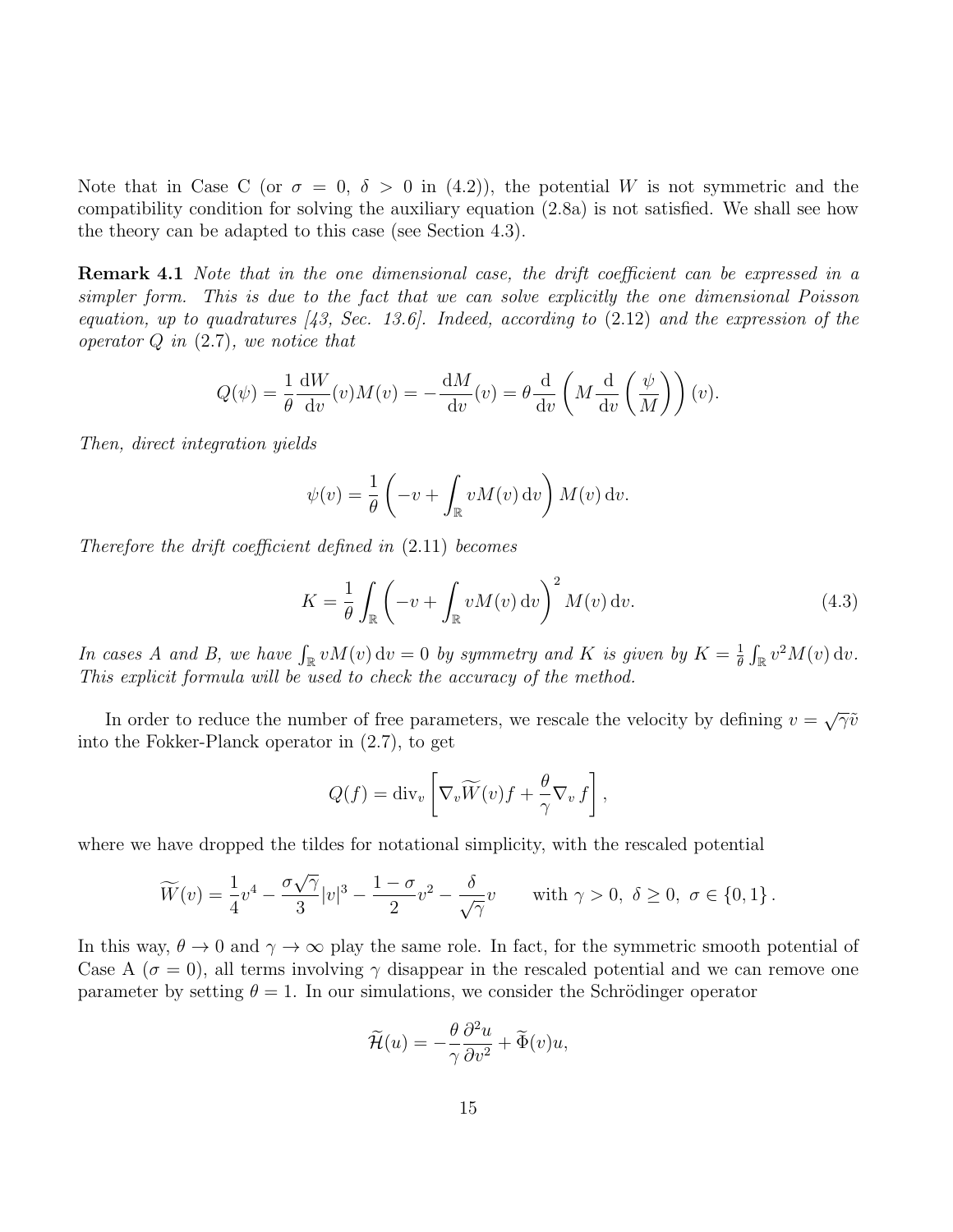Note that in Case C (or $\sigma = 0$, $\delta > 0$ in (4.2)), the potential $W$ is not symmetric and the compatibility condition for solving the auxiliary equation (2.8a) is not satisfied. We shall see how the theory can be adapted to this case (see Section 4.3).

**Remark 4.1** *Note that in the one dimensional case, the drift coefficient can be expressed in a simpler form. This is due to the fact that we can solve explicitly the one dimensional Poisson equation, up to quadratures [43, Sec. 13.6]. Indeed, according to* (2.12) *and the expression of the operator $Q$ in* (2.7)*, we notice that*

$$Q(\psi) = \frac{1}{\theta}\frac{\mathrm{d}W}{\mathrm{d}v}(v)M(v) = -\frac{\mathrm{d}M}{\mathrm{d}v}(v) = \theta\frac{\mathrm{d}}{\mathrm{d}v}\left(M\frac{\mathrm{d}}{\mathrm{d}v}\left(\frac{\psi}{M}\right)\right)(v).$$

*Then, direct integration yields*

$$\psi(v) = \frac{1}{\theta}\left(-v + \int_{\mathbb{R}} vM(v)\,\mathrm{d}v\right)M(v)\,\mathrm{d}v.$$

*Therefore the drift coefficient defined in* (2.11) *becomes*

$$K = \frac{1}{\theta}\int_{\mathbb{R}}\left(-v + \int_{\mathbb{R}} vM(v)\,\mathrm{d}v\right)^2 M(v)\,\mathrm{d}v. \tag{4.3}$$

*In cases A and B, we have $\int_{\mathbb{R}} vM(v)\,\mathrm{d}v = 0$ by symmetry and $K$ is given by $K = \frac{1}{\theta}\int_{\mathbb{R}} v^2M(v)\,\mathrm{d}v$. This explicit formula will be used to check the accuracy of the method.*

In order to reduce the number of free parameters, we rescale the velocity by defining $v = \sqrt{\gamma}\tilde{v}$ into the Fokker-Planck operator in (2.7), to get

$$Q(f) = \mathrm{div}_v\left[\nabla_v\widetilde{W}(v)f + \frac{\theta}{\gamma}\nabla_v f\right],$$

where we have dropped the tildes for notational simplicity, with the rescaled potential

$$\widetilde{W}(v) = \frac{1}{4}v^4 - \frac{\sigma\sqrt{\gamma}}{3}|v|^3 - \frac{1-\sigma}{2}v^2 - \frac{\delta}{\sqrt{\gamma}}v \qquad \text{with } \gamma > 0,\ \delta \geq 0,\ \sigma \in \{0, 1\}.$$

In this way, $\theta \to 0$ and $\gamma \to \infty$ play the same role. In fact, for the symmetric smooth potential of Case A ($\sigma = 0$), all terms involving $\gamma$ disappear in the rescaled potential and we can remove one parameter by setting $\theta = 1$. In our simulations, we consider the Schrödinger operator

$$\widetilde{\mathcal{H}}(u) = -\frac{\theta}{\gamma}\frac{\partial^2 u}{\partial v^2} + \widetilde{\Phi}(v)u,$$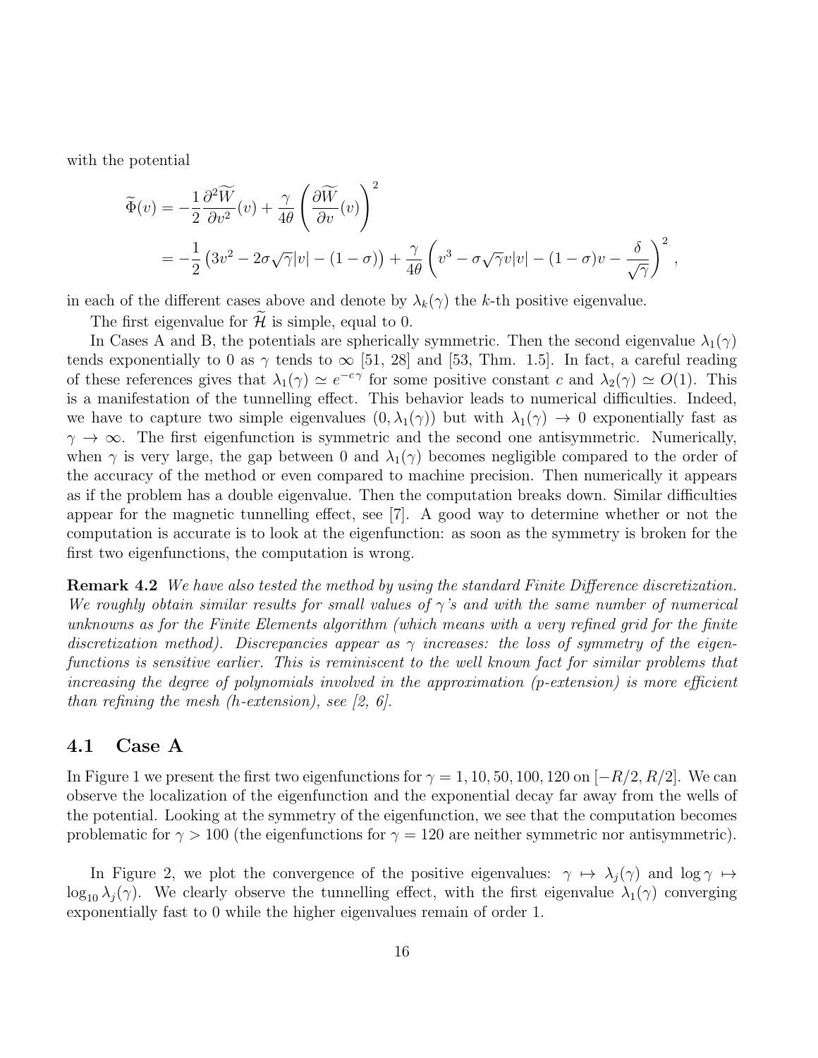with the potential

$$
\begin{aligned}
\widetilde{\Phi}(v) &= -\frac{1}{2}\frac{\partial^2 \widetilde{W}}{\partial v^2}(v) + \frac{\gamma}{4\theta}\left(\frac{\partial \widetilde{W}}{\partial v}(v)\right)^2 \\
&= -\frac{1}{2}\left(3v^2 - 2\sigma\sqrt{\gamma}|v| - (1-\sigma)\right) + \frac{\gamma}{4\theta}\left(v^3 - \sigma\sqrt{\gamma}v|v| - (1-\sigma)v - \frac{\delta}{\sqrt{\gamma}}\right)^2 ,
\end{aligned}
$$

in each of the different cases above and denote by $\lambda_k(\gamma)$ the $k$-th positive eigenvalue.

The first eigenvalue for $\widetilde{\mathcal{H}}$ is simple, equal to 0.

In Cases A and B, the potentials are spherically symmetric. Then the second eigenvalue $\lambda_1(\gamma)$ tends exponentially to 0 as $\gamma$ tends to $\infty$ [51, 28] and [53, Thm. 1.5]. In fact, a careful reading of these references gives that $\lambda_1(\gamma) \simeq e^{-c\gamma}$ for some positive constant $c$ and $\lambda_2(\gamma) \simeq O(1)$. This is a manifestation of the tunnelling effect. This behavior leads to numerical difficulties. Indeed, we have to capture two simple eigenvalues $(0, \lambda_1(\gamma))$ but with $\lambda_1(\gamma) \to 0$ exponentially fast as $\gamma \to \infty$. The first eigenfunction is symmetric and the second one antisymmetric. Numerically, when $\gamma$ is very large, the gap between 0 and $\lambda_1(\gamma)$ becomes negligible compared to the order of the accuracy of the method or even compared to machine precision. Then numerically it appears as if the problem has a double eigenvalue. Then the computation breaks down. Similar difficulties appear for the magnetic tunnelling effect, see [7]. A good way to determine whether or not the computation is accurate is to look at the eigenfunction: as soon as the symmetry is broken for the first two eigenfunctions, the computation is wrong.

**Remark 4.2** *We have also tested the method by using the standard Finite Difference discretization. We roughly obtain similar results for small values of $\gamma$'s and with the same number of numerical unknowns as for the Finite Elements algorithm (which means with a very refined grid for the finite discretization method). Discrepancies appear as $\gamma$ increases: the loss of symmetry of the eigenfunctions is sensitive earlier. This is reminiscent to the well known fact for similar problems that increasing the degree of polynomials involved in the approximation (p-extension) is more efficient than refining the mesh (h-extension), see [2, 6].*

## 4.1 Case A

In Figure 1 we present the first two eigenfunctions for $\gamma = 1, 10, 50, 100, 120$ on $[-R/2, R/2]$. We can observe the localization of the eigenfunction and the exponential decay far away from the wells of the potential. Looking at the symmetry of the eigenfunction, we see that the computation becomes problematic for $\gamma > 100$ (the eigenfunctions for $\gamma = 120$ are neither symmetric nor antisymmetric).

In Figure 2, we plot the convergence of the positive eigenvalues: $\gamma \mapsto \lambda_j(\gamma)$ and $\log\gamma \mapsto \log_{10}\lambda_j(\gamma)$. We clearly observe the tunnelling effect, with the first eigenvalue $\lambda_1(\gamma)$ converging exponentially fast to 0 while the higher eigenvalues remain of order 1.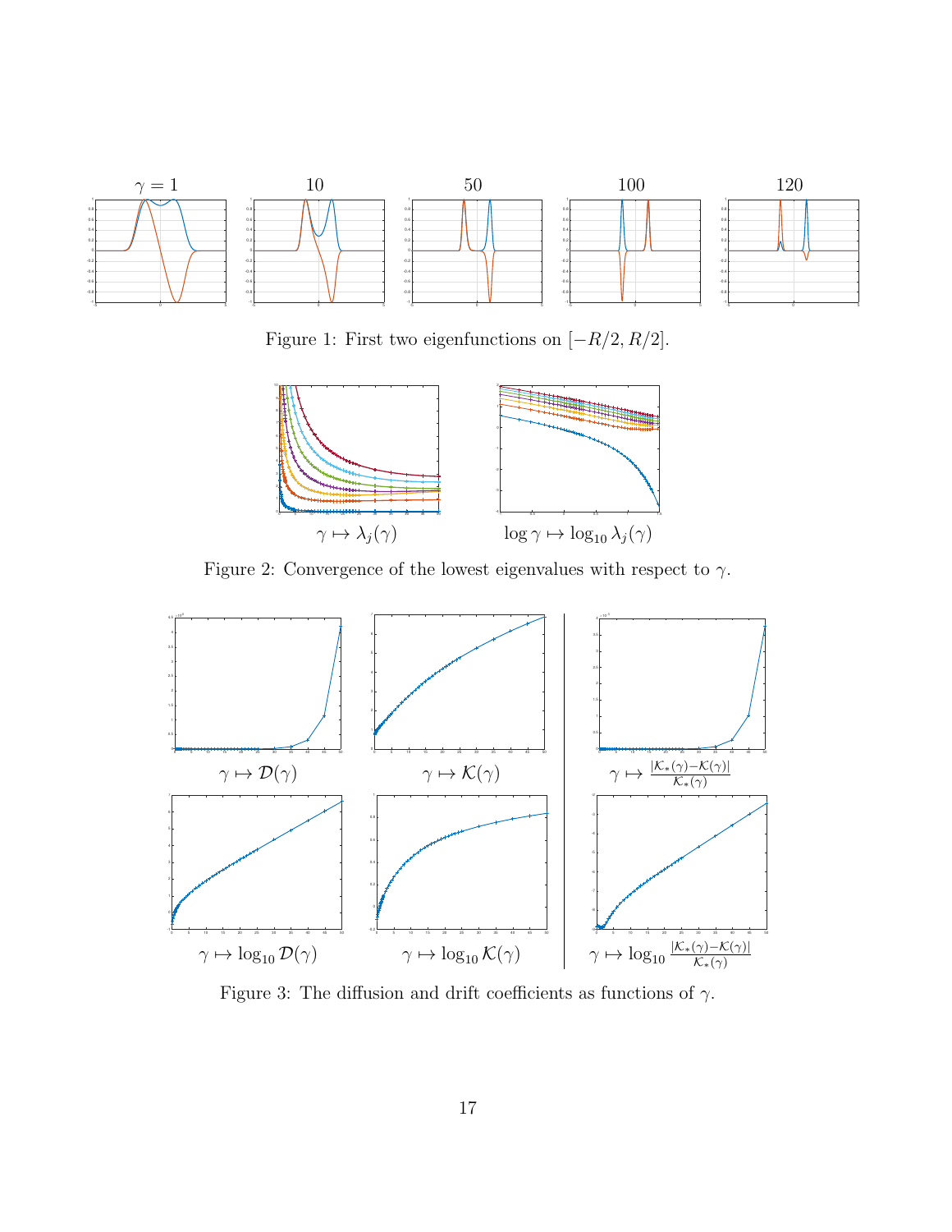$\gamma = 1$ 10 50 100 120

Figure 1: First two eigenfunctions on $[-R/2, R/2]$.

$\gamma \mapsto \lambda_j(\gamma)$ $\log \gamma \mapsto \log_{10} \lambda_j(\gamma)$

Figure 2: Convergence of the lowest eigenvalues with respect to $\gamma$.

$\gamma \mapsto \mathcal{D}(\gamma)$ $\gamma \mapsto \mathcal{K}(\gamma)$ $\gamma \mapsto \frac{|\mathcal{K}_*(\gamma) - \mathcal{K}(\gamma)|}{\mathcal{K}_*(\gamma)}$

$\gamma \mapsto \log_{10} \mathcal{D}(\gamma)$ $\gamma \mapsto \log_{10} \mathcal{K}(\gamma)$ $\gamma \mapsto \log_{10} \frac{|\mathcal{K}_*(\gamma) - \mathcal{K}(\gamma)|}{\mathcal{K}_*(\gamma)}$

Figure 3: The diffusion and drift coefficients as functions of $\gamma$.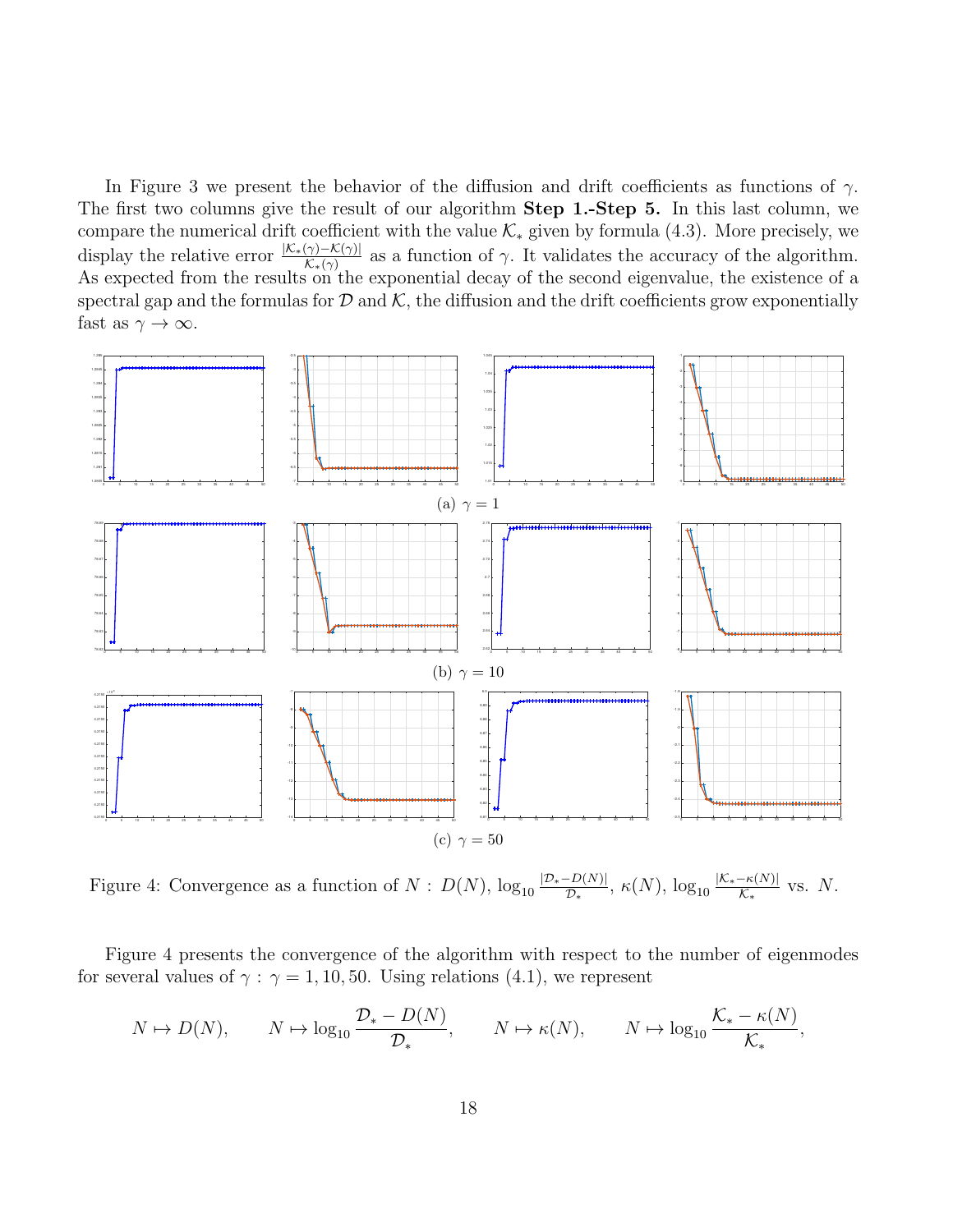In Figure 3 we present the behavior of the diffusion and drift coefficients as functions of $\gamma$. The first two columns give the result of our algorithm **Step 1.-Step 5.** In this last column, we compare the numerical drift coefficient with the value $\mathcal{K}_*$ given by formula (4.3). More precisely, we display the relative error $\frac{|\mathcal{K}_*(\gamma)-\mathcal{K}(\gamma)|}{\mathcal{K}_*(\gamma)}$ as a function of $\gamma$. It validates the accuracy of the algorithm. As expected from the results on the exponential decay of the second eigenvalue, the existence of a spectral gap and the formulas for $\mathcal{D}$ and $\mathcal{K}$, the diffusion and the drift coefficients grow exponentially fast as $\gamma \to \infty$.

(a) $\gamma = 1$

(b) $\gamma = 10$

(c) $\gamma = 50$

Figure 4: Convergence as a function of $N$ : $D(N)$, $\log_{10} \frac{|\mathcal{D}_* - D(N)|}{\mathcal{D}_*}$, $\kappa(N)$, $\log_{10} \frac{|\mathcal{K}_* - \kappa(N)|}{\mathcal{K}_*}$ vs. $N$.

Figure 4 presents the convergence of the algorithm with respect to the number of eigenmodes for several values of $\gamma$ : $\gamma = 1, 10, 50$. Using relations (4.1), we represent

$$N \mapsto D(N), \qquad N \mapsto \log_{10} \frac{\mathcal{D}_* - D(N)}{\mathcal{D}_*}, \qquad N \mapsto \kappa(N), \qquad N \mapsto \log_{10} \frac{\mathcal{K}_* - \kappa(N)}{\mathcal{K}_*},$$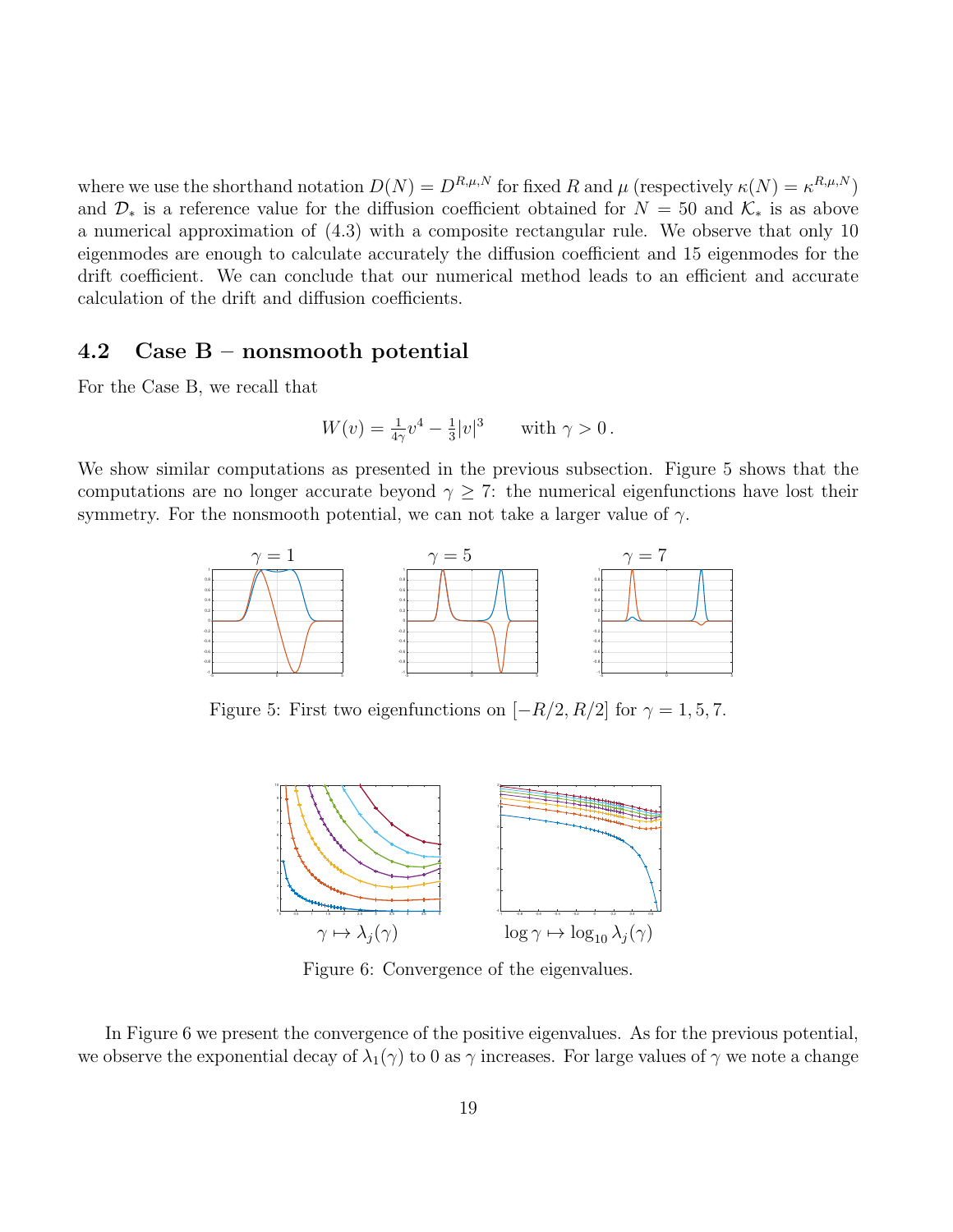where we use the shorthand notation $D(N) = D^{R,\mu,N}$ for fixed $R$ and $\mu$ (respectively $\kappa(N) = \kappa^{R,\mu,N}$) and $\mathcal{D}_*$ is a reference value for the diffusion coefficient obtained for $N = 50$ and $\mathcal{K}_*$ is as above a numerical approximation of (4.3) with a composite rectangular rule. We observe that only 10 eigenmodes are enough to calculate accurately the diffusion coefficient and 15 eigenmodes for the drift coefficient. We can conclude that our numerical method leads to an efficient and accurate calculation of the drift and diffusion coefficients.

## 4.2 Case B – nonsmooth potential

For the Case B, we recall that

$$W(v) = \tfrac{1}{4\gamma}v^4 - \tfrac{1}{3}|v|^3 \qquad \text{with } \gamma > 0\,.$$

We show similar computations as presented in the previous subsection. Figure 5 shows that the computations are no longer accurate beyond $\gamma \geq 7$: the numerical eigenfunctions have lost their symmetry. For the nonsmooth potential, we can not take a larger value of $\gamma$.

Figure 5: First two eigenfunctions on $[-R/2, R/2]$ for $\gamma = 1, 5, 7$.

$\gamma \mapsto \lambda_j(\gamma)$ $\qquad$ $\log \gamma \mapsto \log_{10} \lambda_j(\gamma)$

Figure 6: Convergence of the eigenvalues.

In Figure 6 we present the convergence of the positive eigenvalues. As for the previous potential, we observe the exponential decay of $\lambda_1(\gamma)$ to 0 as $\gamma$ increases. For large values of $\gamma$ we note a change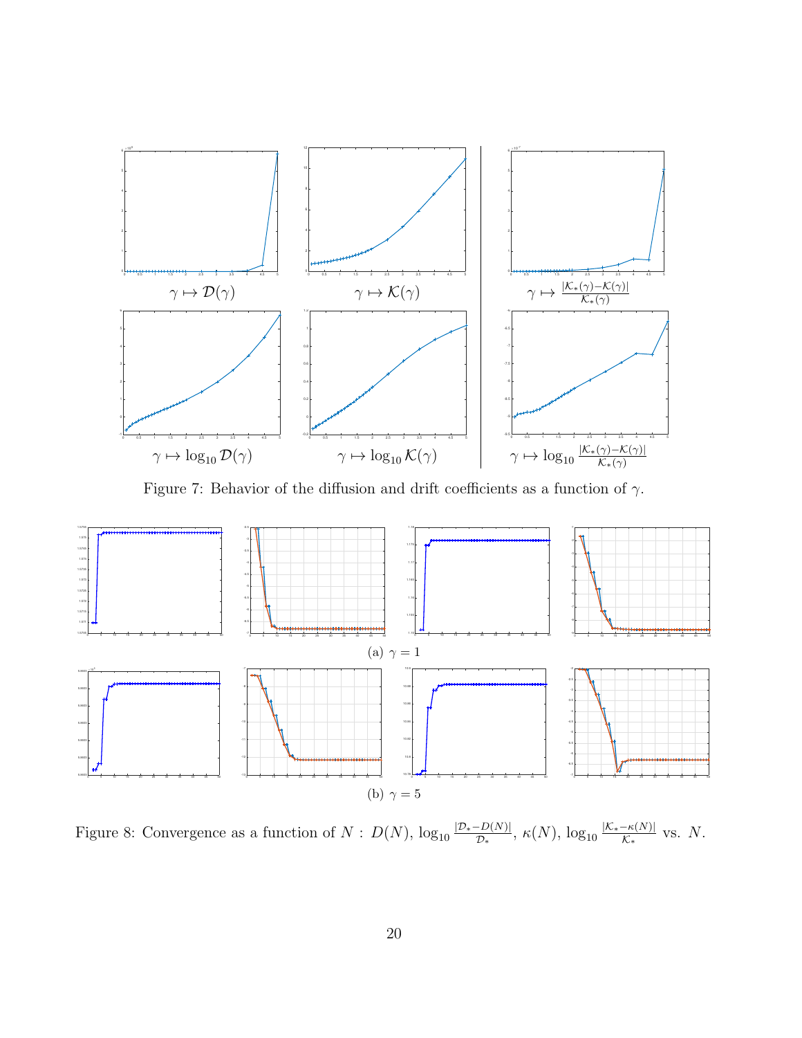$\gamma \mapsto \mathcal{D}(\gamma)$ $\gamma \mapsto \mathcal{K}(\gamma)$ $\gamma \mapsto \frac{|\mathcal{K}_*(\gamma)-\mathcal{K}(\gamma)|}{\mathcal{K}_*(\gamma)}$

$\gamma \mapsto \log_{10} \mathcal{D}(\gamma)$ $\gamma \mapsto \log_{10} \mathcal{K}(\gamma)$ $\gamma \mapsto \log_{10} \frac{|\mathcal{K}_*(\gamma)-\mathcal{K}(\gamma)|}{\mathcal{K}_*(\gamma)}$

Figure 7: Behavior of the diffusion and drift coefficients as a function of $\gamma$.

(a) $\gamma = 1$

(b) $\gamma = 5$

Figure 8: Convergence as a function of $N$ : $D(N)$, $\log_{10} \frac{|\mathcal{D}_* - D(N)|}{\mathcal{D}_*}$, $\kappa(N)$, $\log_{10} \frac{|\mathcal{K}_* - \kappa(N)|}{\mathcal{K}_*}$ vs. $N$.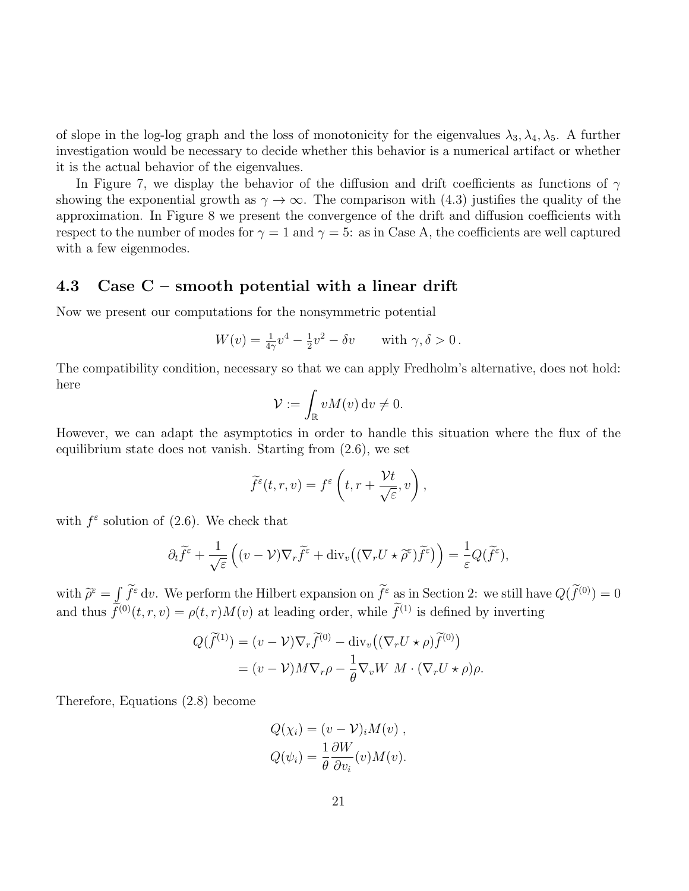of slope in the log-log graph and the loss of monotonicity for the eigenvalues $\lambda_3, \lambda_4, \lambda_5$. A further investigation would be necessary to decide whether this behavior is a numerical artifact or whether it is the actual behavior of the eigenvalues.

In Figure 7, we display the behavior of the diffusion and drift coefficients as functions of $\gamma$ showing the exponential growth as $\gamma \to \infty$. The comparison with (4.3) justifies the quality of the approximation. In Figure 8 we present the convergence of the drift and diffusion coefficients with respect to the number of modes for $\gamma = 1$ and $\gamma = 5$: as in Case A, the coefficients are well captured with a few eigenmodes.

### 4.3 Case C – smooth potential with a linear drift

Now we present our computations for the nonsymmetric potential

$$W(v) = \tfrac{1}{4\gamma}v^4 - \tfrac{1}{2}v^2 - \delta v \qquad \text{with } \gamma, \delta > 0\,.$$

The compatibility condition, necessary so that we can apply Fredholm's alternative, does not hold: here

$$\mathcal{V} := \int_{\mathbb{R}} vM(v)\,\mathrm{d}v \neq 0.$$

However, we can adapt the asymptotics in order to handle this situation where the flux of the equilibrium state does not vanish. Starting from (2.6), we set

$$\widetilde{f}^{\varepsilon}(t, r, v) = f^{\varepsilon}\left(t, r + \frac{\mathcal{V}t}{\sqrt{\varepsilon}}, v\right),$$

with $f^{\varepsilon}$ solution of (2.6). We check that

$$\partial_t \widetilde{f}^{\varepsilon} + \frac{1}{\sqrt{\varepsilon}}\Big((v - \mathcal{V})\nabla_r \widetilde{f}^{\varepsilon} + \mathrm{div}_v\big((\nabla_r U \star \widetilde{\rho}^{\varepsilon})\widetilde{f}^{\varepsilon}\big)\Big) = \frac{1}{\varepsilon}Q(\widetilde{f}^{\varepsilon}),$$

with $\widetilde{\rho}^{\varepsilon} = \int \widetilde{f}^{\varepsilon}\,\mathrm{d}v$. We perform the Hilbert expansion on $\widetilde{f}^{\varepsilon}$ as in Section 2: we still have $Q(\widetilde{f}^{(0)}) = 0$ and thus $\widetilde{f}^{(0)}(t, r, v) = \rho(t, r)M(v)$ at leading order, while $\widetilde{f}^{(1)}$ is defined by inverting

$$\begin{aligned}
Q(\widetilde{f}^{(1)}) &= (v - \mathcal{V})\nabla_r \widetilde{f}^{(0)} - \mathrm{div}_v\big((\nabla_r U \star \rho)\widetilde{f}^{(0)}\big) \\
&= (v - \mathcal{V})M\nabla_r \rho - \frac{1}{\theta}\nabla_v W\ M \cdot (\nabla_r U \star \rho)\rho.
\end{aligned}$$

Therefore, Equations (2.8) become

$$\begin{aligned}
Q(\chi_i) &= (v - \mathcal{V})_i M(v)\,, \\
Q(\psi_i) &= \frac{1}{\theta}\frac{\partial W}{\partial v_i}(v)M(v).
\end{aligned}$$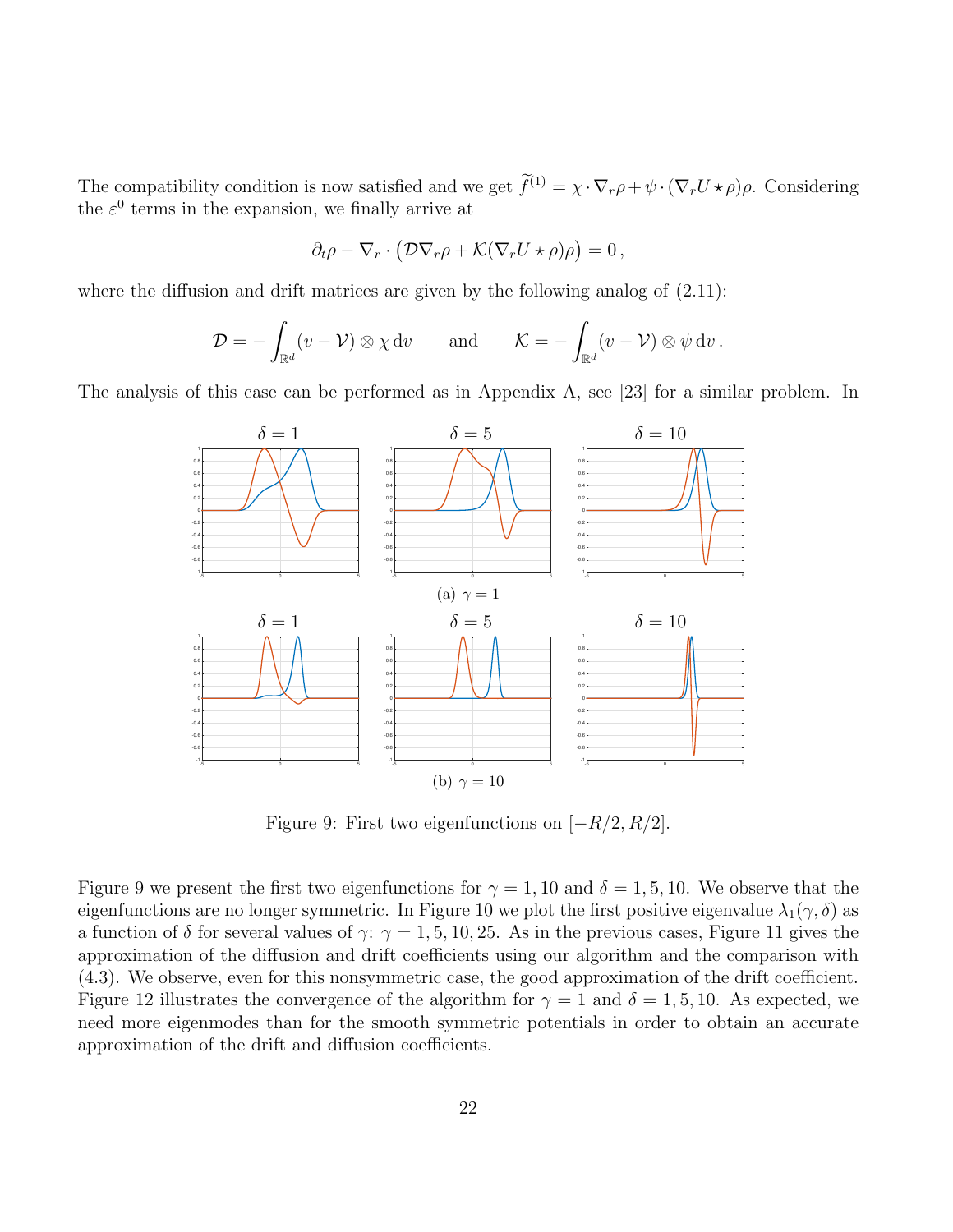The compatibility condition is now satisfied and we get $\widetilde{f}^{(1)} = \chi \cdot \nabla_r \rho + \psi \cdot (\nabla_r U \star \rho)\rho$. Considering the $\varepsilon^0$ terms in the expansion, we finally arrive at

$$\partial_t \rho - \nabla_r \cdot \big( \mathcal{D} \nabla_r \rho + \mathcal{K} (\nabla_r U \star \rho) \rho \big) = 0\,,$$

where the diffusion and drift matrices are given by the following analog of (2.11):

$$\mathcal{D} = -\int_{\mathbb{R}^d} (v - \mathcal{V}) \otimes \chi \,\mathrm{d}v \qquad \text{and} \qquad \mathcal{K} = -\int_{\mathbb{R}^d} (v - \mathcal{V}) \otimes \psi \,\mathrm{d}v\,.$$

The analysis of this case can be performed as in Appendix A, see [23] for a similar problem. In Figure 9 we present the first two eigenfunctions for $\gamma = 1, 10$ and $\delta = 1, 5, 10$. We observe that the eigenfunctions are no longer symmetric. In Figure 10 we plot the first positive eigenvalue $\lambda_1(\gamma, \delta)$ as a function of $\delta$ for several values of $\gamma$: $\gamma = 1, 5, 10, 25$. As in the previous cases, Figure 11 gives the approximation of the diffusion and drift coefficients using our algorithm and the comparison with (4.3). We observe, even for this nonsymmetric case, the good approximation of the drift coefficient. Figure 12 illustrates the convergence of the algorithm for $\gamma = 1$ and $\delta = 1, 5, 10$. As expected, we need more eigenmodes than for the smooth symmetric potentials in order to obtain an accurate approximation of the drift and diffusion coefficients.

(a) $\gamma = 1$ — $\delta = 1$, $\delta = 5$, $\delta = 10$

(b) $\gamma = 10$ — $\delta = 1$, $\delta = 5$, $\delta = 10$

Figure 9: First two eigenfunctions on $[-R/2, R/2]$.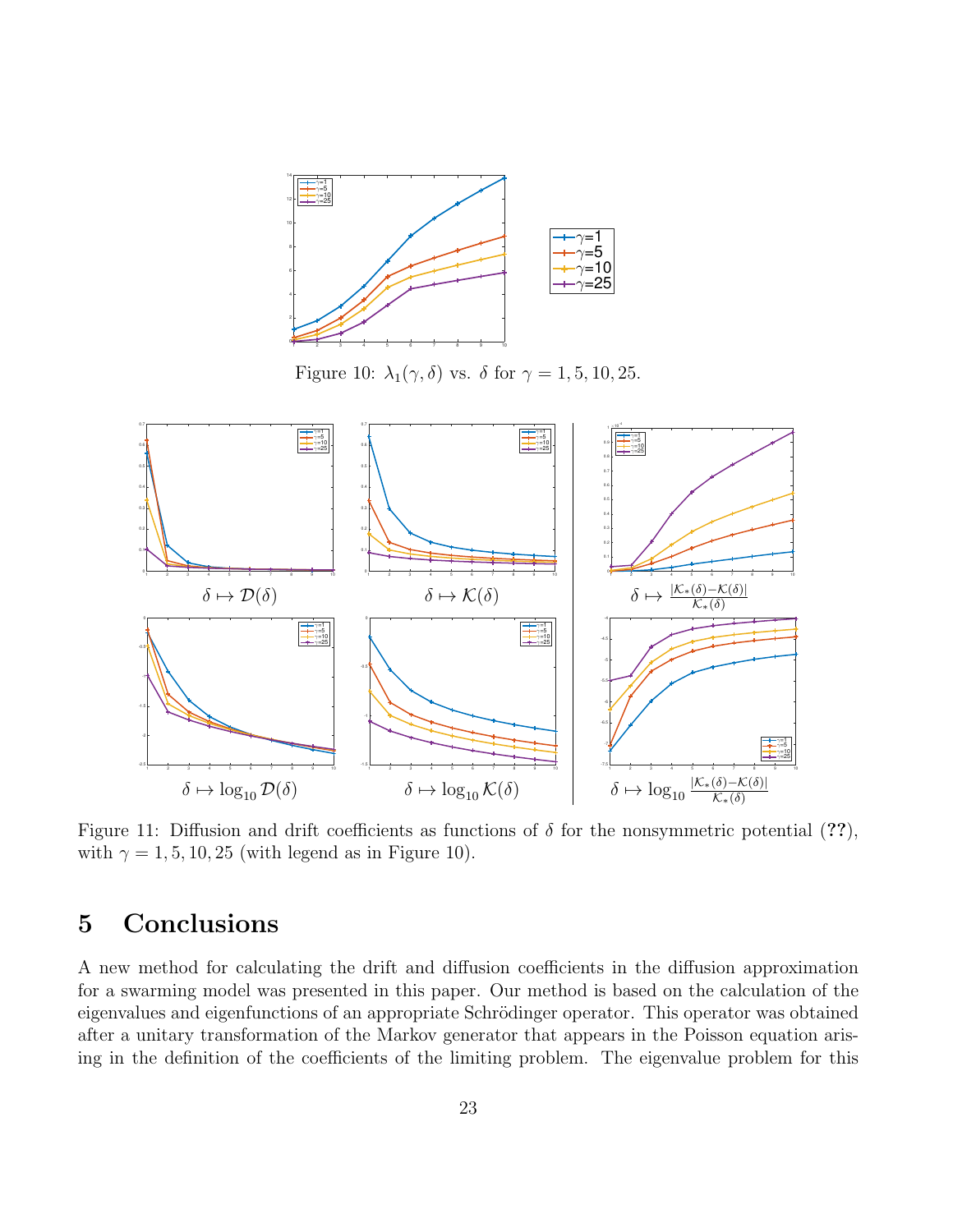Figure 10: $\lambda_1(\gamma, \delta)$ vs. $\delta$ for $\gamma = 1, 5, 10, 25$.

$\delta \mapsto \mathcal{D}(\delta)$ $\delta \mapsto \mathcal{K}(\delta)$ $\delta \mapsto \frac{|\mathcal{K}_*(\delta) - \mathcal{K}(\delta)|}{\mathcal{K}_*(\delta)}$

$\delta \mapsto \log_{10} \mathcal{D}(\delta)$ $\delta \mapsto \log_{10} \mathcal{K}(\delta)$ $\delta \mapsto \log_{10} \frac{|\mathcal{K}_*(\delta) - \mathcal{K}(\delta)|}{\mathcal{K}_*(\delta)}$

Figure 11: Diffusion and drift coefficients as functions of $\delta$ for the nonsymmetric potential (**??**), with $\gamma = 1, 5, 10, 25$ (with legend as in Figure 10).

# 5 Conclusions

A new method for calculating the drift and diffusion coefficients in the diffusion approximation for a swarming model was presented in this paper. Our method is based on the calculation of the eigenvalues and eigenfunctions of an appropriate Schrödinger operator. This operator was obtained after a unitary transformation of the Markov generator that appears in the Poisson equation arising in the definition of the coefficients of the limiting problem. The eigenvalue problem for this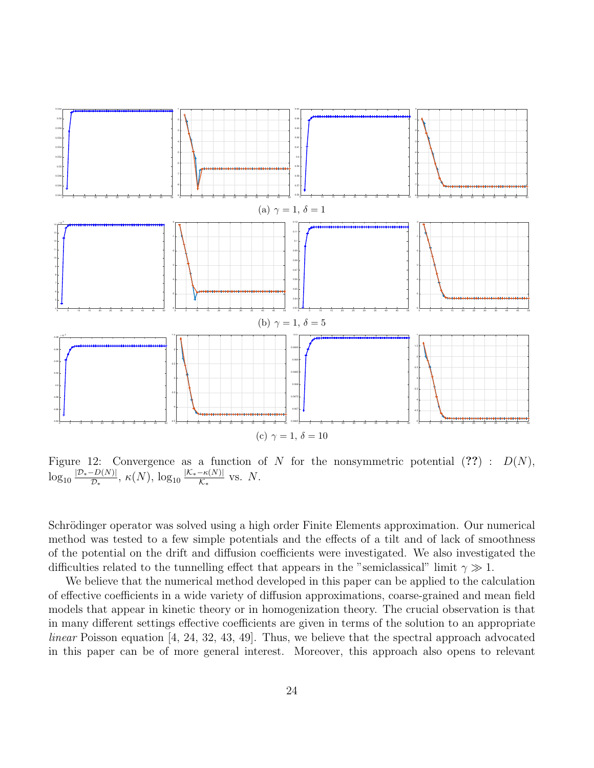(a) $\gamma = 1$, $\delta = 1$

(b) $\gamma = 1$, $\delta = 5$

(c) $\gamma = 1$, $\delta = 10$

Figure 12: Convergence as a function of $N$ for the nonsymmetric potential (**??**) : $D(N)$, $\log_{10} \frac{|\mathcal{D}_* - D(N)|}{\mathcal{D}_*}$, $\kappa(N)$, $\log_{10} \frac{|\mathcal{K}_* - \kappa(N)|}{\mathcal{K}_*}$ vs. $N$.

Schrödinger operator was solved using a high order Finite Elements approximation. Our numerical method was tested to a few simple potentials and the effects of a tilt and of lack of smoothness of the potential on the drift and diffusion coefficients were investigated. We also investigated the difficulties related to the tunnelling effect that appears in the "semiclassical" limit $\gamma \gg 1$.

We believe that the numerical method developed in this paper can be applied to the calculation of effective coefficients in a wide variety of diffusion approximations, coarse-grained and mean field models that appear in kinetic theory or in homogenization theory. The crucial observation is that in many different settings effective coefficients are given in terms of the solution to an appropriate *linear* Poisson equation [4, 24, 32, 43, 49]. Thus, we believe that the spectral approach advocated in this paper can be of more general interest. Moreover, this approach also opens to relevant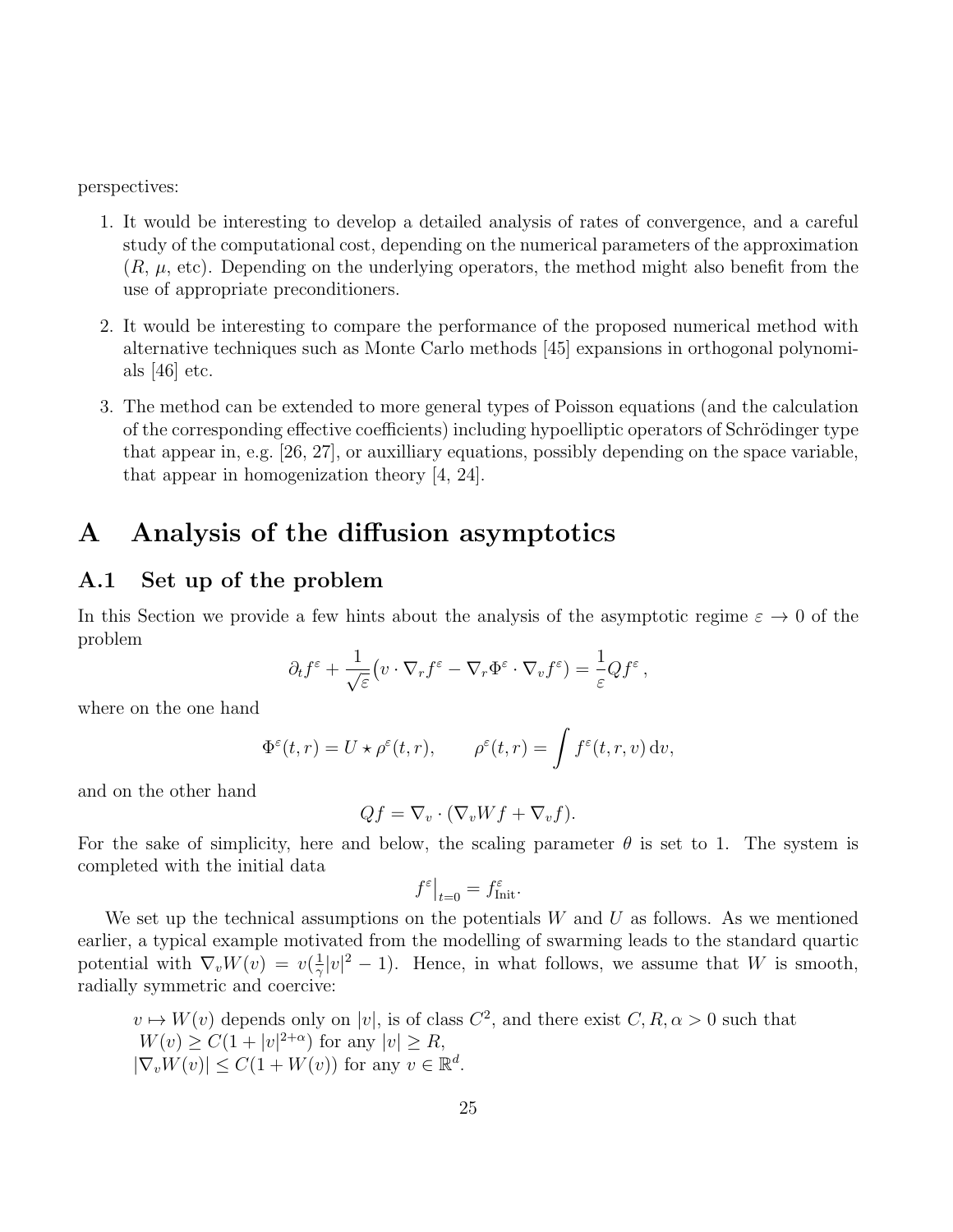perspectives:

1. It would be interesting to develop a detailed analysis of rates of convergence, and a careful study of the computational cost, depending on the numerical parameters of the approximation ($R$, $\mu$, etc). Depending on the underlying operators, the method might also benefit from the use of appropriate preconditioners.

2. It would be interesting to compare the performance of the proposed numerical method with alternative techniques such as Monte Carlo methods [45] expansions in orthogonal polynomials [46] etc.

3. The method can be extended to more general types of Poisson equations (and the calculation of the corresponding effective coefficients) including hypoelliptic operators of Schrödinger type that appear in, e.g. [26, 27], or auxilliary equations, possibly depending on the space variable, that appear in homogenization theory [4, 24].

# A Analysis of the diffusion asymptotics

## A.1 Set up of the problem

In this Section we provide a few hints about the analysis of the asymptotic regime $\varepsilon \to 0$ of the problem

$$\partial_t f^\varepsilon + \frac{1}{\sqrt{\varepsilon}}\big(v \cdot \nabla_r f^\varepsilon - \nabla_r \Phi^\varepsilon \cdot \nabla_v f^\varepsilon\big) = \frac{1}{\varepsilon} Q f^\varepsilon \,,$$

where on the one hand

$$\Phi^\varepsilon(t,r) = U \star \rho^\varepsilon(t,r), \qquad \rho^\varepsilon(t,r) = \int f^\varepsilon(t,r,v)\,\mathrm{d}v,$$

and on the other hand

$$Qf = \nabla_v \cdot (\nabla_v W f + \nabla_v f).$$

For the sake of simplicity, here and below, the scaling parameter $\theta$ is set to 1. The system is completed with the initial data

$$f^\varepsilon\big|_{t=0} = f^\varepsilon_{\mathrm{Init}}.$$

We set up the technical assumptions on the potentials $W$ and $U$ as follows. As we mentioned earlier, a typical example motivated from the modelling of swarming leads to the standard quartic potential with $\nabla_v W(v) = v(\frac{1}{\gamma}|v|^2 - 1)$. Hence, in what follows, we assume that $W$ is smooth, radially symmetric and coercive:

> $v \mapsto W(v)$ depends only on $|v|$, is of class $C^2$, and there exist $C, R, \alpha > 0$ such that
> $W(v) \geq C(1 + |v|^{2+\alpha})$ for any $|v| \geq R$,
> $|\nabla_v W(v)| \leq C(1 + W(v))$ for any $v \in \mathbb{R}^d$.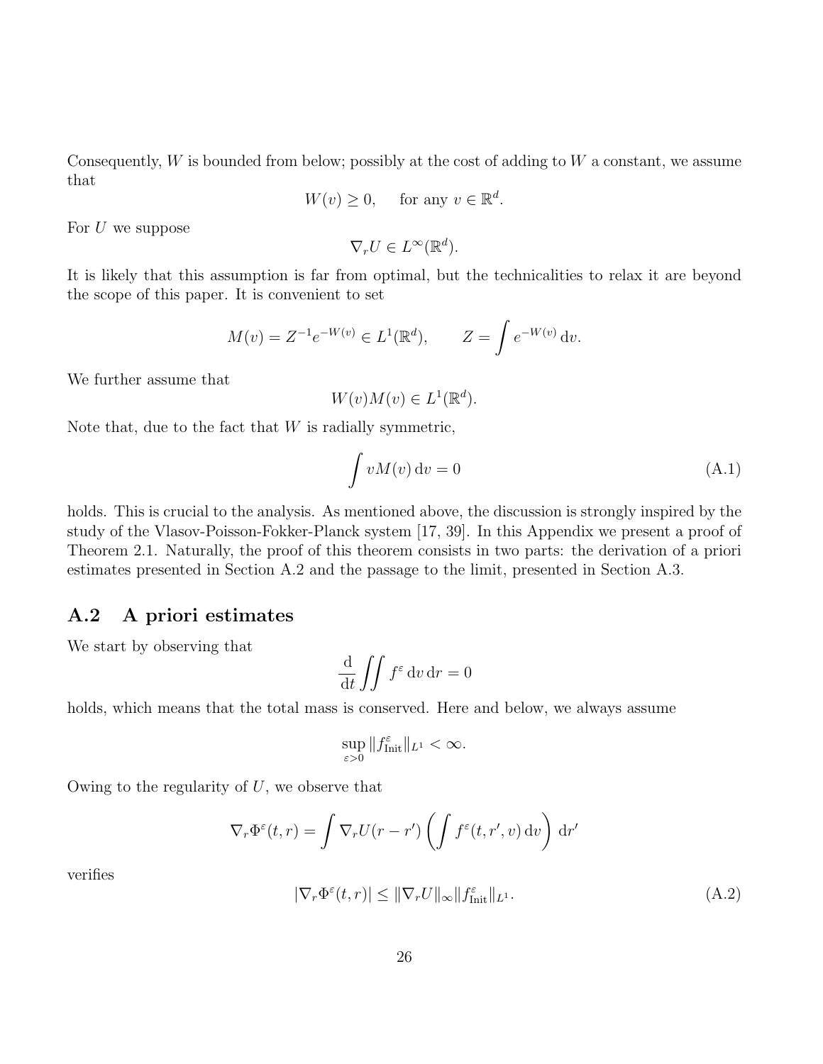Consequently, $W$ is bounded from below; possibly at the cost of adding to $W$ a constant, we assume that

$$W(v) \geq 0, \quad \text{for any } v \in \mathbb{R}^d.$$

For $U$ we suppose

$$\nabla_r U \in L^\infty(\mathbb{R}^d).$$

It is likely that this assumption is far from optimal, but the technicalities to relax it are beyond the scope of this paper. It is convenient to set

$$M(v) = Z^{-1} e^{-W(v)} \in L^1(\mathbb{R}^d), \qquad Z = \int e^{-W(v)} \, \mathrm{d}v.$$

We further assume that

$$W(v)M(v) \in L^1(\mathbb{R}^d).$$

Note that, due to the fact that $W$ is radially symmetric,

$$\int v M(v) \, \mathrm{d}v = 0 \tag{A.1}$$

holds. This is crucial to the analysis. As mentioned above, the discussion is strongly inspired by the study of the Vlasov-Poisson-Fokker-Planck system [17, 39]. In this Appendix we present a proof of Theorem 2.1. Naturally, the proof of this theorem consists in two parts: the derivation of a priori estimates presented in Section A.2 and the passage to the limit, presented in Section A.3.

## A.2 A priori estimates

We start by observing that

$$\frac{\mathrm{d}}{\mathrm{d}t} \iint f^\varepsilon \, \mathrm{d}v \, \mathrm{d}r = 0$$

holds, which means that the total mass is conserved. Here and below, we always assume

$$\sup_{\varepsilon > 0} \|f^\varepsilon_{\mathrm{Init}}\|_{L^1} < \infty.$$

Owing to the regularity of $U$, we observe that

$$\nabla_r \Phi^\varepsilon(t,r) = \int \nabla_r U(r - r') \left( \int f^\varepsilon(t, r', v) \, \mathrm{d}v \right) \mathrm{d}r'$$

verifies

$$|\nabla_r \Phi^\varepsilon(t,r)| \leq \|\nabla_r U\|_\infty \|f^\varepsilon_{\mathrm{Init}}\|_{L^1}. \tag{A.2}$$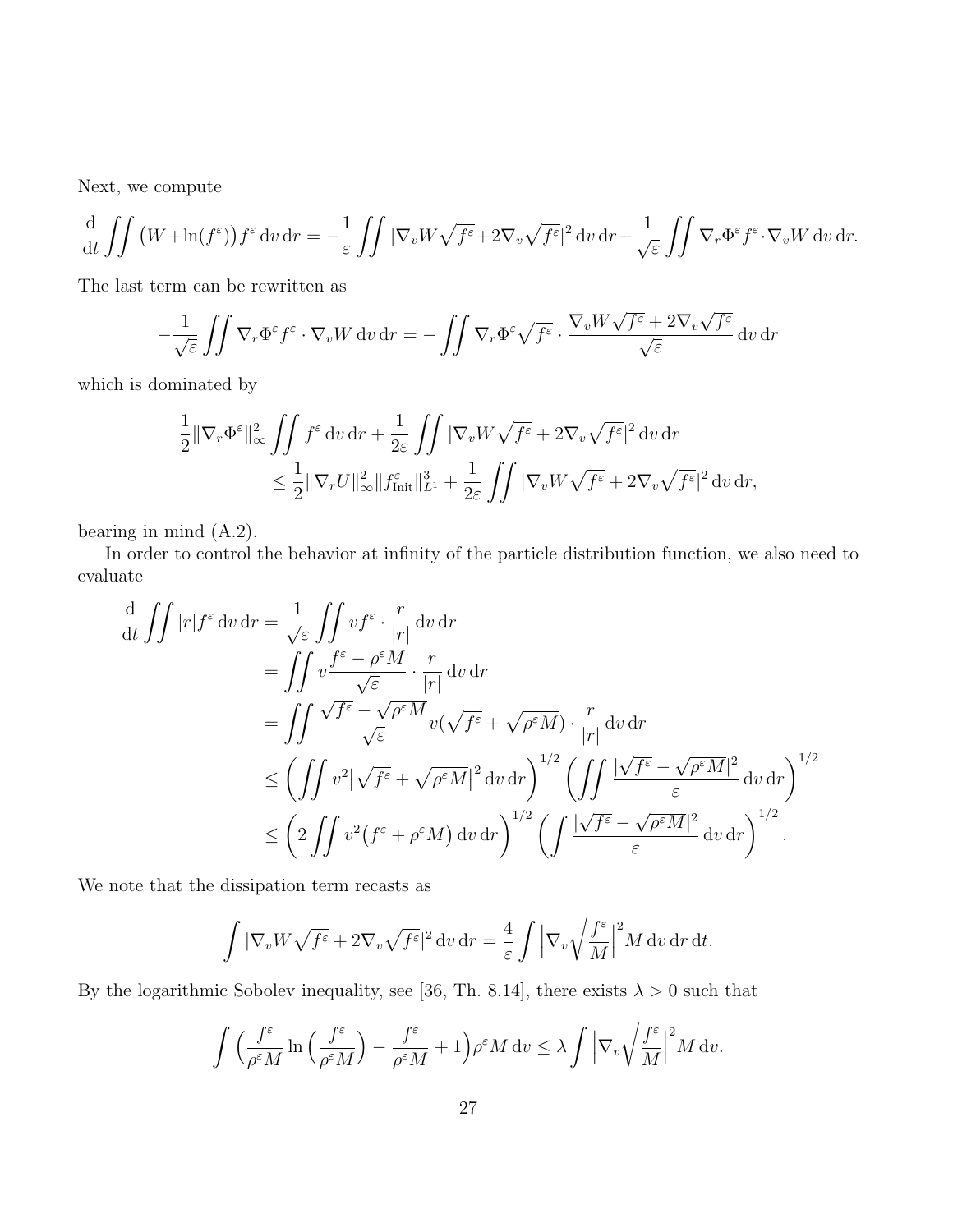Next, we compute

$$\frac{\mathrm{d}}{\mathrm{d}t}\iint \big(W+\ln(f^\varepsilon)\big) f^\varepsilon \,\mathrm{d}v\,\mathrm{d}r = -\frac{1}{\varepsilon}\iint |\nabla_v W\sqrt{f^\varepsilon}+2\nabla_v\sqrt{f^\varepsilon}|^2\,\mathrm{d}v\,\mathrm{d}r - \frac{1}{\sqrt{\varepsilon}}\iint \nabla_r\Phi^\varepsilon f^\varepsilon\cdot\nabla_v W\,\mathrm{d}v\,\mathrm{d}r.$$

The last term can be rewritten as

$$-\frac{1}{\sqrt{\varepsilon}}\iint \nabla_r\Phi^\varepsilon f^\varepsilon\cdot\nabla_v W\,\mathrm{d}v\,\mathrm{d}r = -\iint \nabla_r\Phi^\varepsilon\sqrt{f^\varepsilon}\cdot\frac{\nabla_v W\sqrt{f^\varepsilon}+2\nabla_v\sqrt{f^\varepsilon}}{\sqrt{\varepsilon}}\,\mathrm{d}v\,\mathrm{d}r$$

which is dominated by

$$\begin{aligned}
&\frac{1}{2}\|\nabla_r\Phi^\varepsilon\|_\infty^2\iint f^\varepsilon\,\mathrm{d}v\,\mathrm{d}r + \frac{1}{2\varepsilon}\iint |\nabla_v W\sqrt{f^\varepsilon}+2\nabla_v\sqrt{f^\varepsilon}|^2\,\mathrm{d}v\,\mathrm{d}r\\
&\qquad\le \frac{1}{2}\|\nabla_r U\|_\infty^2\|f^\varepsilon_{\mathrm{Init}}\|_{L^1}^3 + \frac{1}{2\varepsilon}\iint |\nabla_v W\sqrt{f^\varepsilon}+2\nabla_v\sqrt{f^\varepsilon}|^2\,\mathrm{d}v\,\mathrm{d}r,
\end{aligned}$$

bearing in mind (A.2).

In order to control the behavior at infinity of the particle distribution function, we also need to evaluate

$$\begin{aligned}
\frac{\mathrm{d}}{\mathrm{d}t}\iint |r| f^\varepsilon\,\mathrm{d}v\,\mathrm{d}r &= \frac{1}{\sqrt{\varepsilon}}\iint v f^\varepsilon\cdot\frac{r}{|r|}\,\mathrm{d}v\,\mathrm{d}r\\
&= \iint v\frac{f^\varepsilon-\rho^\varepsilon M}{\sqrt{\varepsilon}}\cdot\frac{r}{|r|}\,\mathrm{d}v\,\mathrm{d}r\\
&= \iint \frac{\sqrt{f^\varepsilon}-\sqrt{\rho^\varepsilon M}}{\sqrt{\varepsilon}} v(\sqrt{f^\varepsilon}+\sqrt{\rho^\varepsilon M})\cdot\frac{r}{|r|}\,\mathrm{d}v\,\mathrm{d}r\\
&\le \left(\iint v^2\big|\sqrt{f^\varepsilon}+\sqrt{\rho^\varepsilon M}\big|^2\,\mathrm{d}v\,\mathrm{d}r\right)^{1/2}\left(\iint \frac{|\sqrt{f^\varepsilon}-\sqrt{\rho^\varepsilon M}|^2}{\varepsilon}\,\mathrm{d}v\,\mathrm{d}r\right)^{1/2}\\
&\le \left(2\iint v^2\big(f^\varepsilon+\rho^\varepsilon M\big)\,\mathrm{d}v\,\mathrm{d}r\right)^{1/2}\left(\int \frac{|\sqrt{f^\varepsilon}-\sqrt{\rho^\varepsilon M}|^2}{\varepsilon}\,\mathrm{d}v\,\mathrm{d}r\right)^{1/2}.
\end{aligned}$$

We note that the dissipation term recasts as

$$\int |\nabla_v W\sqrt{f^\varepsilon}+2\nabla_v\sqrt{f^\varepsilon}|^2\,\mathrm{d}v\,\mathrm{d}r = \frac{4}{\varepsilon}\int \Big|\nabla_v\sqrt{\frac{f^\varepsilon}{M}}\Big|^2 M\,\mathrm{d}v\,\mathrm{d}r\,\mathrm{d}t.$$

By the logarithmic Sobolev inequality, see [36, Th. 8.14], there exists $\lambda>0$ such that

$$\int \Big(\frac{f^\varepsilon}{\rho^\varepsilon M}\ln\Big(\frac{f^\varepsilon}{\rho^\varepsilon M}\Big) - \frac{f^\varepsilon}{\rho^\varepsilon M}+1\Big)\rho^\varepsilon M\,\mathrm{d}v \le \lambda\int \Big|\nabla_v\sqrt{\frac{f^\varepsilon}{M}}\Big|^2 M\,\mathrm{d}v.$$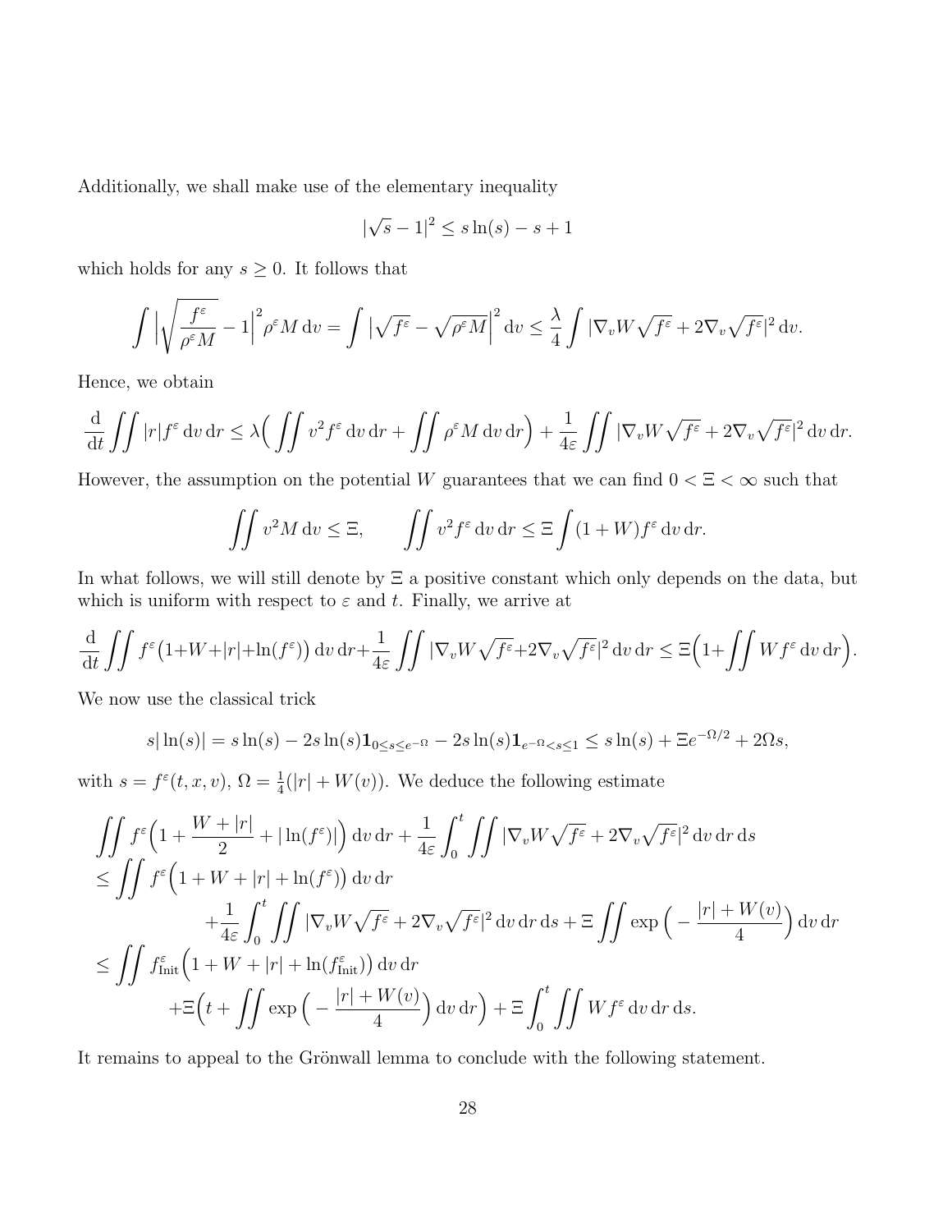Additionally, we shall make use of the elementary inequality

$$|\sqrt{s}-1|^2 \le s\ln(s) - s + 1$$

which holds for any $s \ge 0$. It follows that

$$\int \Big|\sqrt{\frac{f^\varepsilon}{\rho^\varepsilon M}} - 1\Big|^2 \rho^\varepsilon M \,\mathrm{d}v = \int \big|\sqrt{f^\varepsilon} - \sqrt{\rho^\varepsilon M}\big|^2 \,\mathrm{d}v \le \frac{\lambda}{4}\int |\nabla_v W\sqrt{f^\varepsilon} + 2\nabla_v\sqrt{f^\varepsilon}|^2 \,\mathrm{d}v.$$

Hence, we obtain

$$\frac{\mathrm{d}}{\mathrm{d}t}\iint |r| f^\varepsilon \,\mathrm{d}v\,\mathrm{d}r \le \lambda\Big(\iint v^2 f^\varepsilon \,\mathrm{d}v\,\mathrm{d}r + \iint \rho^\varepsilon M \,\mathrm{d}v\,\mathrm{d}r\Big) + \frac{1}{4\varepsilon}\iint |\nabla_v W\sqrt{f^\varepsilon} + 2\nabla_v\sqrt{f^\varepsilon}|^2 \,\mathrm{d}v\,\mathrm{d}r.$$

However, the assumption on the potential $W$ guarantees that we can find $0 < \Xi < \infty$ such that

$$\iint v^2 M \,\mathrm{d}v \le \Xi, \qquad \iint v^2 f^\varepsilon \,\mathrm{d}v\,\mathrm{d}r \le \Xi \int (1+W) f^\varepsilon \,\mathrm{d}v\,\mathrm{d}r.$$

In what follows, we will still denote by $\Xi$ a positive constant which only depends on the data, but which is uniform with respect to $\varepsilon$ and $t$. Finally, we arrive at

$$\frac{\mathrm{d}}{\mathrm{d}t}\iint f^\varepsilon\big(1+W+|r|+\ln(f^\varepsilon)\big) \,\mathrm{d}v\,\mathrm{d}r + \frac{1}{4\varepsilon}\iint |\nabla_v W\sqrt{f^\varepsilon}+2\nabla_v\sqrt{f^\varepsilon}|^2 \,\mathrm{d}v\,\mathrm{d}r \le \Xi\Big(1+\iint W f^\varepsilon \,\mathrm{d}v\,\mathrm{d}r\Big).$$

We now use the classical trick

$$s|\ln(s)| = s\ln(s) - 2s\ln(s)\mathbf{1}_{0\le s\le e^{-\Omega}} - 2s\ln(s)\mathbf{1}_{e^{-\Omega}<s\le 1} \le s\ln(s) + \Xi e^{-\Omega/2} + 2\Omega s,$$

with $s = f^\varepsilon(t,x,v)$, $\Omega = \frac{1}{4}(|r| + W(v))$. We deduce the following estimate

$$\begin{aligned}
&\iint f^\varepsilon\Big(1 + \frac{W+|r|}{2} + |\ln(f^\varepsilon)|\Big) \,\mathrm{d}v\,\mathrm{d}r + \frac{1}{4\varepsilon}\int_0^t \iint |\nabla_v W\sqrt{f^\varepsilon} + 2\nabla_v\sqrt{f^\varepsilon}|^2 \,\mathrm{d}v\,\mathrm{d}r\,\mathrm{d}s \\
&\le \iint f^\varepsilon\Big(1 + W + |r| + \ln(f^\varepsilon)\Big) \,\mathrm{d}v\,\mathrm{d}r \\
&\qquad + \frac{1}{4\varepsilon}\int_0^t \iint |\nabla_v W\sqrt{f^\varepsilon} + 2\nabla_v\sqrt{f^\varepsilon}|^2 \,\mathrm{d}v\,\mathrm{d}r\,\mathrm{d}s + \Xi\iint \exp\Big(-\frac{|r|+W(v)}{4}\Big) \,\mathrm{d}v\,\mathrm{d}r \\
&\le \iint f^\varepsilon_{\mathrm{Init}}\Big(1 + W + |r| + \ln(f^\varepsilon_{\mathrm{Init}})\Big) \,\mathrm{d}v\,\mathrm{d}r \\
&\qquad + \Xi\Big(t + \iint \exp\Big(-\frac{|r|+W(v)}{4}\Big) \,\mathrm{d}v\,\mathrm{d}r\Big) + \Xi\int_0^t \iint W f^\varepsilon \,\mathrm{d}v\,\mathrm{d}r\,\mathrm{d}s.
\end{aligned}$$

It remains to appeal to the Grönwall lemma to conclude with the following statement.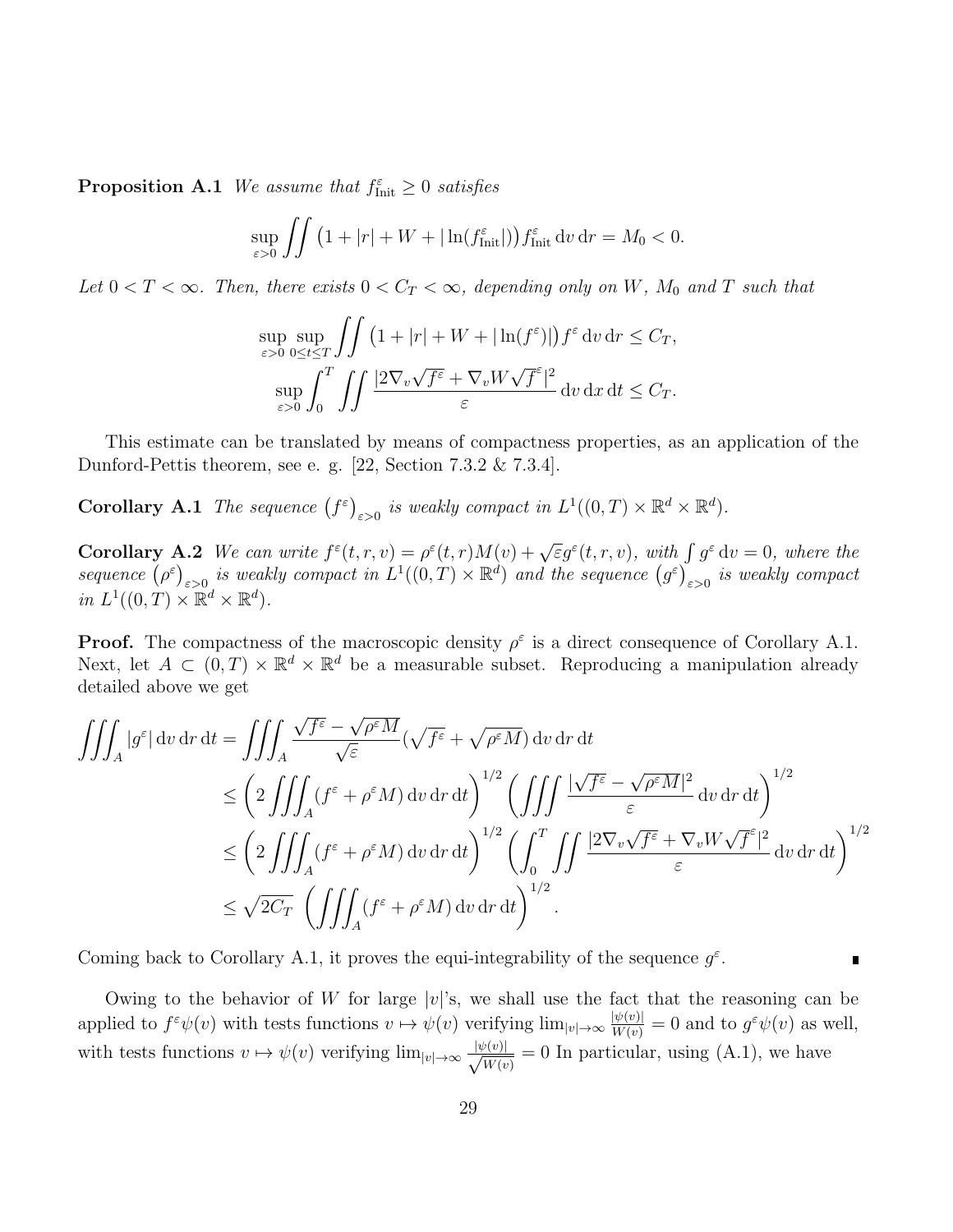**Proposition A.1** *We assume that $f^\varepsilon_{\rm Init} \geq 0$ satisfies*

$$\sup_{\varepsilon>0} \iint \big(1+|r|+W+|\ln(f^\varepsilon_{\rm Init}|)\big) f^\varepsilon_{\rm Init}\,\mathrm{d}v\,\mathrm{d}r = M_0 < 0.$$

*Let $0<T<\infty$. Then, there exists $0<C_T<\infty$, depending only on $W$, $M_0$ and $T$ such that*

$$\sup_{\varepsilon>0}\sup_{0\leq t\leq T} \iint \big(1+|r|+W+|\ln(f^\varepsilon)|\big) f^\varepsilon\,\mathrm{d}v\,\mathrm{d}r \leq C_T,$$

$$\sup_{\varepsilon>0}\int_0^T \iint \frac{|2\nabla_v\sqrt{f^\varepsilon}+\nabla_v W\sqrt{f^\varepsilon}|^2}{\varepsilon}\,\mathrm{d}v\,\mathrm{d}x\,\mathrm{d}t \leq C_T.$$

This estimate can be translated by means of compactness properties, as an application of the Dunford-Pettis theorem, see e. g. [22, Section 7.3.2 & 7.3.4].

**Corollary A.1** *The sequence $\big(f^\varepsilon\big)_{\varepsilon>0}$ is weakly compact in $L^1((0,T)\times\mathbb{R}^d\times\mathbb{R}^d)$.*

**Corollary A.2** *We can write $f^\varepsilon(t,r,v) = \rho^\varepsilon(t,r)M(v)+\sqrt{\varepsilon}g^\varepsilon(t,r,v)$, with $\int g^\varepsilon\,\mathrm{d}v = 0$, where the sequence $\big(\rho^\varepsilon\big)_{\varepsilon>0}$ is weakly compact in $L^1((0,T)\times\mathbb{R}^d)$ and the sequence $\big(g^\varepsilon\big)_{\varepsilon>0}$ is weakly compact in $L^1((0,T)\times\mathbb{R}^d\times\mathbb{R}^d)$.*

**Proof.** The compactness of the macroscopic density $\rho^\varepsilon$ is a direct consequence of Corollary A.1. Next, let $A\subset(0,T)\times\mathbb{R}^d\times\mathbb{R}^d$ be a measurable subset. Reproducing a manipulation already detailed above we get

$$\begin{aligned}
\iiint_A |g^\varepsilon|\,\mathrm{d}v\,\mathrm{d}r\,\mathrm{d}t &= \iiint_A \frac{\sqrt{f^\varepsilon}-\sqrt{\rho^\varepsilon M}}{\sqrt{\varepsilon}}(\sqrt{f^\varepsilon}+\sqrt{\rho^\varepsilon M})\,\mathrm{d}v\,\mathrm{d}r\,\mathrm{d}t\\
&\leq \left(2\iiint_A (f^\varepsilon+\rho^\varepsilon M)\,\mathrm{d}v\,\mathrm{d}r\,\mathrm{d}t\right)^{1/2}\left(\iiint \frac{|\sqrt{f^\varepsilon}-\sqrt{\rho^\varepsilon M}|^2}{\varepsilon}\,\mathrm{d}v\,\mathrm{d}r\,\mathrm{d}t\right)^{1/2}\\
&\leq \left(2\iiint_A (f^\varepsilon+\rho^\varepsilon M)\,\mathrm{d}v\,\mathrm{d}r\,\mathrm{d}t\right)^{1/2}\left(\int_0^T\iint \frac{|2\nabla_v\sqrt{f^\varepsilon}+\nabla_v W\sqrt{f^\varepsilon}|^2}{\varepsilon}\,\mathrm{d}v\,\mathrm{d}r\,\mathrm{d}t\right)^{1/2}\\
&\leq \sqrt{2C_T}\ \left(\iiint_A (f^\varepsilon+\rho^\varepsilon M)\,\mathrm{d}v\,\mathrm{d}r\,\mathrm{d}t\right)^{1/2}.
\end{aligned}$$

Coming back to Corollary A.1, it proves the equi-integrability of the sequence $g^\varepsilon$. ∎

Owing to the behavior of $W$ for large $|v|$'s, we shall use the fact that the reasoning can be applied to $f^\varepsilon\psi(v)$ with tests functions $v\mapsto\psi(v)$ verifying $\lim_{|v|\to\infty}\frac{|\psi(v)|}{W(v)}=0$ and to $g^\varepsilon\psi(v)$ as well, with tests functions $v\mapsto\psi(v)$ verifying $\lim_{|v|\to\infty}\frac{|\psi(v)|}{\sqrt{W(v)}}=0$ In particular, using (A.1), we have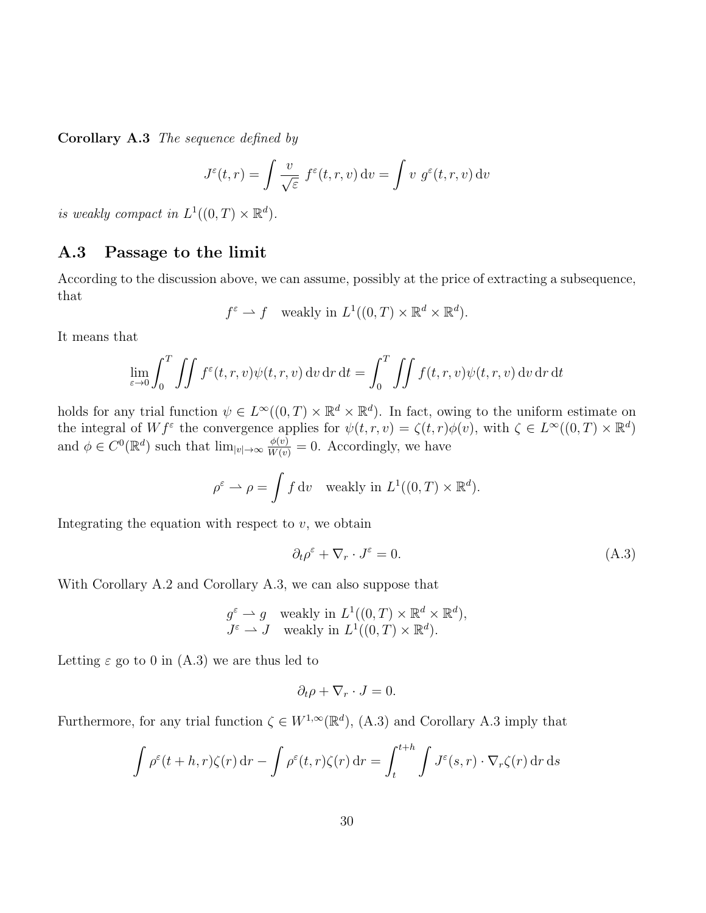**Corollary A.3** *The sequence defined by*

$$J^\varepsilon(t,r) = \int \frac{v}{\sqrt{\varepsilon}}\ f^\varepsilon(t,r,v)\,\mathrm{d}v = \int v\ g^\varepsilon(t,r,v)\,\mathrm{d}v$$

*is weakly compact in* $L^1((0,T)\times\mathbb{R}^d)$.

## A.3 Passage to the limit

According to the discussion above, we can assume, possibly at the price of extracting a subsequence, that

$$f^\varepsilon \rightharpoonup f \quad \text{weakly in } L^1((0,T)\times\mathbb{R}^d\times\mathbb{R}^d).$$

It means that

$$\lim_{\varepsilon\to 0}\int_0^T \iint f^\varepsilon(t,r,v)\psi(t,r,v)\,\mathrm{d}v\,\mathrm{d}r\,\mathrm{d}t = \int_0^T \iint f(t,r,v)\psi(t,r,v)\,\mathrm{d}v\,\mathrm{d}r\,\mathrm{d}t$$

holds for any trial function $\psi \in L^\infty((0,T)\times\mathbb{R}^d\times\mathbb{R}^d)$. In fact, owing to the uniform estimate on the integral of $Wf^\varepsilon$ the convergence applies for $\psi(t,r,v) = \zeta(t,r)\phi(v)$, with $\zeta \in L^\infty((0,T)\times\mathbb{R}^d)$ and $\phi \in C^0(\mathbb{R}^d)$ such that $\lim_{|v|\to\infty}\frac{\phi(v)}{W(v)} = 0$. Accordingly, we have

$$\rho^\varepsilon \rightharpoonup \rho = \int f\,\mathrm{d}v \quad \text{weakly in } L^1((0,T)\times\mathbb{R}^d).$$

Integrating the equation with respect to $v$, we obtain

$$\partial_t\rho^\varepsilon + \nabla_r\cdot J^\varepsilon = 0. \tag{A.3}$$

With Corollary A.2 and Corollary A.3, we can also suppose that

$$\begin{aligned} g^\varepsilon &\rightharpoonup g \quad \text{weakly in } L^1((0,T)\times\mathbb{R}^d\times\mathbb{R}^d),\\ J^\varepsilon &\rightharpoonup J \quad \text{weakly in } L^1((0,T)\times\mathbb{R}^d). \end{aligned}$$

Letting $\varepsilon$ go to 0 in (A.3) we are thus led to

$$\partial_t\rho + \nabla_r\cdot J = 0.$$

Furthermore, for any trial function $\zeta \in W^{1,\infty}(\mathbb{R}^d)$, (A.3) and Corollary A.3 imply that

$$\int \rho^\varepsilon(t+h,r)\zeta(r)\,\mathrm{d}r - \int \rho^\varepsilon(t,r)\zeta(r)\,\mathrm{d}r = \int_t^{t+h}\int J^\varepsilon(s,r)\cdot\nabla_r\zeta(r)\,\mathrm{d}r\,\mathrm{d}s$$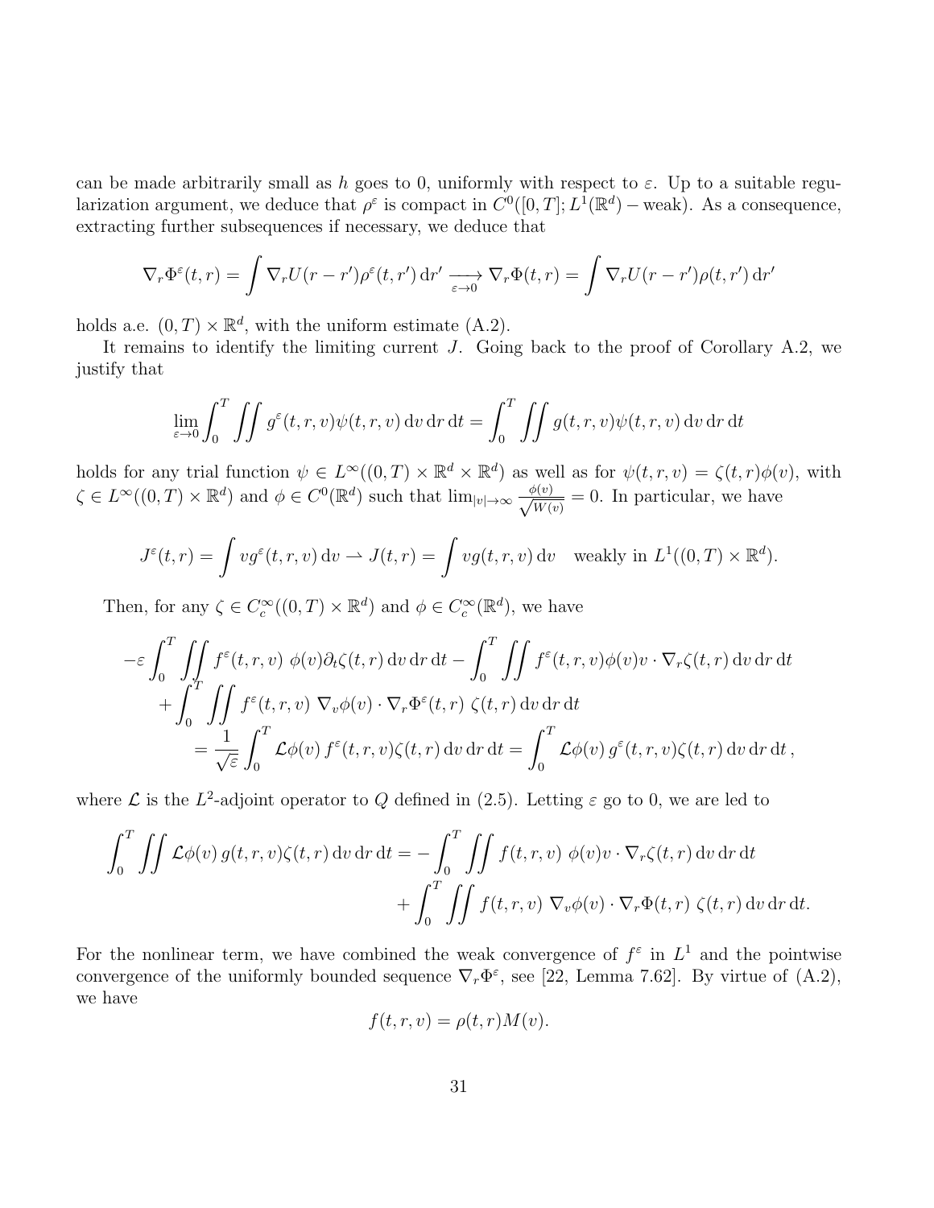can be made arbitrarily small as $h$ goes to 0, uniformly with respect to $\varepsilon$. Up to a suitable regularization argument, we deduce that $\rho^\varepsilon$ is compact in $C^0([0,T];L^1(\mathbb{R}^d)-\text{weak})$. As a consequence, extracting further subsequences if necessary, we deduce that

$$\nabla_r \Phi^\varepsilon(t,r) = \int \nabla_r U(r-r')\rho^\varepsilon(t,r')\,\mathrm{d}r' \xrightarrow[\varepsilon\to 0]{} \nabla_r \Phi(t,r) = \int \nabla_r U(r-r')\rho(t,r')\,\mathrm{d}r'$$

holds a.e. $(0,T)\times\mathbb{R}^d$, with the uniform estimate (A.2).

It remains to identify the limiting current $J$. Going back to the proof of Corollary A.2, we justify that

$$\lim_{\varepsilon\to 0}\int_0^T \iint g^\varepsilon(t,r,v)\psi(t,r,v)\,\mathrm{d}v\,\mathrm{d}r\,\mathrm{d}t = \int_0^T \iint g(t,r,v)\psi(t,r,v)\,\mathrm{d}v\,\mathrm{d}r\,\mathrm{d}t$$

holds for any trial function $\psi \in L^\infty((0,T)\times\mathbb{R}^d\times\mathbb{R}^d)$ as well as for $\psi(t,r,v) = \zeta(t,r)\phi(v)$, with $\zeta \in L^\infty((0,T)\times\mathbb{R}^d)$ and $\phi \in C^0(\mathbb{R}^d)$ such that $\lim_{|v|\to\infty}\frac{\phi(v)}{\sqrt{W(v)}} = 0$. In particular, we have

$$J^\varepsilon(t,r) = \int v g^\varepsilon(t,r,v)\,\mathrm{d}v \rightharpoonup J(t,r) = \int v g(t,r,v)\,\mathrm{d}v \quad \text{weakly in } L^1((0,T)\times\mathbb{R}^d).$$

Then, for any $\zeta \in C_c^\infty((0,T)\times\mathbb{R}^d)$ and $\phi \in C_c^\infty(\mathbb{R}^d)$, we have

$$\begin{aligned}
-\varepsilon\int_0^T \iint f^\varepsilon(t,r,v)\ \phi(v)\partial_t\zeta(t,r)\,\mathrm{d}v\,\mathrm{d}r\,\mathrm{d}t &- \int_0^T\iint f^\varepsilon(t,r,v)\phi(v)v\cdot\nabla_r\zeta(t,r)\,\mathrm{d}v\,\mathrm{d}r\,\mathrm{d}t \\
+\int_0^T\iint f^\varepsilon(t,r,v)\ \nabla_v\phi(v)\cdot\nabla_r\Phi^\varepsilon(t,r)\ \zeta(t,r)\,\mathrm{d}v\,\mathrm{d}r\,\mathrm{d}t& \\
= \frac{1}{\sqrt{\varepsilon}}\int_0^T \mathcal{L}\phi(v)\,f^\varepsilon(t,r,v)\zeta(t,r)\,\mathrm{d}v\,\mathrm{d}r\,\mathrm{d}t &= \int_0^T \mathcal{L}\phi(v)\,g^\varepsilon(t,r,v)\zeta(t,r)\,\mathrm{d}v\,\mathrm{d}r\,\mathrm{d}t\,,
\end{aligned}$$

where $\mathcal{L}$ is the $L^2$-adjoint operator to $Q$ defined in (2.5). Letting $\varepsilon$ go to 0, we are led to

$$\begin{aligned}
\int_0^T\iint \mathcal{L}\phi(v)\,g(t,r,v)\zeta(t,r)\,\mathrm{d}v\,\mathrm{d}r\,\mathrm{d}t = &-\int_0^T\iint f(t,r,v)\ \phi(v)v\cdot\nabla_r\zeta(t,r)\,\mathrm{d}v\,\mathrm{d}r\,\mathrm{d}t \\
&+\int_0^T\iint f(t,r,v)\ \nabla_v\phi(v)\cdot\nabla_r\Phi(t,r)\ \zeta(t,r)\,\mathrm{d}v\,\mathrm{d}r\,\mathrm{d}t.
\end{aligned}$$

For the nonlinear term, we have combined the weak convergence of $f^\varepsilon$ in $L^1$ and the pointwise convergence of the uniformly bounded sequence $\nabla_r\Phi^\varepsilon$, see [22, Lemma 7.62]. By virtue of (A.2), we have

$$f(t,r,v) = \rho(t,r)M(v).$$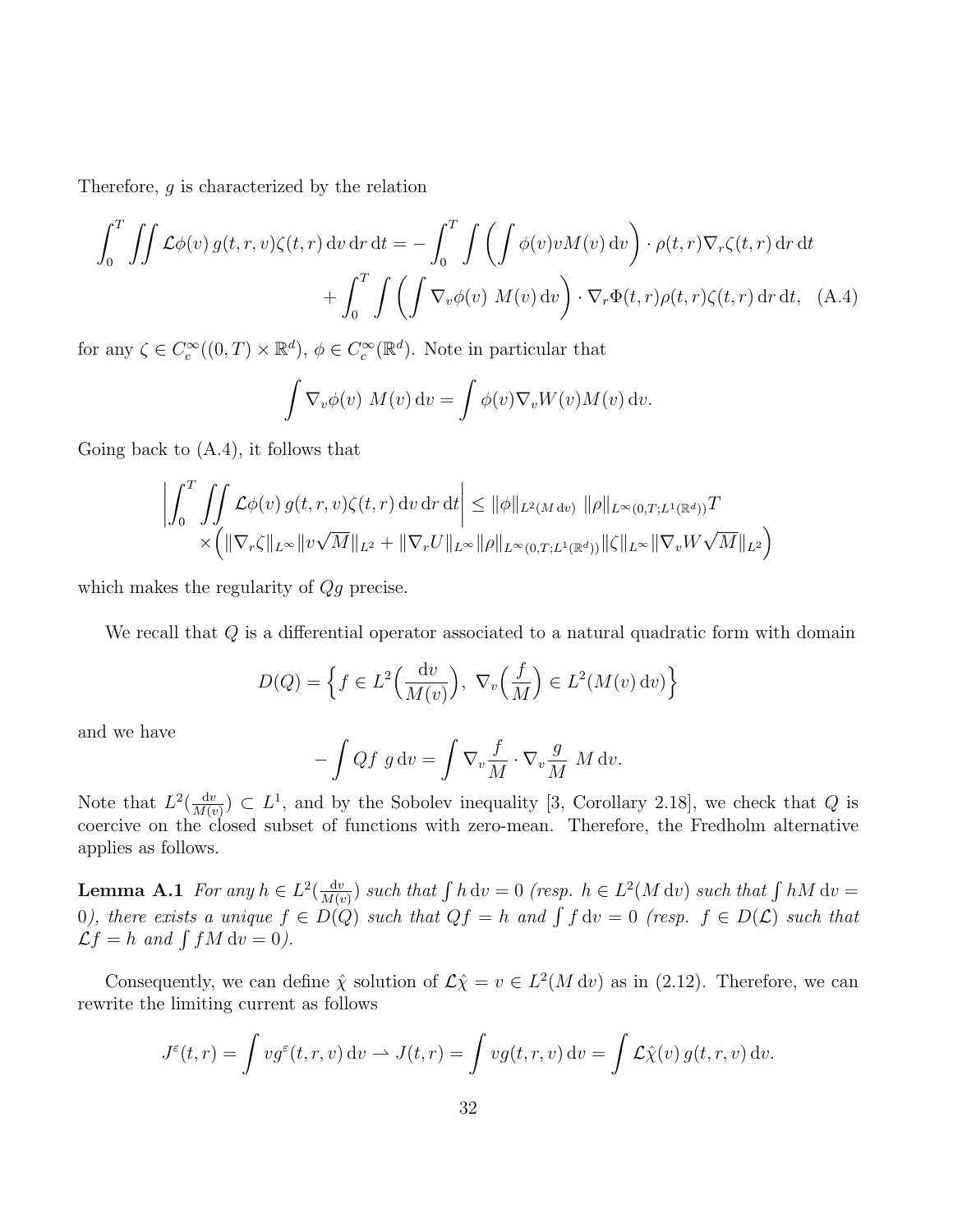Therefore, $g$ is characterized by the relation

$$
\begin{aligned}
\int_0^T \iint \mathcal{L}\phi(v)\, g(t,r,v)\zeta(t,r)\,\mathrm{d}v\,\mathrm{d}r\,\mathrm{d}t = &-\int_0^T \int \left(\int \phi(v) v M(v)\,\mathrm{d}v\right)\cdot \rho(t,r)\nabla_r\zeta(t,r)\,\mathrm{d}r\,\mathrm{d}t \\
&+ \int_0^T \int \left(\int \nabla_v\phi(v)\ M(v)\,\mathrm{d}v\right)\cdot \nabla_r\Phi(t,r)\rho(t,r)\zeta(t,r)\,\mathrm{d}r\,\mathrm{d}t, \quad \text{(A.4)}
\end{aligned}
$$

for any $\zeta \in C_c^\infty((0,T)\times\mathbb{R}^d)$, $\phi \in C_c^\infty(\mathbb{R}^d)$. Note in particular that

$$
\int \nabla_v\phi(v)\ M(v)\,\mathrm{d}v = \int \phi(v)\nabla_v W(v) M(v)\,\mathrm{d}v.
$$

Going back to (A.4), it follows that

$$
\begin{aligned}
\left|\int_0^T \iint \mathcal{L}\phi(v)\, g(t,r,v)\zeta(t,r)\,\mathrm{d}v\,\mathrm{d}r\,\mathrm{d}t\right| &\leq \|\phi\|_{L^2(M\,\mathrm{d}v)}\ \|\rho\|_{L^\infty(0,T;L^1(\mathbb{R}^d))}T \\
&\times\Big(\|\nabla_r\zeta\|_{L^\infty}\|v\sqrt{M}\|_{L^2} + \|\nabla_r U\|_{L^\infty}\|\rho\|_{L^\infty(0,T;L^1(\mathbb{R}^d))}\|\zeta\|_{L^\infty}\|\nabla_v W\sqrt{M}\|_{L^2}\Big)
\end{aligned}
$$

which makes the regularity of $Qg$ precise.

We recall that $Q$ is a differential operator associated to a natural quadratic form with domain

$$
D(Q) = \Big\{ f \in L^2\Big(\frac{\mathrm{d}v}{M(v)}\Big),\ \nabla_v\Big(\frac{f}{M}\Big) \in L^2(M(v)\,\mathrm{d}v)\Big\}
$$

and we have

$$
-\int Qf\ g\,\mathrm{d}v = \int \nabla_v\frac{f}{M}\cdot\nabla_v\frac{g}{M}\ M\,\mathrm{d}v.
$$

Note that $L^2(\frac{\mathrm{d}v}{M(v)}) \subset L^1$, and by the Sobolev inequality [3, Corollary 2.18], we check that $Q$ is coercive on the closed subset of functions with zero-mean. Therefore, the Fredholm alternative applies as follows.

**Lemma A.1** *For any $h \in L^2(\frac{\mathrm{d}v}{M(v)})$ such that $\int h\,\mathrm{d}v = 0$ (resp. $h \in L^2(M\,\mathrm{d}v)$ such that $\int hM\,\mathrm{d}v = 0$), there exists a unique $f \in D(Q)$ such that $Qf = h$ and $\int f\,\mathrm{d}v = 0$ (resp. $f \in D(\mathcal{L})$ such that $\mathcal{L}f = h$ and $\int fM\,\mathrm{d}v = 0$).*

Consequently, we can define $\hat{\chi}$ solution of $\mathcal{L}\hat{\chi} = v \in L^2(M\,\mathrm{d}v)$ as in (2.12). Therefore, we can rewrite the limiting current as follows

$$
J^\varepsilon(t,r) = \int v g^\varepsilon(t,r,v)\,\mathrm{d}v \rightharpoonup J(t,r) = \int v g(t,r,v)\,\mathrm{d}v = \int \mathcal{L}\hat{\chi}(v)\, g(t,r,v)\,\mathrm{d}v.
$$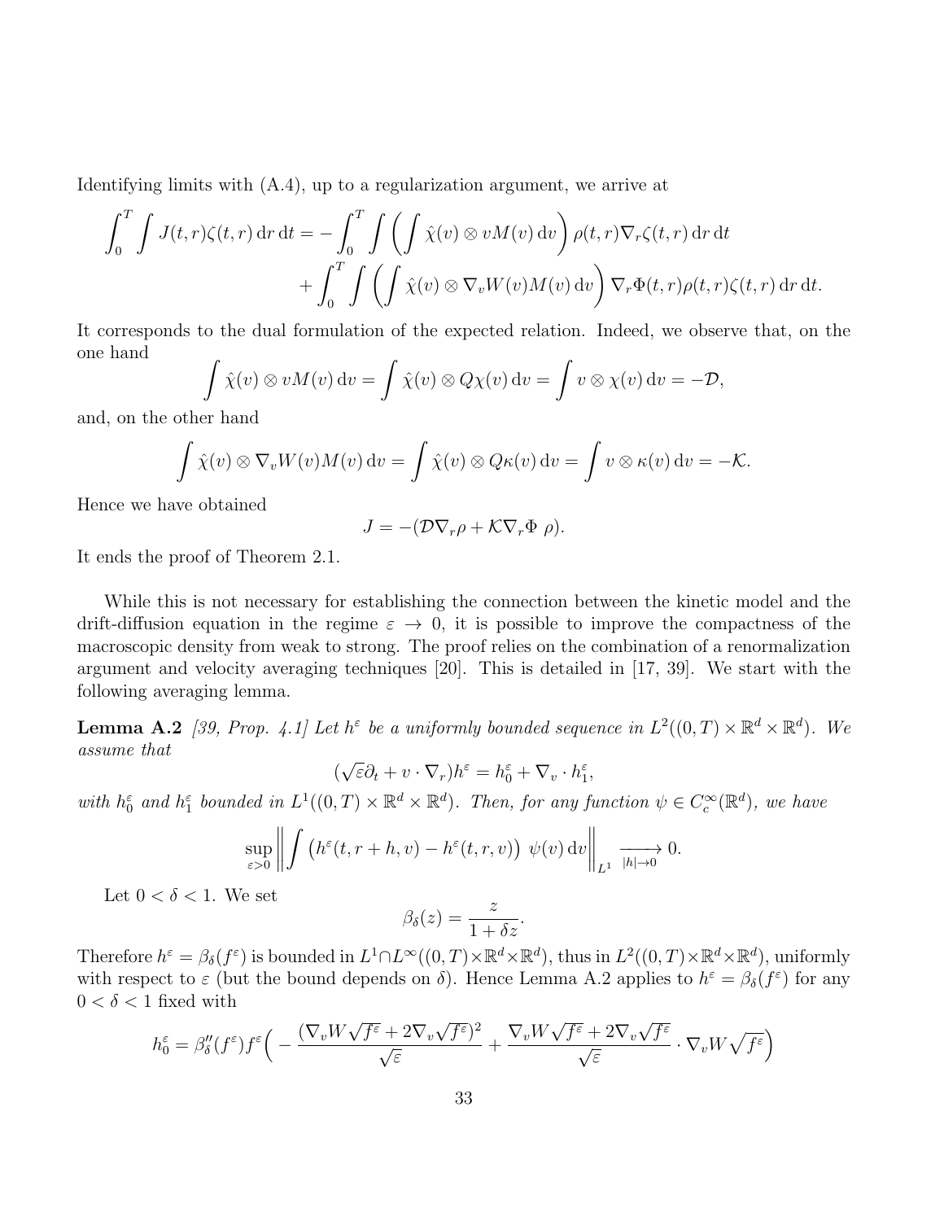Identifying limits with (A.4), up to a regularization argument, we arrive at

$$\int_0^T \int J(t,r)\zeta(t,r)\,\mathrm{d}r\,\mathrm{d}t = -\int_0^T \int \left(\int \hat{\chi}(v)\otimes vM(v)\,\mathrm{d}v\right)\rho(t,r)\nabla_r\zeta(t,r)\,\mathrm{d}r\,\mathrm{d}t$$
$$+\int_0^T \int \left(\int \hat{\chi}(v)\otimes \nabla_v W(v)M(v)\,\mathrm{d}v\right)\nabla_r\Phi(t,r)\rho(t,r)\zeta(t,r)\,\mathrm{d}r\,\mathrm{d}t.$$

It corresponds to the dual formulation of the expected relation. Indeed, we observe that, on the one hand

$$\int \hat{\chi}(v)\otimes vM(v)\,\mathrm{d}v = \int \hat{\chi}(v)\otimes Q\chi(v)\,\mathrm{d}v = \int v\otimes \chi(v)\,\mathrm{d}v = -\mathcal{D},$$

and, on the other hand

$$\int \hat{\chi}(v)\otimes \nabla_v W(v)M(v)\,\mathrm{d}v = \int \hat{\chi}(v)\otimes Q\kappa(v)\,\mathrm{d}v = \int v\otimes \kappa(v)\,\mathrm{d}v = -\mathcal{K}.$$

Hence we have obtained

$$J = -(\mathcal{D}\nabla_r\rho + \mathcal{K}\nabla_r\Phi\ \rho).$$

It ends the proof of Theorem 2.1.

While this is not necessary for establishing the connection between the kinetic model and the drift-diffusion equation in the regime $\varepsilon \to 0$, it is possible to improve the compactness of the macroscopic density from weak to strong. The proof relies on the combination of a renormalization argument and velocity averaging techniques [20]. This is detailed in [17, 39]. We start with the following averaging lemma.

**Lemma A.2** *[39, Prop. 4.1] Let $h^\varepsilon$ be a uniformly bounded sequence in $L^2((0,T)\times\mathbb{R}^d\times\mathbb{R}^d)$. We assume that*

$$(\sqrt{\varepsilon}\partial_t + v\cdot\nabla_r)h^\varepsilon = h_0^\varepsilon + \nabla_v\cdot h_1^\varepsilon,$$

*with $h_0^\varepsilon$ and $h_1^\varepsilon$ bounded in $L^1((0,T)\times\mathbb{R}^d\times\mathbb{R}^d)$. Then, for any function $\psi \in C_c^\infty(\mathbb{R}^d)$, we have*

$$\sup_{\varepsilon>0}\left\| \int \big(h^\varepsilon(t,r+h,v) - h^\varepsilon(t,r,v)\big)\ \psi(v)\,\mathrm{d}v\right\|_{L^1} \xrightarrow[|h|\to 0]{} 0.$$

Let $0<\delta<1$. We set

$$\beta_\delta(z) = \frac{z}{1+\delta z}.$$

Therefore $h^\varepsilon = \beta_\delta(f^\varepsilon)$ is bounded in $L^1\cap L^\infty((0,T)\times\mathbb{R}^d\times\mathbb{R}^d)$, thus in $L^2((0,T)\times\mathbb{R}^d\times\mathbb{R}^d)$, uniformly with respect to $\varepsilon$ (but the bound depends on $\delta$). Hence Lemma A.2 applies to $h^\varepsilon = \beta_\delta(f^\varepsilon)$ for any $0<\delta<1$ fixed with

$$h_0^\varepsilon = \beta_\delta''(f^\varepsilon)f^\varepsilon\Big( -\frac{(\nabla_v W\sqrt{f^\varepsilon} + 2\nabla_v\sqrt{f^\varepsilon})^2}{\sqrt{\varepsilon}} + \frac{\nabla_v W\sqrt{f^\varepsilon} + 2\nabla_v\sqrt{f^\varepsilon}}{\sqrt{\varepsilon}}\cdot\nabla_v W\sqrt{f^\varepsilon}\Big)$$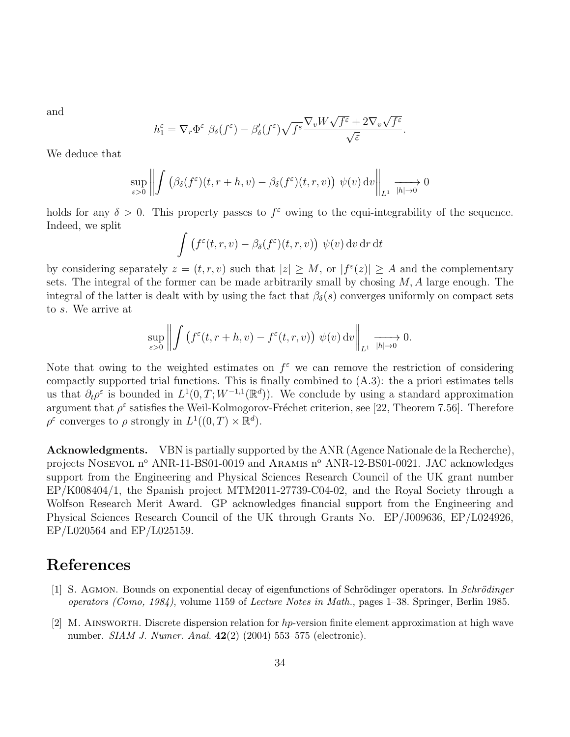and

$$
h_1^\varepsilon = \nabla_r \Phi^\varepsilon \ \beta_\delta(f^\varepsilon) - \beta_\delta'(f^\varepsilon)\sqrt{f^\varepsilon}\,\frac{\nabla_v W \sqrt{f^\varepsilon} + 2\nabla_v \sqrt{f^\varepsilon}}{\sqrt{\varepsilon}}.
$$

We deduce that

$$
\sup_{\varepsilon>0} \left\| \int \big(\beta_\delta(f^\varepsilon)(t, r+h, v) - \beta_\delta(f^\varepsilon)(t,r,v)\big)\ \psi(v)\,\mathrm{d}v \right\|_{L^1} \xrightarrow[|h|\to 0]{} 0
$$

holds for any $\delta > 0$. This property passes to $f^\varepsilon$ owing to the equi-integrability of the sequence. Indeed, we split

$$
\int \big(f^\varepsilon(t,r,v) - \beta_\delta(f^\varepsilon)(t,r,v)\big)\ \psi(v)\,\mathrm{d}v\,\mathrm{d}r\,\mathrm{d}t
$$

by considering separately $z = (t, r, v)$ such that $|z| \geq M$, or $|f^\varepsilon(z)| \geq A$ and the complementary sets. The integral of the former can be made arbitrarily small by chosing $M, A$ large enough. The integral of the latter is dealt with by using the fact that $\beta_\delta(s)$ converges uniformly on compact sets to $s$. We arrive at

$$
\sup_{\varepsilon>0} \left\| \int \big(f^\varepsilon(t, r+h, v) - f^\varepsilon(t,r,v)\big)\ \psi(v)\,\mathrm{d}v \right\|_{L^1} \xrightarrow[|h|\to 0]{} 0.
$$

Note that owing to the weighted estimates on $f^\varepsilon$ we can remove the restriction of considering compactly supported trial functions. This is finally combined to (A.3): the a priori estimates tells us that $\partial_t \rho^\varepsilon$ is bounded in $L^1(0,T; W^{-1,1}(\mathbb{R}^d))$. We conclude by using a standard approximation argument that $\rho^\varepsilon$ satisfies the Weil-Kolmogorov-Fréchet criterion, see [22, Theorem 7.56]. Therefore $\rho^\varepsilon$ converges to $\rho$ strongly in $L^1((0,T) \times \mathbb{R}^d)$.

**Acknowledgments.** VBN is partially supported by the ANR (Agence Nationale de la Recherche), projects Nosevol n$^o$ ANR-11-BS01-0019 and Aramis n$^o$ ANR-12-BS01-0021. JAC acknowledges support from the Engineering and Physical Sciences Research Council of the UK grant number EP/K008404/1, the Spanish project MTM2011-27739-C04-02, and the Royal Society through a Wolfson Research Merit Award. GP acknowledges financial support from the Engineering and Physical Sciences Research Council of the UK through Grants No. EP/J009636, EP/L024926, EP/L020564 and EP/L025159.

# References

[1] S. Agmon. Bounds on exponential decay of eigenfunctions of Schrödinger operators. In *Schrödinger operators (Como, 1984)*, volume 1159 of *Lecture Notes in Math.*, pages 1–38. Springer, Berlin 1985.

[2] M. Ainsworth. Discrete dispersion relation for *hp*-version finite element approximation at high wave number. *SIAM J. Numer. Anal.* **42**(2) (2004) 553–575 (electronic).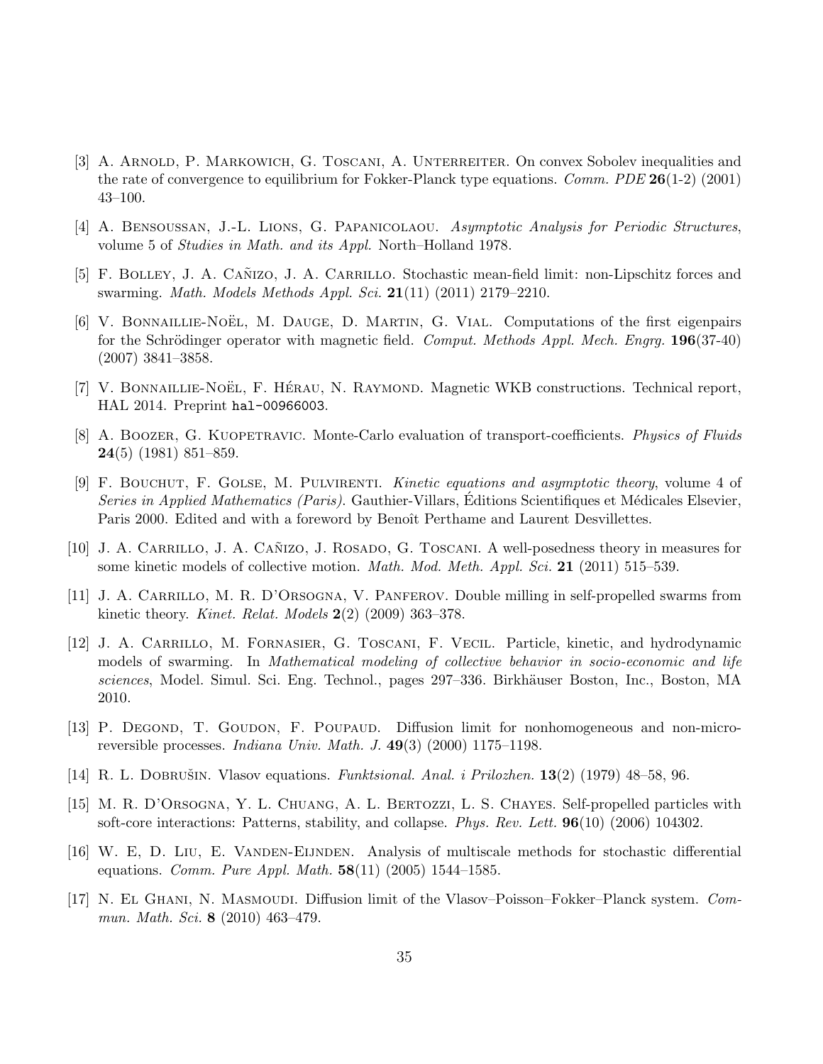[3] A. Arnold, P. Markowich, G. Toscani, A. Unterreiter. On convex Sobolev inequalities and the rate of convergence to equilibrium for Fokker-Planck type equations. *Comm. PDE* **26**(1-2) (2001) 43–100.

[4] A. Bensoussan, J.-L. Lions, G. Papanicolaou. *Asymptotic Analysis for Periodic Structures*, volume 5 of *Studies in Math. and its Appl.* North–Holland 1978.

[5] F. Bolley, J. A. Cañizo, J. A. Carrillo. Stochastic mean-field limit: non-Lipschitz forces and swarming. *Math. Models Methods Appl. Sci.* **21**(11) (2011) 2179–2210.

[6] V. Bonnaillie-Noël, M. Dauge, D. Martin, G. Vial. Computations of the first eigenpairs for the Schrödinger operator with magnetic field. *Comput. Methods Appl. Mech. Engrg.* **196**(37-40) (2007) 3841–3858.

[7] V. Bonnaillie-Noël, F. Hérau, N. Raymond. Magnetic WKB constructions. Technical report, HAL 2014. Preprint hal-00966003.

[8] A. Boozer, G. Kuopetravic. Monte-Carlo evaluation of transport-coefficients. *Physics of Fluids* **24**(5) (1981) 851–859.

[9] F. Bouchut, F. Golse, M. Pulvirenti. *Kinetic equations and asymptotic theory*, volume 4 of *Series in Applied Mathematics (Paris)*. Gauthier-Villars, Éditions Scientifiques et Médicales Elsevier, Paris 2000. Edited and with a foreword by Benoît Perthame and Laurent Desvillettes.

[10] J. A. Carrillo, J. A. Cañizo, J. Rosado, G. Toscani. A well-posedness theory in measures for some kinetic models of collective motion. *Math. Mod. Meth. Appl. Sci.* **21** (2011) 515–539.

[11] J. A. Carrillo, M. R. D'Orsogna, V. Panferov. Double milling in self-propelled swarms from kinetic theory. *Kinet. Relat. Models* **2**(2) (2009) 363–378.

[12] J. A. Carrillo, M. Fornasier, G. Toscani, F. Vecil. Particle, kinetic, and hydrodynamic models of swarming. In *Mathematical modeling of collective behavior in socio-economic and life sciences*, Model. Simul. Sci. Eng. Technol., pages 297–336. Birkhäuser Boston, Inc., Boston, MA 2010.

[13] P. Degond, T. Goudon, F. Poupaud. Diffusion limit for nonhomogeneous and non-micro-reversible processes. *Indiana Univ. Math. J.* **49**(3) (2000) 1175–1198.

[14] R. L. Dobrušin. Vlasov equations. *Funktsional. Anal. i Prilozhen.* **13**(2) (1979) 48–58, 96.

[15] M. R. D'Orsogna, Y. L. Chuang, A. L. Bertozzi, L. S. Chayes. Self-propelled particles with soft-core interactions: Patterns, stability, and collapse. *Phys. Rev. Lett.* **96**(10) (2006) 104302.

[16] W. E, D. Liu, E. Vanden-Eijnden. Analysis of multiscale methods for stochastic differential equations. *Comm. Pure Appl. Math.* **58**(11) (2005) 1544–1585.

[17] N. El Ghani, N. Masmoudi. Diffusion limit of the Vlasov–Poisson–Fokker–Planck system. *Commun. Math. Sci.* **8** (2010) 463–479.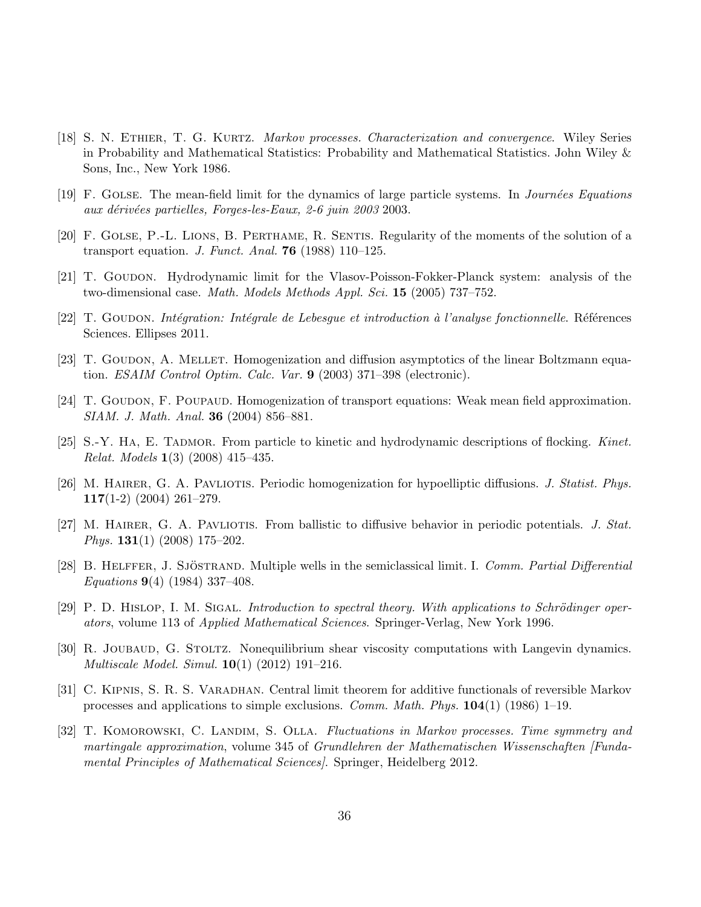[18] S. N. Ethier, T. G. Kurtz. *Markov processes. Characterization and convergence*. Wiley Series in Probability and Mathematical Statistics: Probability and Mathematical Statistics. John Wiley & Sons, Inc., New York 1986.

[19] F. Golse. The mean-field limit for the dynamics of large particle systems. In *Journées Equations aux dérivées partielles, Forges-les-Eaux, 2-6 juin 2003* 2003.

[20] F. Golse, P.-L. Lions, B. Perthame, R. Sentis. Regularity of the moments of the solution of a transport equation. *J. Funct. Anal.* **76** (1988) 110–125.

[21] T. Goudon. Hydrodynamic limit for the Vlasov-Poisson-Fokker-Planck system: analysis of the two-dimensional case. *Math. Models Methods Appl. Sci.* **15** (2005) 737–752.

[22] T. Goudon. *Intégration: Intégrale de Lebesgue et introduction à l'analyse fonctionnelle*. Références Sciences. Ellipses 2011.

[23] T. Goudon, A. Mellet. Homogenization and diffusion asymptotics of the linear Boltzmann equation. *ESAIM Control Optim. Calc. Var.* **9** (2003) 371–398 (electronic).

[24] T. Goudon, F. Poupaud. Homogenization of transport equations: Weak mean field approximation. *SIAM. J. Math. Anal.* **36** (2004) 856–881.

[25] S.-Y. Ha, E. Tadmor. From particle to kinetic and hydrodynamic descriptions of flocking. *Kinet. Relat. Models* **1**(3) (2008) 415–435.

[26] M. Hairer, G. A. Pavliotis. Periodic homogenization for hypoelliptic diffusions. *J. Statist. Phys.* **117**(1-2) (2004) 261–279.

[27] M. Hairer, G. A. Pavliotis. From ballistic to diffusive behavior in periodic potentials. *J. Stat. Phys.* **131**(1) (2008) 175–202.

[28] B. Helffer, J. Sjöstrand. Multiple wells in the semiclassical limit. I. *Comm. Partial Differential Equations* **9**(4) (1984) 337–408.

[29] P. D. Hislop, I. M. Sigal. *Introduction to spectral theory. With applications to Schrödinger operators*, volume 113 of *Applied Mathematical Sciences*. Springer-Verlag, New York 1996.

[30] R. Joubaud, G. Stoltz. Nonequilibrium shear viscosity computations with Langevin dynamics. *Multiscale Model. Simul.* **10**(1) (2012) 191–216.

[31] C. Kipnis, S. R. S. Varadhan. Central limit theorem for additive functionals of reversible Markov processes and applications to simple exclusions. *Comm. Math. Phys.* **104**(1) (1986) 1–19.

[32] T. Komorowski, C. Landim, S. Olla. *Fluctuations in Markov processes. Time symmetry and martingale approximation*, volume 345 of *Grundlehren der Mathematischen Wissenschaften [Fundamental Principles of Mathematical Sciences]*. Springer, Heidelberg 2012.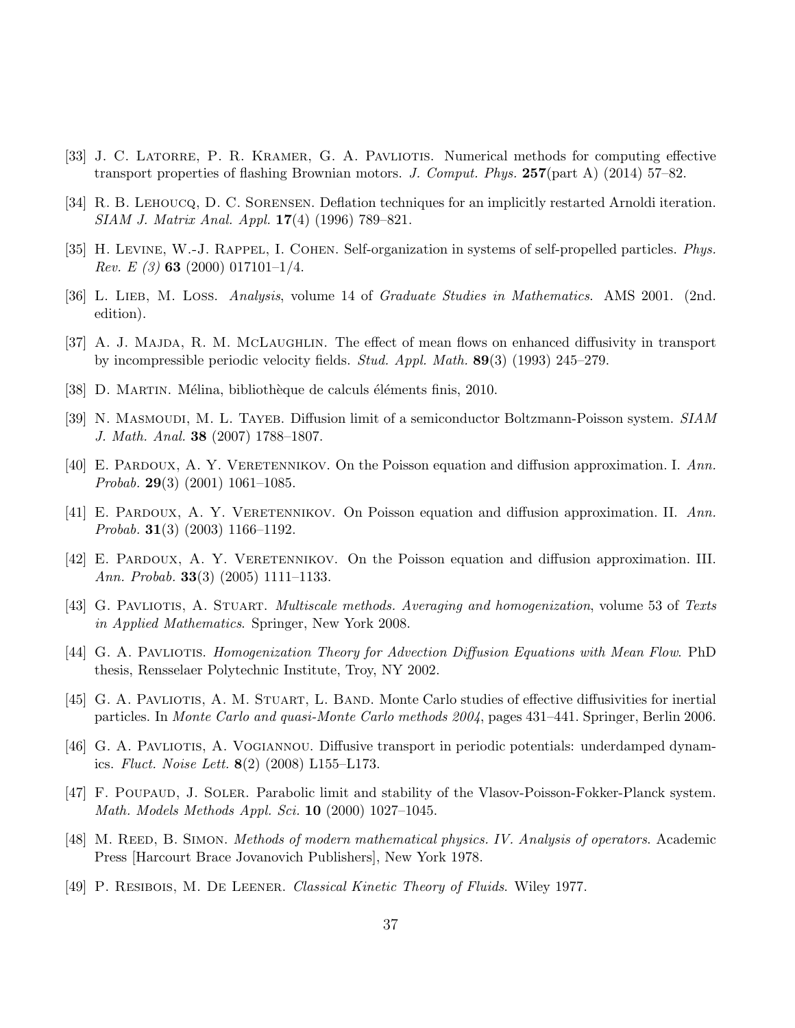[33] J. C. Latorre, P. R. Kramer, G. A. Pavliotis. Numerical methods for computing effective transport properties of flashing Brownian motors. *J. Comput. Phys.* **257**(part A) (2014) 57–82.

[34] R. B. Lehoucq, D. C. Sorensen. Deflation techniques for an implicitly restarted Arnoldi iteration. *SIAM J. Matrix Anal. Appl.* **17**(4) (1996) 789–821.

[35] H. Levine, W.-J. Rappel, I. Cohen. Self-organization in systems of self-propelled particles. *Phys. Rev. E (3)* **63** (2000) 017101–1/4.

[36] L. Lieb, M. Loss. *Analysis*, volume 14 of *Graduate Studies in Mathematics*. AMS 2001. (2nd. edition).

[37] A. J. Majda, R. M. McLaughlin. The effect of mean flows on enhanced diffusivity in transport by incompressible periodic velocity fields. *Stud. Appl. Math.* **89**(3) (1993) 245–279.

[38] D. Martin. Mélina, bibliothèque de calculs éléments finis, 2010.

[39] N. Masmoudi, M. L. Tayeb. Diffusion limit of a semiconductor Boltzmann-Poisson system. *SIAM J. Math. Anal.* **38** (2007) 1788–1807.

[40] E. Pardoux, A. Y. Veretennikov. On the Poisson equation and diffusion approximation. I. *Ann. Probab.* **29**(3) (2001) 1061–1085.

[41] E. Pardoux, A. Y. Veretennikov. On Poisson equation and diffusion approximation. II. *Ann. Probab.* **31**(3) (2003) 1166–1192.

[42] E. Pardoux, A. Y. Veretennikov. On the Poisson equation and diffusion approximation. III. *Ann. Probab.* **33**(3) (2005) 1111–1133.

[43] G. Pavliotis, A. Stuart. *Multiscale methods. Averaging and homogenization*, volume 53 of *Texts in Applied Mathematics*. Springer, New York 2008.

[44] G. A. Pavliotis. *Homogenization Theory for Advection Diffusion Equations with Mean Flow*. PhD thesis, Rensselaer Polytechnic Institute, Troy, NY 2002.

[45] G. A. Pavliotis, A. M. Stuart, L. Band. Monte Carlo studies of effective diffusivities for inertial particles. In *Monte Carlo and quasi-Monte Carlo methods 2004*, pages 431–441. Springer, Berlin 2006.

[46] G. A. Pavliotis, A. Vogiannou. Diffusive transport in periodic potentials: underdamped dynamics. *Fluct. Noise Lett.* **8**(2) (2008) L155–L173.

[47] F. Poupaud, J. Soler. Parabolic limit and stability of the Vlasov-Poisson-Fokker-Planck system. *Math. Models Methods Appl. Sci.* **10** (2000) 1027–1045.

[48] M. Reed, B. Simon. *Methods of modern mathematical physics. IV. Analysis of operators*. Academic Press [Harcourt Brace Jovanovich Publishers], New York 1978.

[49] P. Resibois, M. De Leener. *Classical Kinetic Theory of Fluids*. Wiley 1977.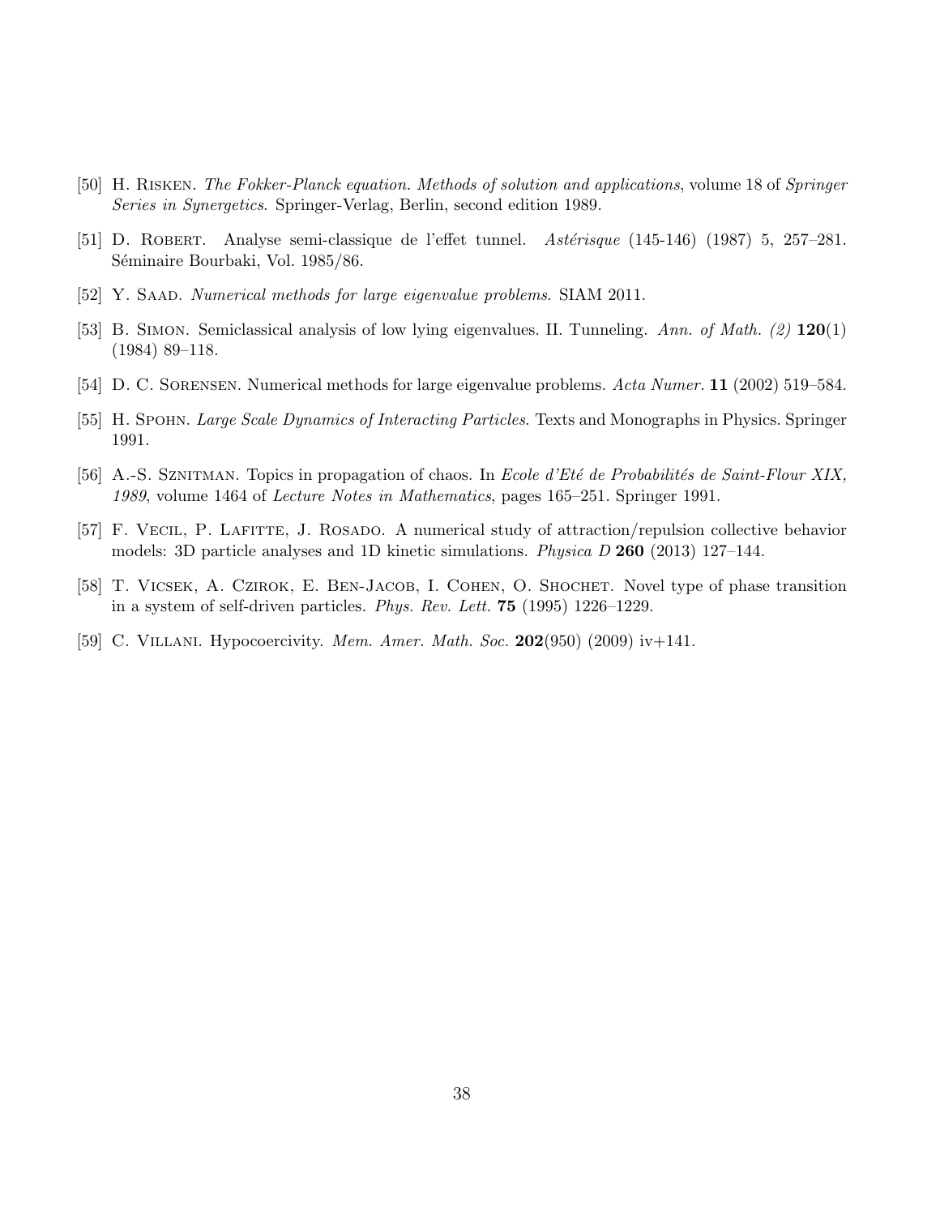[50] H. Risken. *The Fokker-Planck equation. Methods of solution and applications*, volume 18 of *Springer Series in Synergetics*. Springer-Verlag, Berlin, second edition 1989.

[51] D. Robert. Analyse semi-classique de l'effet tunnel. *Astérisque* (145-146) (1987) 5, 257–281. Séminaire Bourbaki, Vol. 1985/86.

[52] Y. Saad. *Numerical methods for large eigenvalue problems*. SIAM 2011.

[53] B. Simon. Semiclassical analysis of low lying eigenvalues. II. Tunneling. *Ann. of Math. (2)* **120**(1) (1984) 89–118.

[54] D. C. Sorensen. Numerical methods for large eigenvalue problems. *Acta Numer.* **11** (2002) 519–584.

[55] H. Spohn. *Large Scale Dynamics of Interacting Particles*. Texts and Monographs in Physics. Springer 1991.

[56] A.-S. Sznitman. Topics in propagation of chaos. In *Ecole d'Eté de Probabilités de Saint-Flour XIX, 1989*, volume 1464 of *Lecture Notes in Mathematics*, pages 165–251. Springer 1991.

[57] F. Vecil, P. Lafitte, J. Rosado. A numerical study of attraction/repulsion collective behavior models: 3D particle analyses and 1D kinetic simulations. *Physica D* **260** (2013) 127–144.

[58] T. Vicsek, A. Czirok, E. Ben-Jacob, I. Cohen, O. Shochet. Novel type of phase transition in a system of self-driven particles. *Phys. Rev. Lett.* **75** (1995) 1226–1229.

[59] C. Villani. Hypocoercivity. *Mem. Amer. Math. Soc.* **202**(950) (2009) iv+141.